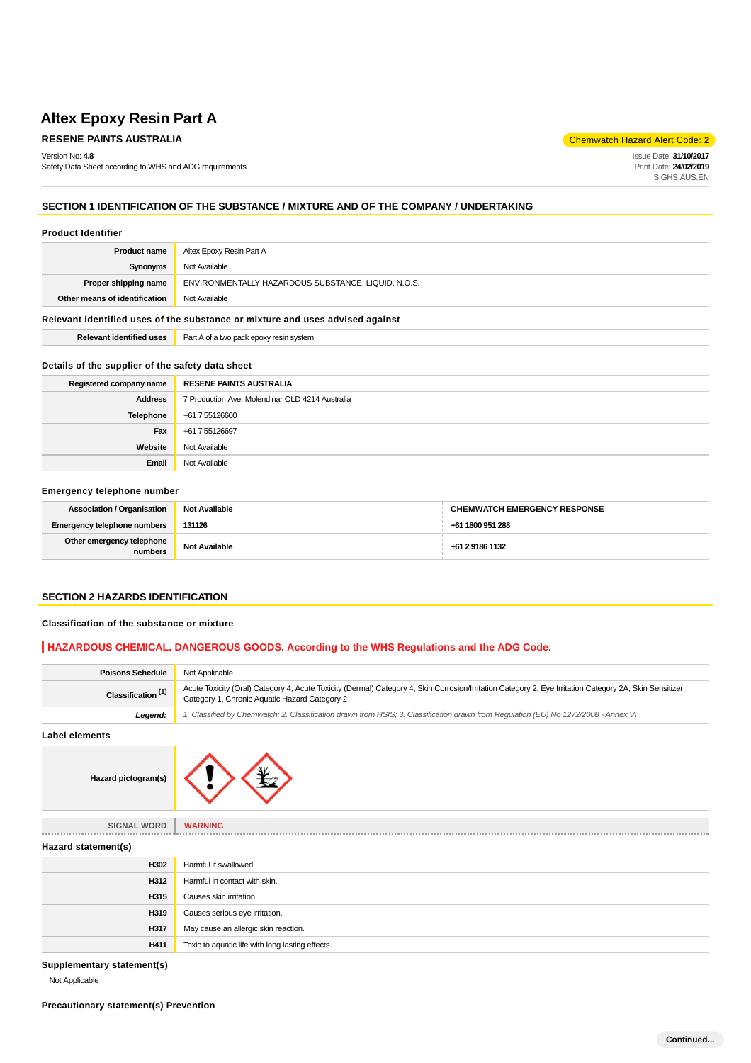# Altex Epoxy Resin Part A

**RESENE PAINTS AUSTRALIA**

Chemwatch Hazard Alert Code: **2**

Version No: **4.8**
Safety Data Sheet according to WHS and ADG requirements

Issue Date: **31/10/2017**
Print Date: **24/02/2019**
S.GHS.AUS.EN

## SECTION 1 IDENTIFICATION OF THE SUBSTANCE / MIXTURE AND OF THE COMPANY / UNDERTAKING

### Product Identifier

| | |
|---|---|
| **Product name** | Altex Epoxy Resin Part A |
| **Synonyms** | Not Available |
| **Proper shipping name** | ENVIRONMENTALLY HAZARDOUS SUBSTANCE, LIQUID, N.O.S. |
| **Other means of identification** | Not Available |

### Relevant identified uses of the substance or mixture and uses advised against

| | |
|---|---|
| **Relevant identified uses** | Part A of a two pack epoxy resin system |

### Details of the supplier of the safety data sheet

| | |
|---|---|
| **Registered company name** | **RESENE PAINTS AUSTRALIA** |
| **Address** | 7 Production Ave, Molendinar QLD 4214 Australia |
| **Telephone** | +61 7 55126600 |
| **Fax** | +61 7 55126697 |
| **Website** | Not Available |
| **Email** | Not Available |

### Emergency telephone number

| | | |
|---|---|---|
| **Association / Organisation** | **Not Available** | **CHEMWATCH EMERGENCY RESPONSE** |
| **Emergency telephone numbers** | **131126** | **+61 1800 951 288** |
| **Other emergency telephone numbers** | **Not Available** | **+61 2 9186 1132** |

## SECTION 2 HAZARDS IDENTIFICATION

### Classification of the substance or mixture

**HAZARDOUS CHEMICAL. DANGEROUS GOODS. According to the WHS Regulations and the ADG Code.**

| | |
|---|---|
| **Poisons Schedule** | Not Applicable |
| **Classification [1]** | Acute Toxicity (Oral) Category 4, Acute Toxicity (Dermal) Category 4, Skin Corrosion/Irritation Category 2, Eye Irritation Category 2A, Skin Sensitizer Category 1, Chronic Aquatic Hazard Category 2 |
| ***Legend:*** | *1. Classified by Chemwatch; 2. Classification drawn from HSIS; 3. Classification drawn from Regulation (EU) No 1272/2008 - Annex VI* |

### Label elements

| | |
|---|---|
| **Hazard pictogram(s)** | |
| SIGNAL WORD | **WARNING** |

### Hazard statement(s)

| | |
|---|---|
| **H302** | Harmful if swallowed. |
| **H312** | Harmful in contact with skin. |
| **H315** | Causes skin irritation. |
| **H319** | Causes serious eye irritation. |
| **H317** | May cause an allergic skin reaction. |
| **H411** | Toxic to aquatic life with long lasting effects. |

### Supplementary statement(s)

Not Applicable

### Precautionary statement(s) Prevention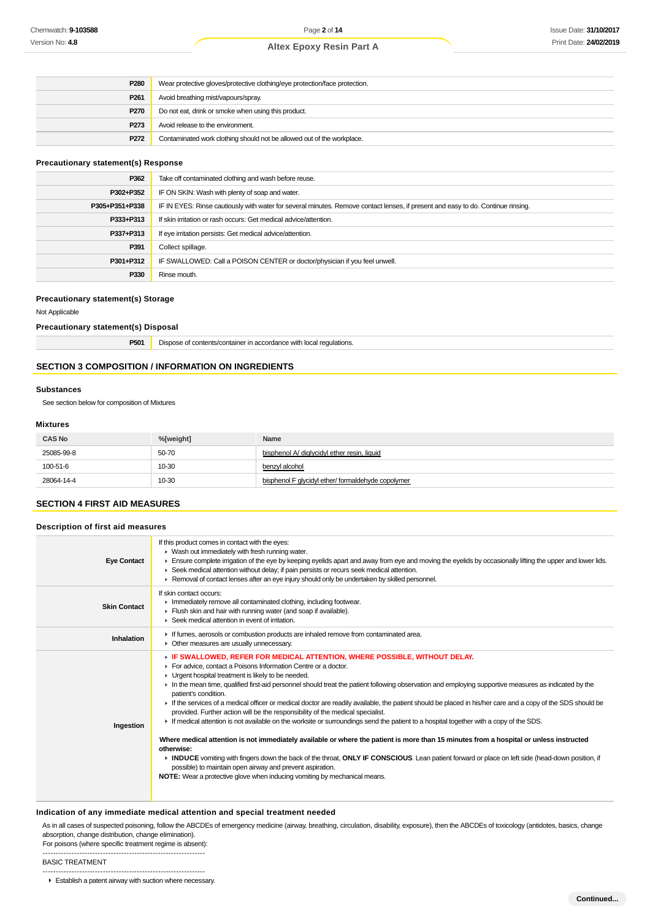| | |
|---|---|
| P280 | Wear protective gloves/protective clothing/eye protection/face protection. |
| P261 | Avoid breathing mist/vapours/spray. |
| P270 | Do not eat, drink or smoke when using this product. |
| P273 | Avoid release to the environment. |
| P272 | Contaminated work clothing should not be allowed out of the workplace. |

### Precautionary statement(s) Response

| | |
|---|---|
| P362 | Take off contaminated clothing and wash before reuse. |
| P302+P352 | IF ON SKIN: Wash with plenty of soap and water. |
| P305+P351+P338 | IF IN EYES: Rinse cautiously with water for several minutes. Remove contact lenses, if present and easy to do. Continue rinsing. |
| P333+P313 | If skin irritation or rash occurs: Get medical advice/attention. |
| P337+P313 | If eye irritation persists: Get medical advice/attention. |
| P391 | Collect spillage. |
| P301+P312 | IF SWALLOWED: Call a POISON CENTER or doctor/physician if you feel unwell. |
| P330 | Rinse mouth. |

### Precautionary statement(s) Storage

Not Applicable

### Precautionary statement(s) Disposal

| | |
|---|---|
| P501 | Dispose of contents/container in accordance with local regulations. |

## SECTION 3 COMPOSITION / INFORMATION ON INGREDIENTS

### Substances

See section below for composition of Mixtures

### Mixtures

| CAS No | %[weight] | Name |
|---|---|---|
| 25085-99-8 | 50-70 | bisphenol A/ diglycidyl ether resin, liquid |
| 100-51-6 | 10-30 | benzyl alcohol |
| 28064-14-4 | 10-30 | bisphenol F glycidyl ether/ formaldehyde copolymer |

## SECTION 4 FIRST AID MEASURES

### Description of first aid measures

| | |
|---|---|
| **Eye Contact** | If this product comes in contact with the eyes:<br>- Wash out immediately with fresh running water.<br>- Ensure complete irrigation of the eye by keeping eyelids apart and away from eye and moving the eyelids by occasionally lifting the upper and lower lids.<br>- Seek medical attention without delay; if pain persists or recurs seek medical attention.<br>- Removal of contact lenses after an eye injury should only be undertaken by skilled personnel. |
| **Skin Contact** | If skin contact occurs:<br>- Immediately remove all contaminated clothing, including footwear.<br>- Flush skin and hair with running water (and soap if available).<br>- Seek medical attention in event of irritation. |
| **Inhalation** | - If fumes, aerosols or combustion products are inhaled remove from contaminated area.<br>- Other measures are usually unnecessary. |
| **Ingestion** | - **IF SWALLOWED, REFER FOR MEDICAL ATTENTION, WHERE POSSIBLE, WITHOUT DELAY.**<br>- For advice, contact a Poisons Information Centre or a doctor.<br>- Urgent hospital treatment is likely to be needed.<br>- In the mean time, qualified first-aid personnel should treat the patient following observation and employing supportive measures as indicated by the patient's condition.<br>- If the services of a medical officer or medical doctor are readily available, the patient should be placed in his/her care and a copy of the SDS should be provided. Further action will be the responsibility of the medical specialist.<br>- If medical attention is not available on the worksite or surroundings send the patient to a hospital together with a copy of the SDS.<br><br>**Where medical attention is not immediately available or where the patient is more than 15 minutes from a hospital or unless instructed otherwise:**<br>- **INDUCE** vomiting with fingers down the back of the throat, **ONLY IF CONSCIOUS**. Lean patient forward or place on left side (head-down position, if possible) to maintain open airway and prevent aspiration.<br>**NOTE:** Wear a protective glove when inducing vomiting by mechanical means. |

### Indication of any immediate medical attention and special treatment needed

As in all cases of suspected poisoning, follow the ABCDEs of emergency medicine (airway, breathing, circulation, disability, exposure), then the ABCDEs of toxicology (antidotes, basics, change absorption, change distribution, change elimination).
For poisons (where specific treatment regime is absent):

--------------------------------------------------------------

BASIC TREATMENT

--------------------------------------------------------------

- Establish a patent airway with suction where necessary.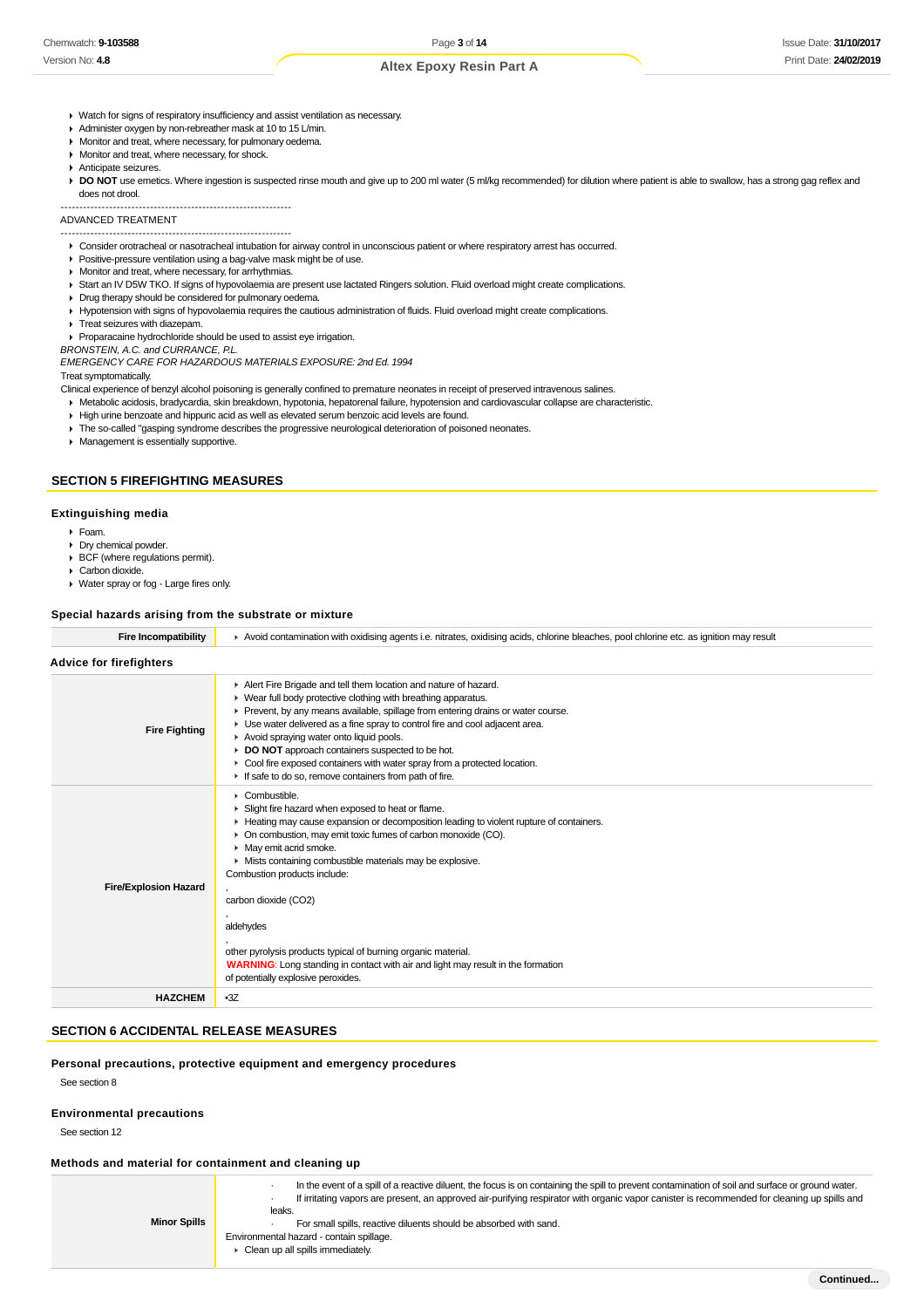- Watch for signs of respiratory insufficiency and assist ventilation as necessary.
- Administer oxygen by non-rebreather mask at 10 to 15 L/min.
- Monitor and treat, where necessary, for pulmonary oedema.
- Monitor and treat, where necessary, for shock.
- Anticipate seizures.
- **DO NOT** use emetics. Where ingestion is suspected rinse mouth and give up to 200 ml water (5 ml/kg recommended) for dilution where patient is able to swallow, has a strong gag reflex and does not drool.

--------------------------------------------------------------

ADVANCED TREATMENT

--------------------------------------------------------------

- Consider orotracheal or nasotracheal intubation for airway control in unconscious patient or where respiratory arrest has occurred.
- Positive-pressure ventilation using a bag-valve mask might be of use.
- Monitor and treat, where necessary, for arrhythmias.
- Start an IV D5W TKO. If signs of hypovolaemia are present use lactated Ringers solution. Fluid overload might create complications.
- Drug therapy should be considered for pulmonary oedema.
- Hypotension with signs of hypovolaemia requires the cautious administration of fluids. Fluid overload might create complications.
- Treat seizures with diazepam.
- Proparacaine hydrochloride should be used to assist eye irrigation.

*BRONSTEIN, A.C. and CURRANCE, P.L.*

*EMERGENCY CARE FOR HAZARDOUS MATERIALS EXPOSURE: 2nd Ed. 1994*

Treat symptomatically.

Clinical experience of benzyl alcohol poisoning is generally confined to premature neonates in receipt of preserved intravenous salines.

- Metabolic acidosis, bradycardia, skin breakdown, hypotonia, hepatorenal failure, hypotension and cardiovascular collapse are characteristic.
- High urine benzoate and hippuric acid as well as elevated serum benzoic acid levels are found.
- The so-called "gasping syndrome describes the progressive neurological deterioration of poisoned neonates.
- Management is essentially supportive.

## SECTION 5 FIREFIGHTING MEASURES

### Extinguishing media

- Foam.
- Dry chemical powder.
- BCF (where regulations permit).
- Carbon dioxide.
- Water spray or fog - Large fires only.

### Special hazards arising from the substrate or mixture

| Fire Incompatibility | Avoid contamination with oxidising agents i.e. nitrates, oxidising acids, chlorine bleaches, pool chlorine etc. as ignition may result |
|---|---|

### Advice for firefighters

| | |
|---|---|
| **Fire Fighting** | ▸ Alert Fire Brigade and tell them location and nature of hazard.<br>▸ Wear full body protective clothing with breathing apparatus.<br>▸ Prevent, by any means available, spillage from entering drains or water course.<br>▸ Use water delivered as a fine spray to control fire and cool adjacent area.<br>▸ Avoid spraying water onto liquid pools.<br>▸ **DO NOT** approach containers suspected to be hot.<br>▸ Cool fire exposed containers with water spray from a protected location.<br>▸ If safe to do so, remove containers from path of fire. |
| **Fire/Explosion Hazard** | ▸ Combustible.<br>▸ Slight fire hazard when exposed to heat or flame.<br>▸ Heating may cause expansion or decomposition leading to violent rupture of containers.<br>▸ On combustion, may emit toxic fumes of carbon monoxide (CO).<br>▸ May emit acrid smoke.<br>▸ Mists containing combustible materials may be explosive.<br>Combustion products include:<br>,<br>carbon dioxide ($CO_2$)<br>,<br>aldehydes<br>,<br>other pyrolysis products typical of burning organic material.<br>**WARNING**: Long standing in contact with air and light may result in the formation of potentially explosive peroxides. |
| **HAZCHEM** | •3Z |

## SECTION 6 ACCIDENTAL RELEASE MEASURES

### Personal precautions, protective equipment and emergency procedures

See section 8

### Environmental precautions

See section 12

### Methods and material for containment and cleaning up

| | |
|---|---|
| **Minor Spills** | · In the event of a spill of a reactive diluent, the focus is on containing the spill to prevent contamination of soil and surface or ground water.<br>· If irritating vapors are present, an approved air-purifying respirator with organic vapor canister is recommended for cleaning up spills and leaks.<br>· For small spills, reactive diluents should be absorbed with sand.<br>Environmental hazard - contain spillage.<br>▸ Clean up all spills immediately. |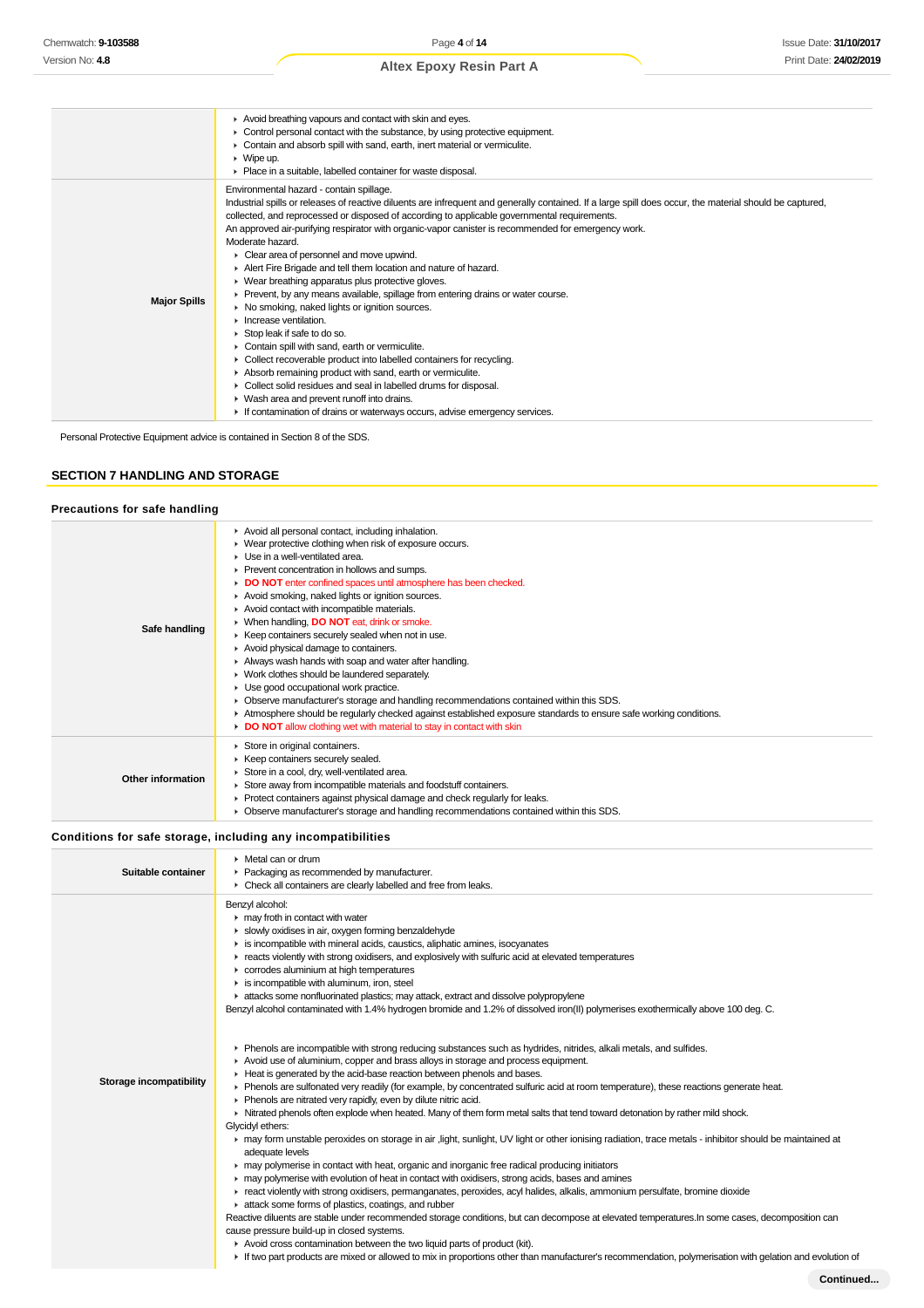| | |
|---|---|
| | ▸ Avoid breathing vapours and contact with skin and eyes.<br>▸ Control personal contact with the substance, by using protective equipment.<br>▸ Contain and absorb spill with sand, earth, inert material or vermiculite.<br>▸ Wipe up.<br>▸ Place in a suitable, labelled container for waste disposal. |
| **Major Spills** | Environmental hazard - contain spillage.<br>Industrial spills or releases of reactive diluents are infrequent and generally contained. If a large spill does occur, the material should be captured, collected, and reprocessed or disposed of according to applicable governmental requirements.<br>An approved air-purifying respirator with organic-vapor canister is recommended for emergency work.<br>Moderate hazard.<br>▸ Clear area of personnel and move upwind.<br>▸ Alert Fire Brigade and tell them location and nature of hazard.<br>▸ Wear breathing apparatus plus protective gloves.<br>▸ Prevent, by any means available, spillage from entering drains or water course.<br>▸ No smoking, naked lights or ignition sources.<br>▸ Increase ventilation.<br>▸ Stop leak if safe to do so.<br>▸ Contain spill with sand, earth or vermiculite.<br>▸ Collect recoverable product into labelled containers for recycling.<br>▸ Absorb remaining product with sand, earth or vermiculite.<br>▸ Collect solid residues and seal in labelled drums for disposal.<br>▸ Wash area and prevent runoff into drains.<br>▸ If contamination of drains or waterways occurs, advise emergency services. |

Personal Protective Equipment advice is contained in Section 8 of the SDS.

## SECTION 7 HANDLING AND STORAGE

### Precautions for safe handling

| | |
|---|---|
| **Safe handling** | ▸ Avoid all personal contact, including inhalation.<br>▸ Wear protective clothing when risk of exposure occurs.<br>▸ Use in a well-ventilated area.<br>▸ Prevent concentration in hollows and sumps.<br>▸ **DO NOT** enter confined spaces until atmosphere has been checked.<br>▸ Avoid smoking, naked lights or ignition sources.<br>▸ Avoid contact with incompatible materials.<br>▸ When handling, **DO NOT** eat, drink or smoke.<br>▸ Keep containers securely sealed when not in use.<br>▸ Avoid physical damage to containers.<br>▸ Always wash hands with soap and water after handling.<br>▸ Work clothes should be laundered separately.<br>▸ Use good occupational work practice.<br>▸ Observe manufacturer's storage and handling recommendations contained within this SDS.<br>▸ Atmosphere should be regularly checked against established exposure standards to ensure safe working conditions.<br>▸ **DO NOT** allow clothing wet with material to stay in contact with skin |
| **Other information** | ▸ Store in original containers.<br>▸ Keep containers securely sealed.<br>▸ Store in a cool, dry, well-ventilated area.<br>▸ Store away from incompatible materials and foodstuff containers.<br>▸ Protect containers against physical damage and check regularly for leaks.<br>▸ Observe manufacturer's storage and handling recommendations contained within this SDS. |

### Conditions for safe storage, including any incompatibilities

| | |
|---|---|
| **Suitable container** | ▸ Metal can or drum<br>▸ Packaging as recommended by manufacturer.<br>▸ Check all containers are clearly labelled and free from leaks. |
| **Storage incompatibility** | Benzyl alcohol:<br>▸ may froth in contact with water<br>▸ slowly oxidises in air, oxygen forming benzaldehyde<br>▸ is incompatible with mineral acids, caustics, aliphatic amines, isocyanates<br>▸ reacts violently with strong oxidisers, and explosively with sulfuric acid at elevated temperatures<br>▸ corrodes aluminium at high temperatures<br>▸ is incompatible with aluminum, iron, steel<br>▸ attacks some nonfluorinated plastics; may attack, extract and dissolve polypropylene<br>Benzyl alcohol contaminated with 1.4% hydrogen bromide and 1.2% of dissolved iron(II) polymerises exothermically above 100 deg. C.<br><br>▸ Phenols are incompatible with strong reducing substances such as hydrides, nitrides, alkali metals, and sulfides.<br>▸ Avoid use of aluminium, copper and brass alloys in storage and process equipment.<br>▸ Heat is generated by the acid-base reaction between phenols and bases.<br>▸ Phenols are sulfonated very readily (for example, by concentrated sulfuric acid at room temperature), these reactions generate heat.<br>▸ Phenols are nitrated very rapidly, even by dilute nitric acid.<br>▸ Nitrated phenols often explode when heated. Many of them form metal salts that tend toward detonation by rather mild shock.<br>Glycidyl ethers:<br>▸ may form unstable peroxides on storage in air ,light, sunlight, UV light or other ionising radiation, trace metals - inhibitor should be maintained at adequate levels<br>▸ may polymerise in contact with heat, organic and inorganic free radical producing initiators<br>▸ may polymerise with evolution of heat in contact with oxidisers, strong acids, bases and amines<br>▸ react violently with strong oxidisers, permanganates, peroxides, acyl halides, alkalis, ammonium persulfate, bromine dioxide<br>▸ attack some forms of plastics, coatings, and rubber<br>Reactive diluents are stable under recommended storage conditions, but can decompose at elevated temperatures.In some cases, decomposition can cause pressure build-up in closed systems.<br>▸ Avoid cross contamination between the two liquid parts of product (kit).<br>▸ If two part products are mixed or allowed to mix in proportions other than manufacturer's recommendation, polymerisation with gelation and evolution of |

Continued...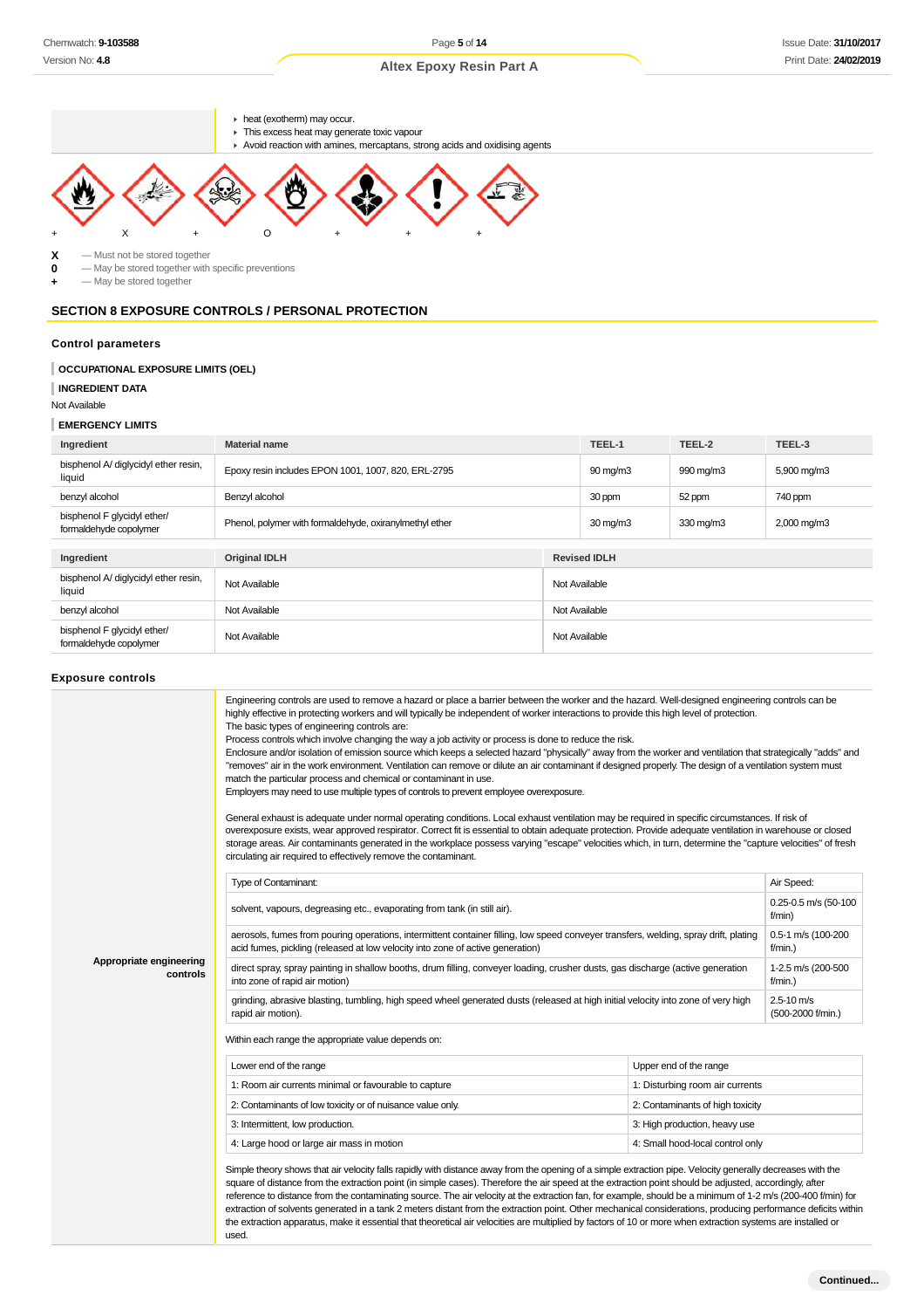- heat (exotherm) may occur.
- This excess heat may generate toxic vapour
- Avoid reaction with amines, mercaptans, strong acids and oxidising agents

| + | X | + | O | + | + | + |
|---|---|---|---|---|---|---|

**X** — Must not be stored together
**0** — May be stored together with specific preventions
**+** — May be stored together

## SECTION 8 EXPOSURE CONTROLS / PERSONAL PROTECTION

### Control parameters

**OCCUPATIONAL EXPOSURE LIMITS (OEL)**

**INGREDIENT DATA**

Not Available

**EMERGENCY LIMITS**

| Ingredient | Material name | TEEL-1 | TEEL-2 | TEEL-3 |
|---|---|---|---|---|
| bisphenol A/ diglycidyl ether resin, liquid | Epoxy resin includes EPON 1001, 1007, 820, ERL-2795 | 90 mg/m3 | 990 mg/m3 | 5,900 mg/m3 |
| benzyl alcohol | Benzyl alcohol | 30 ppm | 52 ppm | 740 ppm |
| bisphenol F glycidyl ether/ formaldehyde copolymer | Phenol, polymer with formaldehyde, oxiranylmethyl ether | 30 mg/m3 | 330 mg/m3 | 2,000 mg/m3 |

| Ingredient | Original IDLH | Revised IDLH |
|---|---|---|
| bisphenol A/ diglycidyl ether resin, liquid | Not Available | Not Available |
| benzyl alcohol | Not Available | Not Available |
| bisphenol F glycidyl ether/ formaldehyde copolymer | Not Available | Not Available |

### Exposure controls

**Appropriate engineering controls**

Engineering controls are used to remove a hazard or place a barrier between the worker and the hazard. Well-designed engineering controls can be highly effective in protecting workers and will typically be independent of worker interactions to provide this high level of protection.
The basic types of engineering controls are:
Process controls which involve changing the way a job activity or process is done to reduce the risk.
Enclosure and/or isolation of emission source which keeps a selected hazard "physically" away from the worker and ventilation that strategically "adds" and "removes" air in the work environment. Ventilation can remove or dilute an air contaminant if designed properly. The design of a ventilation system must match the particular process and chemical or contaminant in use.
Employers may need to use multiple types of controls to prevent employee overexposure.

General exhaust is adequate under normal operating conditions. Local exhaust ventilation may be required in specific circumstances. If risk of overexposure exists, wear approved respirator. Correct fit is essential to obtain adequate protection. Provide adequate ventilation in warehouse or closed storage areas. Air contaminants generated in the workplace possess varying "escape" velocities which, in turn, determine the "capture velocities" of fresh circulating air required to effectively remove the contaminant.

| Type of Contaminant: | Air Speed: |
|---|---|
| solvent, vapours, degreasing etc., evaporating from tank (in still air). | 0.25-0.5 m/s (50-100 f/min) |
| aerosols, fumes from pouring operations, intermittent container filling, low speed conveyer transfers, welding, spray drift, plating acid fumes, pickling (released at low velocity into zone of active generation) | 0.5-1 m/s (100-200 f/min.) |
| direct spray, spray painting in shallow booths, drum filling, conveyer loading, crusher dusts, gas discharge (active generation into zone of rapid air motion) | 1-2.5 m/s (200-500 f/min.) |
| grinding, abrasive blasting, tumbling, high speed wheel generated dusts (released at high initial velocity into zone of very high rapid air motion). | 2.5-10 m/s (500-2000 f/min.) |

Within each range the appropriate value depends on:

| Lower end of the range | Upper end of the range |
|---|---|
| 1: Room air currents minimal or favourable to capture | 1: Disturbing room air currents |
| 2: Contaminants of low toxicity or of nuisance value only. | 2: Contaminants of high toxicity |
| 3: Intermittent, low production. | 3: High production, heavy use |
| 4: Large hood or large air mass in motion | 4: Small hood-local control only |

Simple theory shows that air velocity falls rapidly with distance away from the opening of a simple extraction pipe. Velocity generally decreases with the square of distance from the extraction point (in simple cases). Therefore the air speed at the extraction point should be adjusted, accordingly, after reference to distance from the contaminating source. The air velocity at the extraction fan, for example, should be a minimum of 1-2 m/s (200-400 f/min) for extraction of solvents generated in a tank 2 meters distant from the extraction point. Other mechanical considerations, producing performance deficits within the extraction apparatus, make it essential that theoretical air velocities are multiplied by factors of 10 or more when extraction systems are installed or used.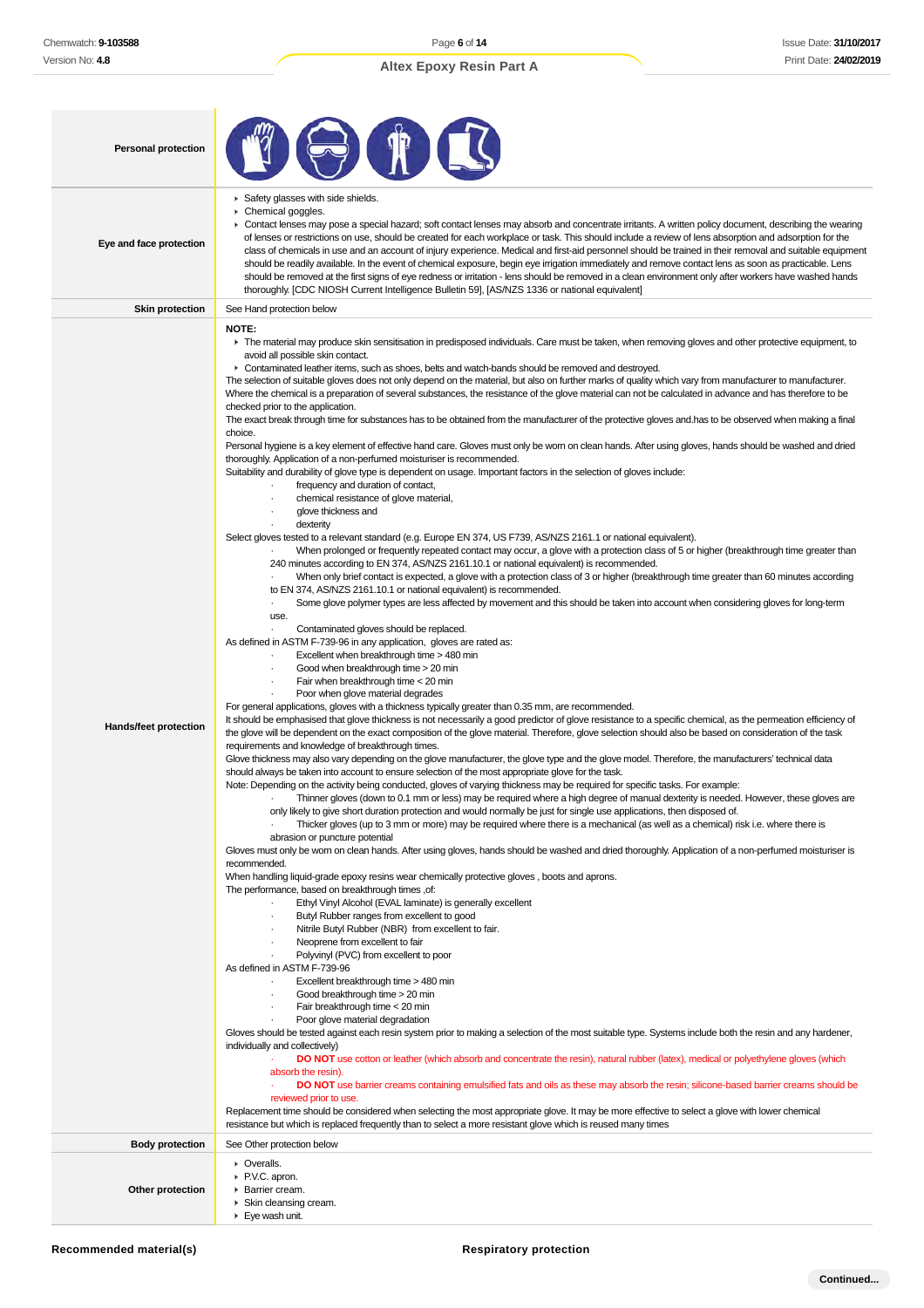| | |
|---|---|
| **Personal protection** | |
| **Eye and face protection** | - Safety glasses with side shields.<br>- Chemical goggles.<br>- Contact lenses may pose a special hazard; soft contact lenses may absorb and concentrate irritants. A written policy document, describing the wearing of lenses or restrictions on use, should be created for each workplace or task. This should include a review of lens absorption and adsorption for the class of chemicals in use and an account of injury experience. Medical and first-aid personnel should be trained in their removal and suitable equipment should be readily available. In the event of chemical exposure, begin eye irrigation immediately and remove contact lens as soon as practicable. Lens should be removed at the first signs of eye redness or irritation - lens should be removed in a clean environment only after workers have washed hands thoroughly. [CDC NIOSH Current Intelligence Bulletin 59], [AS/NZS 1336 or national equivalent] |
| **Skin protection** | See Hand protection below |
| **Hands/feet protection** | **NOTE:**<br>- The material may produce skin sensitisation in predisposed individuals. Care must be taken, when removing gloves and other protective equipment, to avoid all possible skin contact.<br>- Contaminated leather items, such as shoes, belts and watch-bands should be removed and destroyed.<br>The selection of suitable gloves does not only depend on the material, but also on further marks of quality which vary from manufacturer to manufacturer. Where the chemical is a preparation of several substances, the resistance of the glove material can not be calculated in advance and has therefore to be checked prior to the application.<br>The exact break through time for substances has to be obtained from the manufacturer of the protective gloves and.has to be observed when making a final choice.<br>Personal hygiene is a key element of effective hand care. Gloves must only be worn on clean hands. After using gloves, hands should be washed and dried thoroughly. Application of a non-perfumed moisturiser is recommended.<br>Suitability and durability of glove type is dependent on usage. Important factors in the selection of gloves include:<br>· frequency and duration of contact,<br>· chemical resistance of glove material,<br>· glove thickness and<br>· dexterity<br>Select gloves tested to a relevant standard (e.g. Europe EN 374, US F739, AS/NZS 2161.1 or national equivalent).<br>· When prolonged or frequently repeated contact may occur, a glove with a protection class of 5 or higher (breakthrough time greater than 240 minutes according to EN 374, AS/NZS 2161.10.1 or national equivalent) is recommended.<br>· When only brief contact is expected, a glove with a protection class of 3 or higher (breakthrough time greater than 60 minutes according to EN 374, AS/NZS 2161.10.1 or national equivalent) is recommended.<br>· Some glove polymer types are less affected by movement and this should be taken into account when considering gloves for long-term use.<br>· Contaminated gloves should be replaced.<br>As defined in ASTM F-739-96 in any application, gloves are rated as:<br>· Excellent when breakthrough time > 480 min<br>· Good when breakthrough time > 20 min<br>· Fair when breakthrough time < 20 min<br>· Poor when glove material degrades<br>For general applications, gloves with a thickness typically greater than 0.35 mm, are recommended.<br>It should be emphasised that glove thickness is not necessarily a good predictor of glove resistance to a specific chemical, as the permeation efficiency of the glove will be dependent on the exact composition of the glove material. Therefore, glove selection should also be based on consideration of the task requirements and knowledge of breakthrough times.<br>Glove thickness may also vary depending on the glove manufacturer, the glove type and the glove model. Therefore, the manufacturers' technical data should always be taken into account to ensure selection of the most appropriate glove for the task.<br>Note: Depending on the activity being conducted, gloves of varying thickness may be required for specific tasks. For example:<br>· Thinner gloves (down to 0.1 mm or less) may be required where a high degree of manual dexterity is needed. However, these gloves are only likely to give short duration protection and would normally be just for single use applications, then disposed of.<br>· Thicker gloves (up to 3 mm or more) may be required where there is a mechanical (as well as a chemical) risk i.e. where there is abrasion or puncture potential<br>Gloves must only be worn on clean hands. After using gloves, hands should be washed and dried thoroughly. Application of a non-perfumed moisturiser is recommended.<br>When handling liquid-grade epoxy resins wear chemically protective gloves , boots and aprons.<br>The performance, based on breakthrough times ,of:<br>· Ethyl Vinyl Alcohol (EVAL laminate) is generally excellent<br>· Butyl Rubber ranges from excellent to good<br>· Nitrile Butyl Rubber (NBR) from excellent to fair.<br>· Neoprene from excellent to fair<br>· Polyvinyl (PVC) from excellent to poor<br>As defined in ASTM F-739-96<br>· Excellent breakthrough time > 480 min<br>· Good breakthrough time > 20 min<br>· Fair breakthrough time < 20 min<br>· Poor glove material degradation<br>Gloves should be tested against each resin system prior to making a selection of the most suitable type. Systems include both the resin and any hardener, individually and collectively)<br>· **DO NOT** use cotton or leather (which absorb and concentrate the resin), natural rubber (latex), medical or polyethylene gloves (which absorb the resin).<br>· **DO NOT** use barrier creams containing emulsified fats and oils as these may absorb the resin; silicone-based barrier creams should be reviewed prior to use.<br>Replacement time should be considered when selecting the most appropriate glove. It may be more effective to select a glove with lower chemical resistance but which is replaced frequently than to select a more resistant glove which is reused many times |
| **Body protection** | See Other protection below |
| **Other protection** | - Overalls.<br>- P.V.C. apron.<br>- Barrier cream.<br>- Skin cleansing cream.<br>- Eye wash unit. |

**Recommended material(s)**

**Respiratory protection**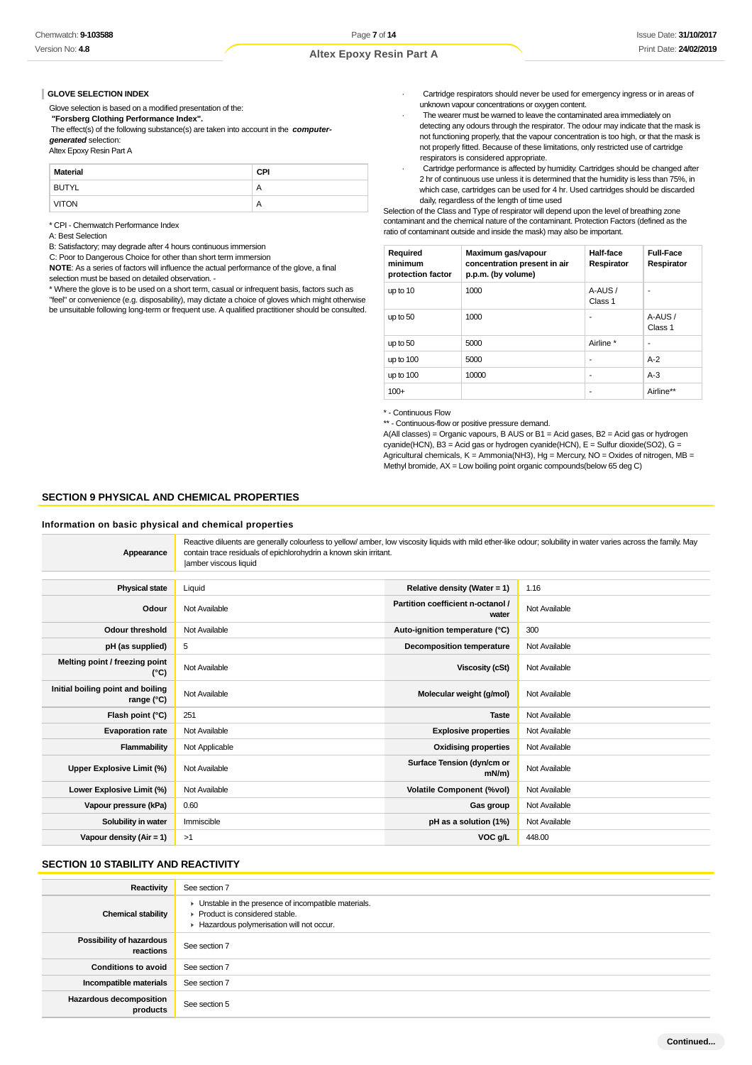### GLOVE SELECTION INDEX

Glove selection is based on a modified presentation of the:

**"Forsberg Clothing Performance Index".**

The effect(s) of the following substance(s) are taken into account in the ***computer-generated*** selection:

Altex Epoxy Resin Part A

| Material | CPI |
|---|---|
| BUTYL | A |
| VITON | A |

\* CPI - Chemwatch Performance Index

A: Best Selection

B: Satisfactory; may degrade after 4 hours continuous immersion

C: Poor to Dangerous Choice for other than short term immersion

**NOTE**: As a series of factors will influence the actual performance of the glove, a final selection must be based on detailed observation. -

\* Where the glove is to be used on a short term, casual or infrequent basis, factors such as "feel" or convenience (e.g. disposability), may dictate a choice of gloves which might otherwise be unsuitable following long-term or frequent use. A qualified practitioner should be consulted.

- Cartridge respirators should never be used for emergency ingress or in areas of unknown vapour concentrations or oxygen content.
- The wearer must be warned to leave the contaminated area immediately on detecting any odours through the respirator. The odour may indicate that the mask is not functioning properly, that the vapour concentration is too high, or that the mask is not properly fitted. Because of these limitations, only restricted use of cartridge respirators is considered appropriate.
- Cartridge performance is affected by humidity. Cartridges should be changed after 2 hr of continuous use unless it is determined that the humidity is less than 75%, in which case, cartridges can be used for 4 hr. Used cartridges should be discarded daily, regardless of the length of time used

Selection of the Class and Type of respirator will depend upon the level of breathing zone contaminant and the chemical nature of the contaminant. Protection Factors (defined as the ratio of contaminant outside and inside the mask) may also be important.

| Required minimum protection factor | Maximum gas/vapour concentration present in air p.p.m. (by volume) | Half-face Respirator | Full-Face Respirator |
|---|---|---|---|
| up to 10 | 1000 | A-AUS / Class 1 | - |
| up to 50 | 1000 | - | A-AUS / Class 1 |
| up to 50 | 5000 | Airline * | - |
| up to 100 | 5000 | - | A-2 |
| up to 100 | 10000 | - | A-3 |
| 100+ | | - | Airline** |

\* - Continuous Flow

\*\* - Continuous-flow or positive pressure demand.

A(All classes) = Organic vapours, B AUS or B1 = Acid gasses, B2 = Acid gas or hydrogen cyanide(HCN), B3 = Acid gas or hydrogen cyanide(HCN), E = Sulfur dioxide(SO2), G = Agricultural chemicals, K = Ammonia(NH3), Hg = Mercury, NO = Oxides of nitrogen, MB = Methyl bromide, AX = Low boiling point organic compounds(below 65 deg C)

## SECTION 9 PHYSICAL AND CHEMICAL PROPERTIES

### Information on basic physical and chemical properties

| | |
|---|---|
| **Appearance** | Reactive diluents are generally colourless to yellow/ amber, low viscosity liquids with mild ether-like odour; solubility in water varies across the family. May contain trace residuals of epichlorohydrin a known skin irritant.<br>\|amber viscous liquid |

| | | | |
|---|---|---|---|
| **Physical state** | Liquid | **Relative density (Water = 1)** | 1.16 |
| **Odour** | Not Available | **Partition coefficient n-octanol / water** | Not Available |
| **Odour threshold** | Not Available | **Auto-ignition temperature (°C)** | 300 |
| **pH (as supplied)** | 5 | **Decomposition temperature** | Not Available |
| **Melting point / freezing point (°C)** | Not Available | **Viscosity (cSt)** | Not Available |
| **Initial boiling point and boiling range (°C)** | Not Available | **Molecular weight (g/mol)** | Not Available |
| **Flash point (°C)** | 251 | **Taste** | Not Available |
| **Evaporation rate** | Not Available | **Explosive properties** | Not Available |
| **Flammability** | Not Applicable | **Oxidising properties** | Not Available |
| **Upper Explosive Limit (%)** | Not Available | **Surface Tension (dyn/cm or mN/m)** | Not Available |
| **Lower Explosive Limit (%)** | Not Available | **Volatile Component (%vol)** | Not Available |
| **Vapour pressure (kPa)** | 0.60 | **Gas group** | Not Available |
| **Solubility in water** | Immiscible | **pH as a solution (1%)** | Not Available |
| **Vapour density (Air = 1)** | >1 | **VOC g/L** | 448.00 |

## SECTION 10 STABILITY AND REACTIVITY

| | |
|---|---|
| **Reactivity** | See section 7 |
| **Chemical stability** | ▸ Unstable in the presence of incompatible materials.<br>▸ Product is considered stable.<br>▸ Hazardous polymerisation will not occur. |
| **Possibility of hazardous reactions** | See section 7 |
| **Conditions to avoid** | See section 7 |
| **Incompatible materials** | See section 7 |
| **Hazardous decomposition products** | See section 5 |

Continued...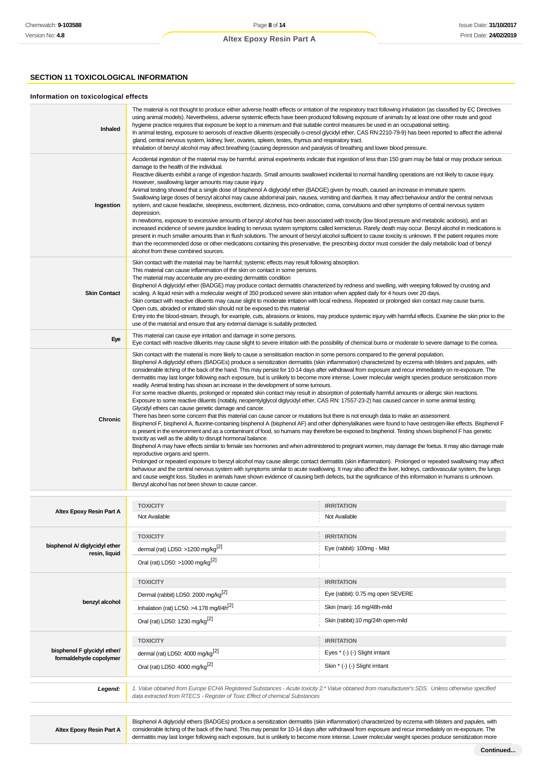## SECTION 11 TOXICOLOGICAL INFORMATION

### Information on toxicological effects

| | |
|---|---|
| **Inhaled** | The material is not thought to produce either adverse health effects or irritation of the respiratory tract following inhalation (as classified by EC Directives using animal models). Nevertheless, adverse systemic effects have been produced following exposure of animals by at least one other route and good hygiene practice requires that exposure be kept to a minimum and that suitable control measures be used in an occupational setting.<br>In animal testing, exposure to aerosols of reactive diluents (especially o-cresol glycidyl ether, CAS RN:2210-79-9) has been reported to affect the adrenal gland, central nervous system, kidney, liver, ovaries, spleen, testes, thymus and respiratory tract.<br>Inhalation of benzyl alcohol may affect breathing (causing depression and paralysis of breathing and lower blood pressure. |
| **Ingestion** | Accidental ingestion of the material may be harmful; animal experiments indicate that ingestion of less than 150 gram may be fatal or may produce serious damage to the health of the individual.<br>Reactive diluents exhibit a range of ingestion hazards. Small amounts swallowed incidental to normal handling operations are not likely to cause injury. However, swallowing larger amounts may cause injury.<br>Animal testing showed that a single dose of bisphenol A diglycidyl ether (BADGE) given by mouth, caused an increase in immature sperm.<br>Swallowing large doses of benzyl alcohol may cause abdominal pain, nausea, vomiting and diarrhea. It may affect behaviour and/or the central nervous system, and cause headache, sleepiness, excitement, dizziness, inco-ordination, coma, convulsions and other symptoms of central nervous system depression.<br>In newborns, exposure to excessive amounts of benzyl alcohol has been associated with toxicity (low blood pressure and metabolic acidosis), and an increased incidence of severe jaundice leading to nervous system symptoms called kernicterus. Rarely, death may occur. Benzyl alcohol in medications is present in much smaller amounts than in flush solutions. The amount of benzyl alcohol sufficient to cause toxicity is unknown. If the patient requires more than the recommended dose or other medications containing this preservative, the prescribing doctor must consider the daily metabolic load of benzyl alcohol from these combined sources. |
| **Skin Contact** | Skin contact with the material may be harmful; systemic effects may result following absorption.<br>This material can cause inflammation of the skin on contact in some persons.<br>The material may accentuate any pre-existing dermatitis condition<br>Bisphenol A diglycidyl ether (BADGE) may produce contact dermatitis characterized by redness and swelling, with weeping followed by crusting and scaling. A liquid resin with a molecular weight of 350 produced severe skin irritation when applied daily for 4 hours over 20 days.<br>Skin contact with reactive diluents may cause slight to moderate irritation with local redness. Repeated or prolonged skin contact may cause burns.<br>Open cuts, abraded or irritated skin should not be exposed to this material<br>Entry into the blood-stream, through, for example, cuts, abrasions or lesions, may produce systemic injury with harmful effects. Examine the skin prior to the use of the material and ensure that any external damage is suitably protected. |
| **Eye** | This material can cause eye irritation and damage in some persons.<br>Eye contact with reactive diluents may cause slight to severe irritation with the possibility of chemical burns or moderate to severe damage to the cornea. |
| **Chronic** | Skin contact with the material is more likely to cause a sensitisation reaction in some persons compared to the general population.<br>Bisphenol A diglycidyl ethers (BADGEs) produce a sensitization dermatitis (skin inflammation) characterized by eczema with blisters and papules, with considerable itching of the back of the hand. This may persist for 10-14 days after withdrawal from exposure and recur immediately on re-exposure. The dermatitis may last longer following each exposure, but is unlikely to become more intense. Lower molecular weight species produce sensitization more readily. Animal testing has shown an increase in the development of some tumours.<br>For some reactive diluents, prolonged or repeated skin contact may result in absorption of potentially harmful amounts or allergic skin reactions. Exposure to some reactive diluents (notably, neopentylglycol diglycidyl ether, CAS RN: 17557-23-2) has caused cancer in some animal testing.<br>Glycidyl ethers can cause genetic damage and cancer.<br>There has been some concern that this material can cause cancer or mutations but there is not enough data to make an assessment.<br>Bisphenol F, bisphenol A, fluorine-containing bisphenol A (bisphenol AF) and other diphenylalkanes were found to have oestrogen-like effects. Bisphenol F is present in the environment and as a contaminant of food, so humans may therefore be exposed to bisphenol. Testing shows bisphenol F has genetic toxicity as well as the ability to disrupt hormonal balance.<br>Bisphenol A may have effects similar to female sex hormones and when administered to pregnant women, may damage the foetus. It may also damage male reproductive organs and sperm.<br>Prolonged or repeated exposure to benzyl alcohol may cause allergic contact dermatitis (skin inflammation). Prolonged or repeated swallowing may affect behaviour and the central nervous system with symptoms similar to acute swallowing. It may also affect the liver, kidneys, cardiovascular system, the lungs and cause weight loss. Studies in animals have shown evidence of causing birth defects, but the significance of this information in humans is unknown. Benzyl alcohol has not been shown to cause cancer. |

| | TOXICITY | IRRITATION |
|---|---|---|
| **Altex Epoxy Resin Part A** | Not Available | Not Available |
| **bisphenol A/ diglycidyl ether resin, liquid** | dermal (rat) LD50: >1200 mg/kg[2] | Eye (rabbit): 100mg - Mild |
| | Oral (rat) LD50: >1000 mg/kg[2] | |
| **benzyl alcohol** | Dermal (rabbit) LD50: 2000 mg/kg[2] | Eye (rabbit): 0.75 mg open SEVERE |
| | Inhalation (rat) LC50: >4.178 mg/l/4h[2] | Skin (man): 16 mg/48h-mild |
| | Oral (rat) LD50: 1230 mg/kg[2] | Skin (rabbit):10 mg/24h open-mild |
| **bisphenol F glycidyl ether/ formaldehyde copolymer** | dermal (rat) LD50: 4000 mg/kg[2] | Eyes * (-) (-) Slight irritant |
| | Oral (rat) LD50: 4000 mg/kg[2] | Skin * (-) (-) Slight irritant |

| | |
|---|---|
| ***Legend:*** | *1. Value obtained from Europe ECHA Registered Substances - Acute toxicity 2.* Value obtained from manufacturer's SDS. Unless otherwise specified data extracted from RTECS - Register of Toxic Effect of chemical Substances* |

| | |
|---|---|
| **Altex Epoxy Resin Part A** | Bisphenol A diglycidyl ethers (BADGEs) produce a sensitization dermatitis (skin inflammation) characterized by eczema with blisters and papules, with considerable itching of the back of the hand. This may persist for 10-14 days after withdrawal from exposure and recur immediately on re-exposure. The dermatitis may last longer following each exposure, but is unlikely to become more intense. Lower molecular weight species produce sensitization more |

**Continued...**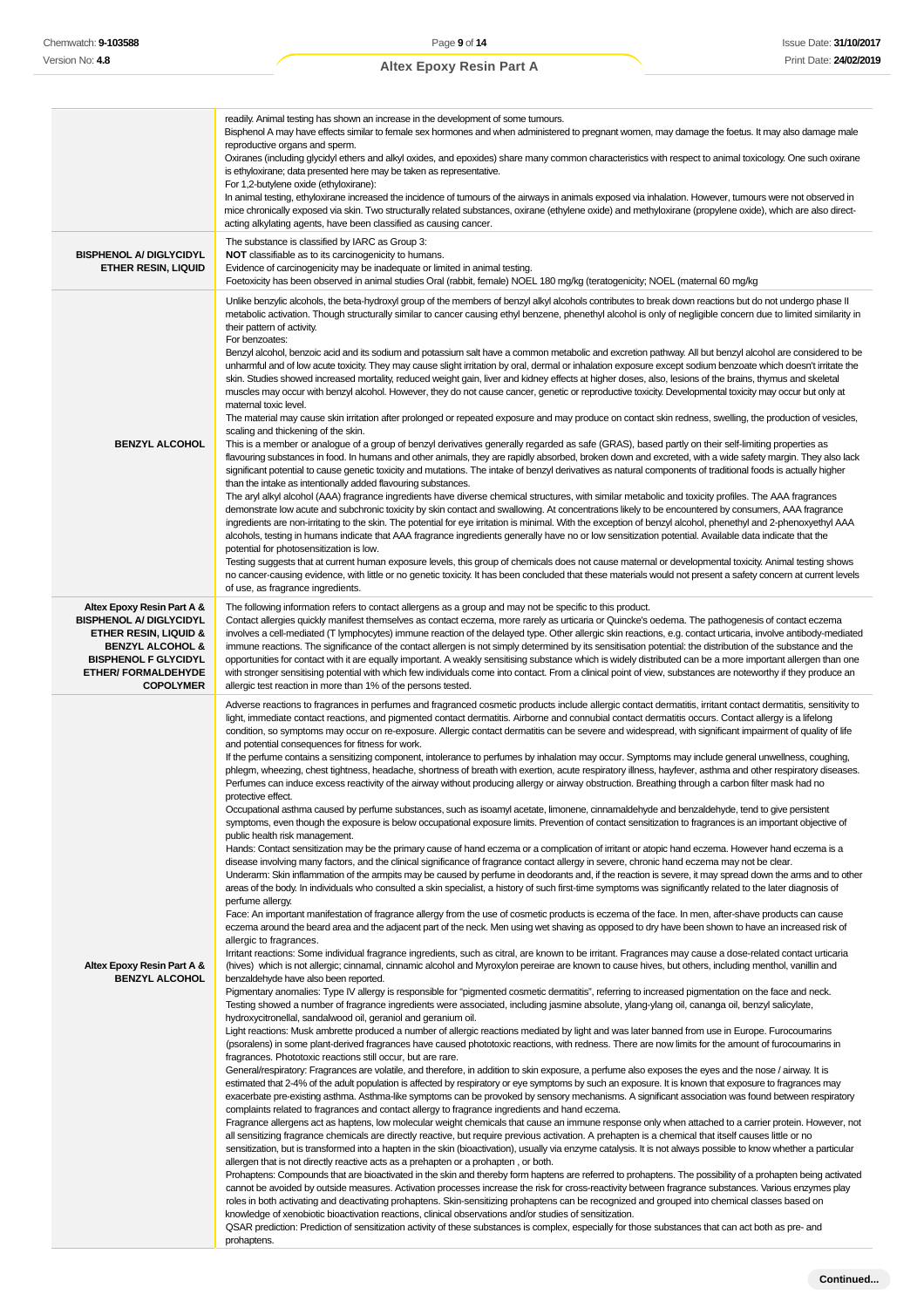| | |
|---|---|
| | readily. Animal testing has shown an increase in the development of some tumours.<br>Bisphenol A may have effects similar to female sex hormones and when administered to pregnant women, may damage the foetus. It may also damage male reproductive organs and sperm.<br>Oxiranes (including glycidyl ethers and alkyl oxides, and epoxides) share many common characteristics with respect to animal toxicology. One such oxirane is ethyloxirane; data presented here may be taken as representative.<br>For 1,2-butylene oxide (ethyloxirane):<br>In animal testing, ethyloxirane increased the incidence of tumours of the airways in animals exposed via inhalation. However, tumours were not observed in mice chronically exposed via skin. Two structurally related substances, oxirane (ethylene oxide) and methyloxirane (propylene oxide), which are also direct-acting alkylating agents, have been classified as causing cancer. |
| **BISPHENOL A/ DIGLYCIDYL ETHER RESIN, LIQUID** | The substance is classified by IARC as Group 3:<br>**NOT** classifiable as to its carcinogenicity to humans.<br>Evidence of carcinogenicity may be inadequate or limited in animal testing.<br>Foetoxicity has been observed in animal studies Oral (rabbit, female) NOEL 180 mg/kg (teratogenicity; NOEL (maternal 60 mg/kg |
| **BENZYL ALCOHOL** | Unlike benzylic alcohols, the beta-hydroxyl group of the members of benzyl alkyl alcohols contributes to break down reactions but do not undergo phase II metabolic activation. Though structurally similar to cancer causing ethyl benzene, phenethyl alcohol is only of negligible concern due to limited similarity in their pattern of activity.<br>For benzoates:<br>Benzyl alcohol, benzoic acid and its sodium and potassium salt have a common metabolic and excretion pathway. All but benzyl alcohol are considered to be unharmful and of low acute toxicity. They may cause slight irritation by oral, dermal or inhalation exposure except sodium benzoate which doesn't irritate the skin. Studies showed increased mortality, reduced weight gain, liver and kidney effects at higher doses, also, lesions of the brains, thymus and skeletal muscles may occur with benzyl alcohol. However, they do not cause cancer, genetic or reproductive toxicity. Developmental toxicity may occur but only at maternal toxic level.<br>The material may cause skin irritation after prolonged or repeated exposure and may produce on contact skin redness, swelling, the production of vesicles, scaling and thickening of the skin.<br>This is a member or analogue of a group of benzyl derivatives generally regarded as safe (GRAS), based partly on their self-limiting properties as flavouring substances in food. In humans and other animals, they are rapidly absorbed, broken down and excreted, with a wide safety margin. They also lack significant potential to cause genetic toxicity and mutations. The intake of benzyl derivatives as natural components of traditional foods is actually higher than the intake as intentionally added flavouring substances.<br>The aryl alkyl alcohol (AAA) fragrance ingredients have diverse chemical structures, with similar metabolic and toxicity profiles. The AAA fragrances demonstrate low acute and subchronic toxicity by skin contact and swallowing. At concentrations likely to be encountered by consumers, AAA fragrance ingredients are non-irritating to the skin. The potential for eye irritation is minimal. With the exception of benzyl alcohol, phenethyl and 2-phenoxyethyl AAA alcohols, testing in humans indicate that AAA fragrance ingredients generally have no or low sensitization potential. Available data indicate that the potential for photosensitization is low.<br>Testing suggests that at current human exposure levels, this group of chemicals does not cause maternal or developmental toxicity. Animal testing shows no cancer-causing evidence, with little or no genetic toxicity. It has been concluded that these materials would not present a safety concern at current levels of use, as fragrance ingredients. |
| **Altex Epoxy Resin Part A & BISPHENOL A/ DIGLYCIDYL ETHER RESIN, LIQUID & BENZYL ALCOHOL & BISPHENOL F GLYCIDYL ETHER/ FORMALDEHYDE COPOLYMER** | The following information refers to contact allergens as a group and may not be specific to this product.<br>Contact allergies quickly manifest themselves as contact eczema, more rarely as urticaria or Quincke's oedema. The pathogenesis of contact eczema involves a cell-mediated (T lymphocytes) immune reaction of the delayed type. Other allergic skin reactions, e.g. contact urticaria, involve antibody-mediated immune reactions. The significance of the contact allergen is not simply determined by its sensitisation potential: the distribution of the substance and the opportunities for contact with it are equally important. A weakly sensitising substance which is widely distributed can be a more important allergen than one with stronger sensitising potential with which few individuals come into contact. From a clinical point of view, substances are noteworthy if they produce an allergic test reaction in more than 1% of the persons tested. |
| **Altex Epoxy Resin Part A & BENZYL ALCOHOL** | Adverse reactions to fragrances in perfumes and fragranced cosmetic products include allergic contact dermatitis, irritant contact dermatitis, sensitivity to light, immediate contact reactions, and pigmented contact dermatitis. Airborne and connubial contact dermatitis occurs. Contact allergy is a lifelong condition, so symptoms may occur on re-exposure. Allergic contact dermatitis can be severe and widespread, with significant impairment of quality of life and potential consequences for fitness for work.<br>If the perfume contains a sensitizing component, intolerance to perfumes by inhalation may occur. Symptoms may include general unwellness, coughing, phlegm, wheezing, chest tightness, headache, shortness of breath with exertion, acute respiratory illness, hayfever, asthma and other respiratory diseases. Perfumes can induce excess reactivity of the airway without producing allergy or airway obstruction. Breathing through a carbon filter mask had no protective effect.<br>Occupational asthma caused by perfume substances, such as isoamyl acetate, limonene, cinnamaldehyde and benzaldehyde, tend to give persistent symptoms, even though the exposure is below occupational exposure limits. Prevention of contact sensitization to fragrances is an important objective of public health risk management.<br>Hands: Contact sensitization may be the primary cause of hand eczema or a complication of irritant or atopic hand eczema. However hand eczema is a disease involving many factors, and the clinical significance of fragrance contact allergy in severe, chronic hand eczema may not be clear.<br>Underarm: Skin inflammation of the armpits may be caused by perfume in deodorants and, if the reaction is severe, it may spread down the arms and to other areas of the body. In individuals who consulted a skin specialist, a history of such first-time symptoms was significantly related to the later diagnosis of perfume allergy.<br>Face: An important manifestation of fragrance allergy from the use of cosmetic products is eczema of the face. In men, after-shave products can cause eczema around the beard area and the adjacent part of the neck. Men using wet shaving as opposed to dry have been shown to have an increased risk of allergic to fragrances.<br>Irritant reactions: Some individual fragrance ingredients, such as citral, are known to be irritant. Fragrances may cause a dose-related contact urticaria (hives) which is not allergic; cinnamal, cinnamic alcohol and Myroxylon pereirae are known to cause hives, but others, including menthol, vanillin and benzaldehyde have also been reported.<br>Pigmentary anomalies: Type IV allergy is responsible for "pigmented cosmetic dermatitis", referring to increased pigmentation on the face and neck. Testing showed a number of fragrance ingredients were associated, including jasmine absolute, ylang-ylang oil, cananga oil, benzyl salicylate, hydroxycitronellal, sandalwood oil, geraniol and geranium oil.<br>Light reactions: Musk ambrette produced a number of allergic reactions mediated by light and was later banned from use in Europe. Furocoumarins (psoralens) in some plant-derived fragrances have caused phototoxic reactions, with redness. There are now limits for the amount of furocoumarins in fragrances. Phototoxic reactions still occur, but are rare.<br>General/respiratory: Fragrances are volatile, and therefore, in addition to skin exposure, a perfume also exposes the eyes and the nose / airway. It is estimated that 2-4% of the adult population is affected by respiratory or eye symptoms by such an exposure. It is known that exposure to fragrances may exacerbate pre-existing asthma. Asthma-like symptoms can be provoked by sensory mechanisms. A significant association was found between respiratory complaints related to fragrances and contact allergy to fragrance ingredients and hand eczema.<br>Fragrance allergens act as haptens, low molecular weight chemicals that cause an immune response only when attached to a carrier protein. However, not all sensitizing fragrance chemicals are directly reactive, but require previous activation. A prehapten is a chemical that itself causes little or no sensitization, but is transformed into a hapten in the skin (bioactivation), usually via enzyme catalysis. It is not always possible to know whether a particular allergen that is not directly reactive acts as a prehapten or a prohapten , or both.<br>Prohaptens: Compounds that are bioactivated in the skin and thereby form haptens are referred to prohaptens. The possibility of a prohapten being activated cannot be avoided by outside measures. Activation processes increase the risk for cross-reactivity between fragrance substances. Various enzymes play roles in both activating and deactivating prohaptens. Skin-sensitizing prohaptens can be recognized and grouped into chemical classes based on knowledge of xenobiotic bioactivation reactions, clinical observations and/or studies of sensitization.<br>QSAR prediction: Prediction of sensitization activity of these substances is complex, especially for those substances that can act both as pre- and prohaptens. |

**Continued...**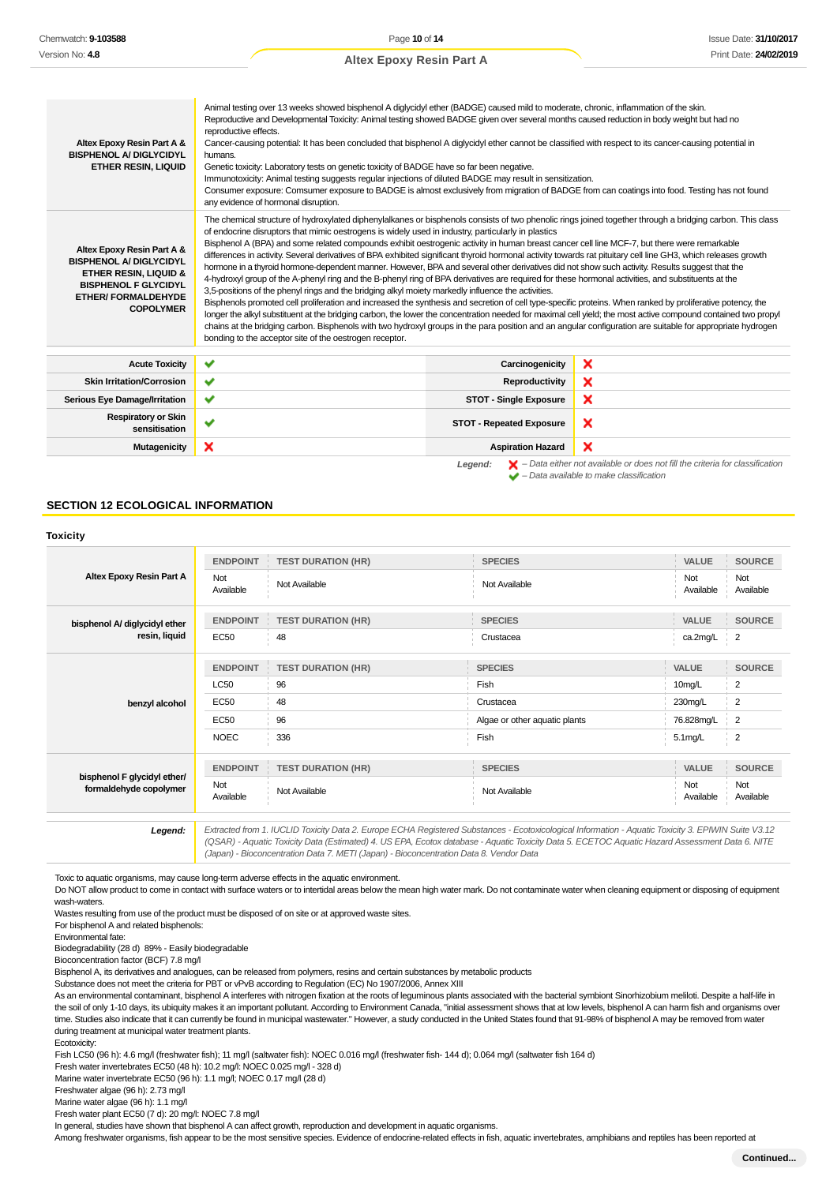| | |
|---|---|
| **Altex Epoxy Resin Part A & BISPHENOL A/ DIGLYCIDYL ETHER RESIN, LIQUID** | Animal testing over 13 weeks showed bisphenol A diglycidyl ether (BADGE) caused mild to moderate, chronic, inflammation of the skin.<br>Reproductive and Developmental Toxicity: Animal testing showed BADGE given over several months caused reduction in body weight but had no reproductive effects.<br>Cancer-causing potential: It has been concluded that bisphenol A diglycidyl ether cannot be classified with respect to its cancer-causing potential in humans.<br>Genetic toxicity: Laboratory tests on genetic toxicity of BADGE have so far been negative.<br>Immunotoxicity: Animal testing suggests regular injections of diluted BADGE may result in sensitization.<br>Consumer exposure: Comsumer exposure to BADGE is almost exclusively from migration of BADGE from can coatings into food. Testing has not found any evidence of hormonal disruption. |
| **Altex Epoxy Resin Part A & BISPHENOL A/ DIGLYCIDYL ETHER RESIN, LIQUID & BISPHENOL F GLYCIDYL ETHER/ FORMALDEHYDE COPOLYMER** | The chemical structure of hydroxylated diphenylalkanes or bisphenols consists of two phenolic rings joined together through a bridging carbon. This class of endocrine disruptors that mimic oestrogens is widely used in industry, particularly in plastics<br>Bisphenol A (BPA) and some related compounds exhibit oestrogenic activity in human breast cancer cell line MCF-7, but there were remarkable differences in activity. Several derivatives of BPA exhibited significant thyroid hormonal activity towards rat pituitary cell line GH3, which releases growth hormone in a thyroid hormone-dependent manner. However, BPA and several other derivatives did not show such activity. Results suggest that the 4-hydroxyl group of the A-phenyl ring and the B-phenyl ring of BPA derivatives are required for these hormonal activities, and substituents at the 3,5-positions of the phenyl rings and the bridging alkyl moiety markedly influence the activities.<br>Bisphenols promoted cell proliferation and increased the synthesis and secretion of cell type-specific proteins. When ranked by proliferative potency, the longer the alkyl substituent at the bridging carbon, the lower the concentration needed for maximal cell yield; the most active compound contained two propyl chains at the bridging carbon. Bisphenols with two hydroxyl groups in the para position and an angular configuration are suitable for appropriate hydrogen bonding to the acceptor site of the oestrogen receptor. |

| | | | |
|---|---|---|---|
| **Acute Toxicity** | ✔ | **Carcinogenicity** | ✘ |
| **Skin Irritation/Corrosion** | ✔ | **Reproductivity** | ✘ |
| **Serious Eye Damage/Irritation** | ✔ | **STOT - Single Exposure** | ✘ |
| **Respiratory or Skin sensitisation** | ✔ | **STOT - Repeated Exposure** | ✘ |
| **Mutagenicity** | ✘ | **Aspiration Hazard** | ✘ |

*Legend:* ✘ – *Data either not available or does not fill the criteria for classification*
✔ – *Data available to make classification*

## SECTION 12 ECOLOGICAL INFORMATION

### Toxicity

| | ENDPOINT | TEST DURATION (HR) | SPECIES | VALUE | SOURCE |
|---|---|---|---|---|---|
| **Altex Epoxy Resin Part A** | Not Available | Not Available | Not Available | Not Available | Not Available |
| **bisphenol A/ diglycidyl ether resin, liquid** | EC50 | 48 | Crustacea | ca.2mg/L | 2 |
| **benzyl alcohol** | LC50 | 96 | Fish | 10mg/L | 2 |
| | EC50 | 48 | Crustacea | 230mg/L | 2 |
| | EC50 | 96 | Algae or other aquatic plants | 76.828mg/L | 2 |
| | NOEC | 336 | Fish | 5.1mg/L | 2 |
| **bisphenol F glycidyl ether/ formaldehyde copolymer** | Not Available | Not Available | Not Available | Not Available | Not Available |

***Legend:*** *Extracted from 1. IUCLID Toxicity Data 2. Europe ECHA Registered Substances - Ecotoxicological Information - Aquatic Toxicity 3. EPIWIN Suite V3.12 (QSAR) - Aquatic Toxicity Data (Estimated) 4. US EPA, Ecotox database - Aquatic Toxicity Data 5. ECETOC Aquatic Hazard Assessment Data 6. NITE (Japan) - Bioconcentration Data 7. METI (Japan) - Bioconcentration Data 8. Vendor Data*

Toxic to aquatic organisms, may cause long-term adverse effects in the aquatic environment.
Do NOT allow product to come in contact with surface waters or to intertidal areas below the mean high water mark. Do not contaminate water when cleaning equipment or disposing of equipment wash-waters.
Wastes resulting from use of the product must be disposed of on site or at approved waste sites.
For bisphenol A and related bisphenols:
Environmental fate:
Biodegradability (28 d) 89% - Easily biodegradable
Bioconcentration factor (BCF) 7.8 mg/l
Bisphenol A, its derivatives and analogues, can be released from polymers, resins and certain substances by metabolic products
Substance does not meet the criteria for PBT or vPvB according to Regulation (EC) No 1907/2006, Annex XIII
As an environmental contaminant, bisphenol A interferes with nitrogen fixation at the roots of leguminous plants associated with the bacterial symbiont Sinorhizobium meliloti. Despite a half-life in the soil of only 1-10 days, its ubiquity makes it an important pollutant. According to Environment Canada, "initial assessment shows that at low levels, bisphenol A can harm fish and organisms over time. Studies also indicate that it can currently be found in municipal wastewater." However, a study conducted in the United States found that 91-98% of bisphenol A may be removed from water during treatment at municipal water treatment plants.
Ecotoxicity:
Fish LC50 (96 h): 4.6 mg/l (freshwater fish); 11 mg/l (saltwater fish): NOEC 0.016 mg/l (freshwater fish- 144 d); 0.064 mg/l (saltwater fish 164 d)
Fresh water invertebrates EC50 (48 h): 10.2 mg/l: NOEC 0.025 mg/l - 328 d)
Marine water invertebrate EC50 (96 h): 1.1 mg/l; NOEC 0.17 mg/l (28 d)
Freshwater algae (96 h): 2.73 mg/l
Marine water algae (96 h): 1.1 mg/l
Fresh water plant EC50 (7 d): 20 mg/l: NOEC 7.8 mg/l
In general, studies have shown that bisphenol A can affect growth, reproduction and development in aquatic organisms.
Among freshwater organisms, fish appear to be the most sensitive species. Evidence of endocrine-related effects in fish, aquatic invertebrates, amphibians and reptiles has been reported at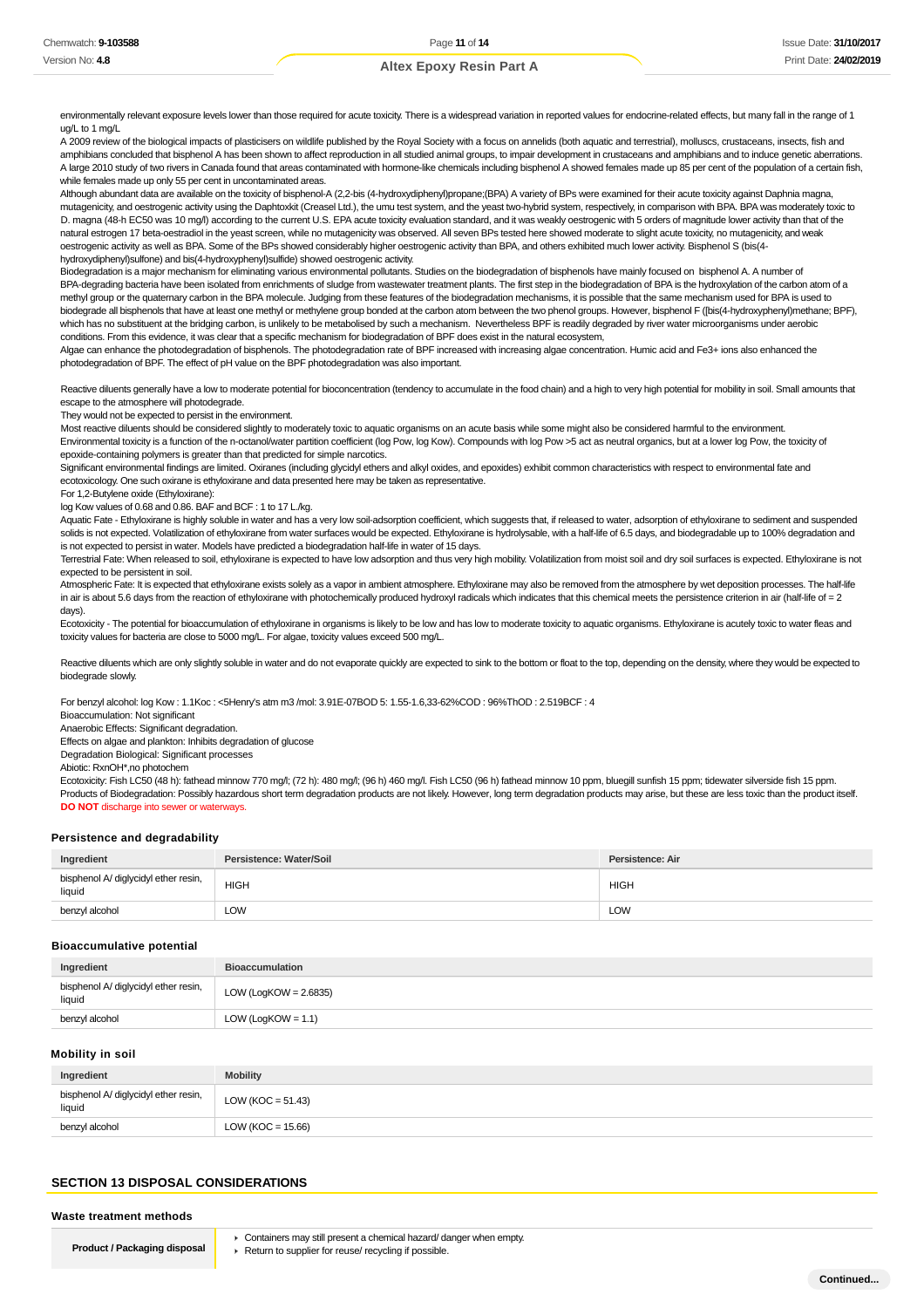environmentally relevant exposure levels lower than those required for acute toxicity. There is a widespread variation in reported values for endocrine-related effects, but many fall in the range of 1 ug/L to 1 mg/L

A 2009 review of the biological impacts of plasticisers on wildlife published by the Royal Society with a focus on annelids (both aquatic and terrestrial), molluscs, crustaceans, insects, fish and amphibians concluded that bisphenol A has been shown to affect reproduction in all studied animal groups, to impair development in crustaceans and amphibians and to induce genetic aberrations. A large 2010 study of two rivers in Canada found that areas contaminated with hormone-like chemicals including bisphenol A showed females made up 85 per cent of the population of a certain fish, while females made up only 55 per cent in uncontaminated areas.

Although abundant data are available on the toxicity of bisphenol-A (2,2-bis (4-hydroxydiphenyl)propane;(BPA) A variety of BPs were examined for their acute toxicity against Daphnia magna, mutagenicity, and oestrogenic activity using the Daphtoxkit (Creasel Ltd.), the umu test system, and the yeast two-hybrid system, respectively, in comparison with BPA. BPA was moderately toxic to D. magna (48-h EC50 was 10 mg/l) according to the current U.S. EPA acute toxicity evaluation standard, and it was weakly oestrogenic with 5 orders of magnitude lower activity than that of the natural estrogen 17 beta-oestradiol in the yeast screen, while no mutagenicity was observed. All seven BPs tested here showed moderate to slight acute toxicity, no mutagenicity, and weak oestrogenic activity as well as BPA. Some of the BPs showed considerably higher oestrogenic activity than BPA, and others exhibited much lower activity. Bisphenol S (bis(4-hydroxydiphenyl)sulfone) and bis(4-hydroxyphenyl)sulfide) showed oestrogenic activity.

Biodegradation is a major mechanism for eliminating various environmental pollutants. Studies on the biodegradation of bisphenols have mainly focused on bisphenol A. A number of BPA-degrading bacteria have been isolated from enrichments of sludge from wastewater treatment plants. The first step in the biodegradation of BPA is the hydroxylation of the carbon atom of a methyl group or the quaternary carbon in the BPA molecule. Judging from these features of the biodegradation mechanisms, it is possible that the same mechanism used for BPA is used to biodegrade all bisphenols that have at least one methyl or methylene group bonded at the carbon atom between the two phenol groups. However, bisphenol F ([bis(4-hydroxyphenyl)methane; BPF), which has no substituent at the bridging carbon, is unlikely to be metabolised by such a mechanism. Nevertheless BPF is readily degraded by river water microorganisms under aerobic conditions. From this evidence, it was clear that a specific mechanism for biodegradation of BPF does exist in the natural ecosystem,

Algae can enhance the photodegradation of bisphenols. The photodegradation rate of BPF increased with increasing algae concentration. Humic acid and $Fe^{3+}$ ions also enhanced the photodegradation of BPF. The effect of pH value on the BPF photodegradation was also important.

Reactive diluents generally have a low to moderate potential for bioconcentration (tendency to accumulate in the food chain) and a high to very high potential for mobility in soil. Small amounts that escape to the atmosphere will photodegrade.

They would not be expected to persist in the environment.

Most reactive diluents should be considered slightly to moderately toxic to aquatic organisms on an acute basis while some might also be considered harmful to the environment.

Environmental toxicity is a function of the n-octanol/water partition coefficient (log Pow, log Kow). Compounds with log Pow >5 act as neutral organics, but at a lower log Pow, the toxicity of epoxide-containing polymers is greater than that predicted for simple narcotics.

Significant environmental findings are limited. Oxiranes (including glycidyl ethers and alkyl oxides, and epoxides) exhibit common characteristics with respect to environmental fate and ecotoxicology. One such oxirane is ethyloxirane and data presented here may be taken as representative.

For 1,2-Butylene oxide (Ethyloxirane):

log Kow values of 0.68 and 0.86. BAF and BCF : 1 to 17 L/kg.

Aquatic Fate - Ethyloxirane is highly soluble in water and has a very low soil-adsorption coefficient, which suggests that, if released to water, adsorption of ethyloxirane to sediment and suspended solids is not expected. Volatilization of ethyloxirane from water surfaces would be expected. Ethyloxirane is hydrolysable, with a half-life of 6.5 days, and biodegradable up to 100% degradation and is not expected to persist in water. Models have predicted a biodegradation half-life in water of 15 days.

Terrestrial Fate: When released to soil, ethyloxirane is expected to have low adsorption and thus very high mobility. Volatilization from moist soil and dry soil surfaces is expected. Ethyloxirane is not expected to be persistent in soil.

Atmospheric Fate: It is expected that ethyloxirane exists solely as a vapor in ambient atmosphere. Ethyloxirane may also be removed from the atmosphere by wet deposition processes. The half-life in air is about 5.6 days from the reaction of ethyloxirane with photochemically produced hydroxyl radicals which indicates that this chemical meets the persistence criterion in air (half-life of = 2 days).

Ecotoxicity - The potential for bioaccumulation of ethyloxirane in organisms is likely to be low and has low to moderate toxicity to aquatic organisms. Ethyloxirane is acutely toxic to water fleas and toxicity values for bacteria are close to 5000 mg/L. For algae, toxicity values exceed 500 mg/L.

Reactive diluents which are only slightly soluble in water and do not evaporate quickly are expected to sink to the bottom or float to the top, depending on the density, where they would be expected to biodegrade slowly.

For benzyl alcohol: log Kow : 1.1Koc : <5Henry's atm m3 /mol: 3.91E-07BOD 5: 1.55-1.6,33-62%COD : 96%ThOD : 2.519BCF : 4

Bioaccumulation: Not significant

Anaerobic Effects: Significant degradation.

Effects on algae and plankton: Inhibits degradation of glucose

Degradation Biological: Significant processes

Abiotic: RxnOH*,no photochem

Ecotoxicity: Fish LC50 (48 h): fathead minnow 770 mg/l; (72 h): 480 mg/l; (96 h) 460 mg/l. Fish LC50 (96 h) fathead minnow 10 ppm, bluegill sunfish 15 ppm; tidewater silverside fish 15 ppm.

Products of Biodegradation: Possibly hazardous short term degradation products are not likely. However, long term degradation products may arise, but these are less toxic than the product itself.

**DO NOT** discharge into sewer or waterways.

### Persistence and degradability

| Ingredient | Persistence: Water/Soil | Persistence: Air |
|---|---|---|
| bisphenol A/ diglycidyl ether resin, liquid | HIGH | HIGH |
| benzyl alcohol | LOW | LOW |

### Bioaccumulative potential

| Ingredient | Bioaccumulation |
|---|---|
| bisphenol A/ diglycidyl ether resin, liquid | LOW (LogKOW = 2.6835) |
| benzyl alcohol | LOW (LogKOW = 1.1) |

### Mobility in soil

| Ingredient | Mobility |
|---|---|
| bisphenol A/ diglycidyl ether resin, liquid | LOW (KOC = 51.43) |
| benzyl alcohol | LOW (KOC = 15.66) |

## SECTION 13 DISPOSAL CONSIDERATIONS

### Waste treatment methods

| Product / Packaging disposal | - Containers may still present a chemical hazard/ danger when empty.<br>- Return to supplier for reuse/ recycling if possible. |
|---|---|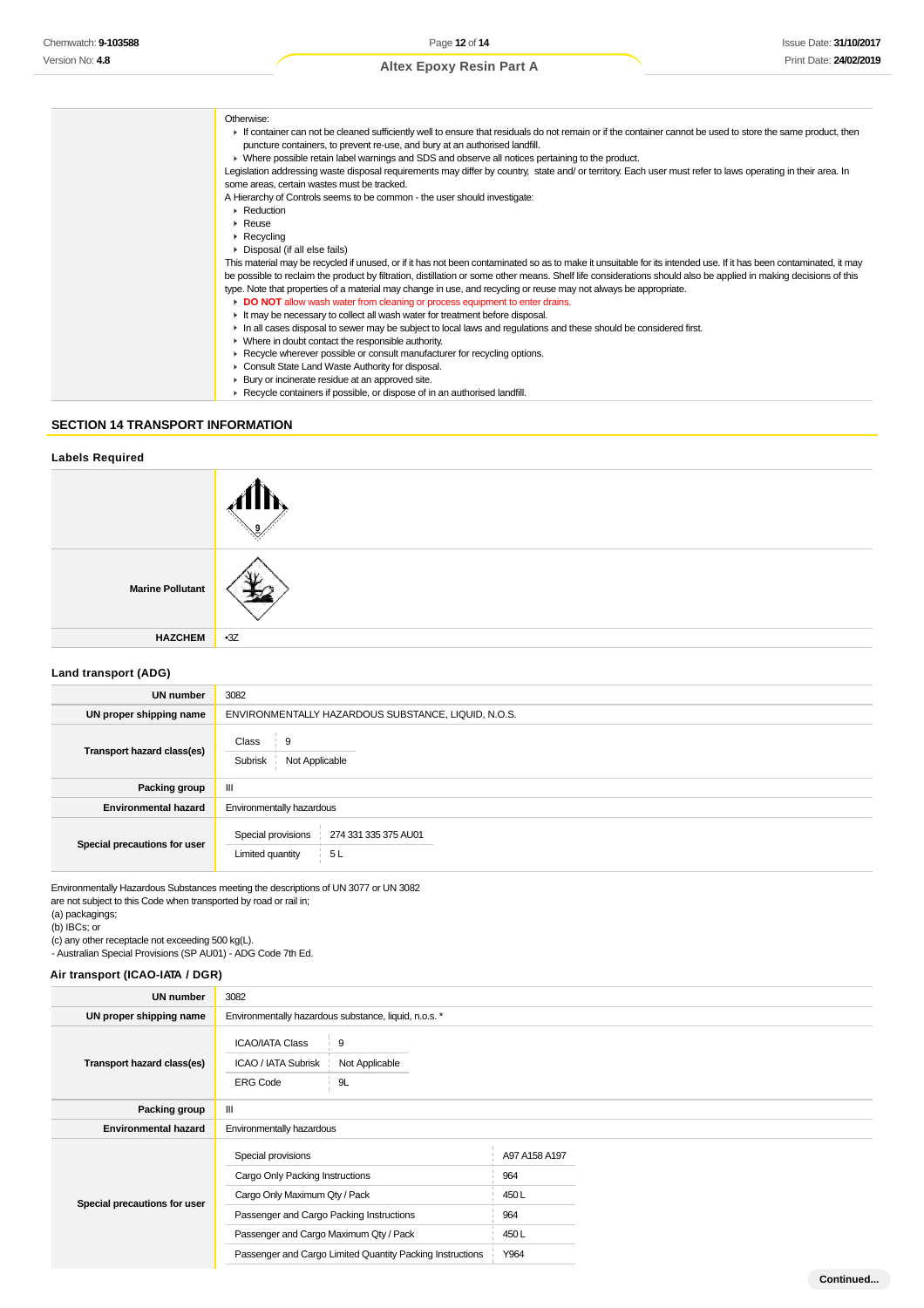| | |
|---|---|
| | Otherwise:<br>▸ If container can not be cleaned sufficiently well to ensure that residuals do not remain or if the container cannot be used to store the same product, then puncture containers, to prevent re-use, and bury at an authorised landfill.<br>▸ Where possible retain label warnings and SDS and observe all notices pertaining to the product.<br>Legislation addressing waste disposal requirements may differ by country, state and/ or territory. Each user must refer to laws operating in their area. In some areas, certain wastes must be tracked.<br>A Hierarchy of Controls seems to be common - the user should investigate:<br>▸ Reduction<br>▸ Reuse<br>▸ Recycling<br>▸ Disposal (if all else fails)<br>This material may be recycled if unused, or if it has not been contaminated so as to make it unsuitable for its intended use. If it has been contaminated, it may be possible to reclaim the product by filtration, distillation or some other means. Shelf life considerations should also be applied in making decisions of this type. Note that properties of a material may change in use, and recycling or reuse may not always be appropriate.<br>▸ **DO NOT** allow wash water from cleaning or process equipment to enter drains.<br>▸ It may be necessary to collect all wash water for treatment before disposal.<br>▸ In all cases disposal to sewer may be subject to local laws and regulations and these should be considered first.<br>▸ Where in doubt contact the responsible authority.<br>▸ Recycle wherever possible or consult manufacturer for recycling options.<br>▸ Consult State Land Waste Authority for disposal.<br>▸ Bury or incinerate residue at an approved site.<br>▸ Recycle containers if possible, or dispose of in an authorised landfill. |

## SECTION 14 TRANSPORT INFORMATION

### Labels Required

| | |
|---|---|
| | 9 |
| **Marine Pollutant** | |
| **HAZCHEM** | •3Z |

### Land transport (ADG)

| | |
|---|---|
| **UN number** | 3082 |
| **UN proper shipping name** | ENVIRONMENTALLY HAZARDOUS SUBSTANCE, LIQUID, N.O.S. |
| **Transport hazard class(es)** | Class: 9<br>Subrisk: Not Applicable |
| **Packing group** | III |
| **Environmental hazard** | Environmentally hazardous |
| **Special precautions for user** | Special provisions: 274 331 335 375 AU01<br>Limited quantity: 5 L |

Environmentally Hazardous Substances meeting the descriptions of UN 3077 or UN 3082 are not subject to this Code when transported by road or rail in;
(a) packagings;
(b) IBCs; or
(c) any other receptacle not exceeding 500 kg(L).
- Australian Special Provisions (SP AU01) - ADG Code 7th Ed.

### Air transport (ICAO-IATA / DGR)

| | |
|---|---|
| **UN number** | 3082 |
| **UN proper shipping name** | Environmentally hazardous substance, liquid, n.o.s. * |
| **Transport hazard class(es)** | ICAO/IATA Class: 9<br>ICAO / IATA Subrisk: Not Applicable<br>ERG Code: 9L |
| **Packing group** | III |
| **Environmental hazard** | Environmentally hazardous |
| **Special precautions for user** | Special provisions: A97 A158 A197<br>Cargo Only Packing Instructions: 964<br>Cargo Only Maximum Qty / Pack: 450 L<br>Passenger and Cargo Packing Instructions: 964<br>Passenger and Cargo Maximum Qty / Pack: 450 L<br>Passenger and Cargo Limited Quantity Packing Instructions: Y964 |

Continued...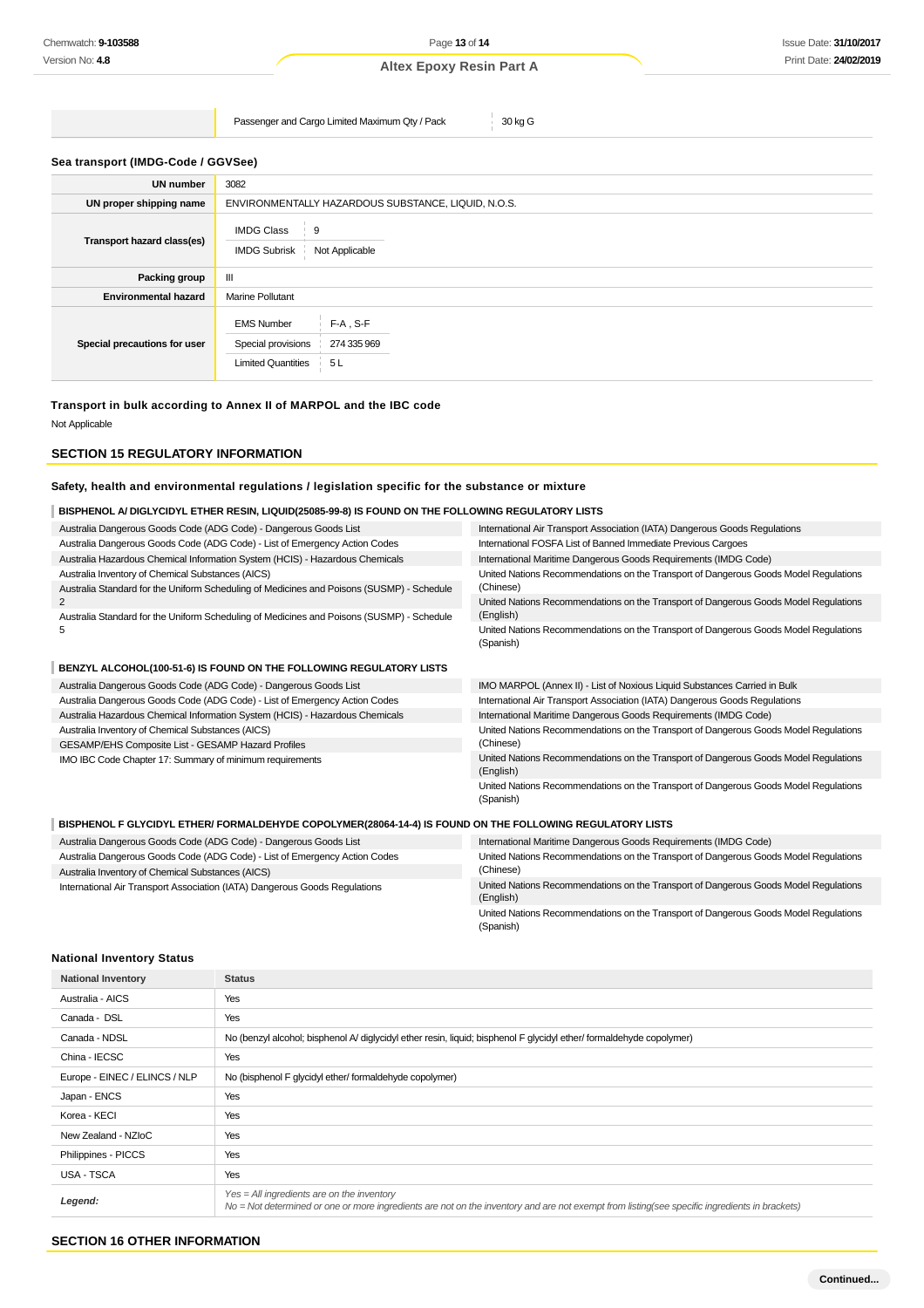| | | |
|---|---|---|
| | Passenger and Cargo Limited Maximum Qty / Pack | 30 kg G |

### Sea transport (IMDG-Code / GGVSee)

| | |
|---|---|
| **UN number** | 3082 |
| **UN proper shipping name** | ENVIRONMENTALLY HAZARDOUS SUBSTANCE, LIQUID, N.O.S. |
| **Transport hazard class(es)** | IMDG Class: 9<br>IMDG Subrisk: Not Applicable |
| **Packing group** | III |
| **Environmental hazard** | Marine Pollutant |
| **Special precautions for user** | EMS Number: F-A , S-F<br>Special provisions: 274 335 969<br>Limited Quantities: 5 L |

### Transport in bulk according to Annex II of MARPOL and the IBC code

Not Applicable

## SECTION 15 REGULATORY INFORMATION

### Safety, health and environmental regulations / legislation specific for the substance or mixture

#### BISPHENOL A/ DIGLYCIDYL ETHER RESIN, LIQUID(25085-99-8) IS FOUND ON THE FOLLOWING REGULATORY LISTS

- Australia Dangerous Goods Code (ADG Code) - Dangerous Goods List
- Australia Dangerous Goods Code (ADG Code) - List of Emergency Action Codes
- Australia Hazardous Chemical Information System (HCIS) - Hazardous Chemicals
- Australia Inventory of Chemical Substances (AICS)
- Australia Standard for the Uniform Scheduling of Medicines and Poisons (SUSMP) - Schedule 2
- Australia Standard for the Uniform Scheduling of Medicines and Poisons (SUSMP) - Schedule 5
- International Air Transport Association (IATA) Dangerous Goods Regulations
- International FOSFA List of Banned Immediate Previous Cargoes
- International Maritime Dangerous Goods Requirements (IMDG Code)
- United Nations Recommendations on the Transport of Dangerous Goods Model Regulations (Chinese)
- United Nations Recommendations on the Transport of Dangerous Goods Model Regulations (English)
- United Nations Recommendations on the Transport of Dangerous Goods Model Regulations (Spanish)

#### BENZYL ALCOHOL(100-51-6) IS FOUND ON THE FOLLOWING REGULATORY LISTS

- Australia Dangerous Goods Code (ADG Code) - Dangerous Goods List
- Australia Dangerous Goods Code (ADG Code) - List of Emergency Action Codes
- Australia Hazardous Chemical Information System (HCIS) - Hazardous Chemicals
- Australia Inventory of Chemical Substances (AICS)
- GESAMP/EHS Composite List - GESAMP Hazard Profiles
- IMO IBC Code Chapter 17: Summary of minimum requirements
- IMO MARPOL (Annex II) - List of Noxious Liquid Substances Carried in Bulk
- International Air Transport Association (IATA) Dangerous Goods Regulations
- International Maritime Dangerous Goods Requirements (IMDG Code)
- United Nations Recommendations on the Transport of Dangerous Goods Model Regulations (Chinese)
- United Nations Recommendations on the Transport of Dangerous Goods Model Regulations (English)
- United Nations Recommendations on the Transport of Dangerous Goods Model Regulations (Spanish)

#### BISPHENOL F GLYCIDYL ETHER/ FORMALDEHYDE COPOLYMER(28064-14-4) IS FOUND ON THE FOLLOWING REGULATORY LISTS

- Australia Dangerous Goods Code (ADG Code) - Dangerous Goods List
- Australia Dangerous Goods Code (ADG Code) - List of Emergency Action Codes
- Australia Inventory of Chemical Substances (AICS)
- International Air Transport Association (IATA) Dangerous Goods Regulations
- International Maritime Dangerous Goods Requirements (IMDG Code)
- United Nations Recommendations on the Transport of Dangerous Goods Model Regulations (Chinese)
- United Nations Recommendations on the Transport of Dangerous Goods Model Regulations (English)
- United Nations Recommendations on the Transport of Dangerous Goods Model Regulations (Spanish)

### National Inventory Status

| National Inventory | Status |
|---|---|
| Australia - AICS | Yes |
| Canada - DSL | Yes |
| Canada - NDSL | No (benzyl alcohol; bisphenol A/ diglycidyl ether resin, liquid; bisphenol F glycidyl ether/ formaldehyde copolymer) |
| China - IECSC | Yes |
| Europe - EINEC / ELINCS / NLP | No (bisphenol F glycidyl ether/ formaldehyde copolymer) |
| Japan - ENCS | Yes |
| Korea - KECI | Yes |
| New Zealand - NZIoC | Yes |
| Philippines - PICCS | Yes |
| USA - TSCA | Yes |
| ***Legend:*** | *Yes = All ingredients are on the inventory*<br>*No = Not determined or one or more ingredients are not on the inventory and are not exempt from listing(see specific ingredients in brackets)* |

## SECTION 16 OTHER INFORMATION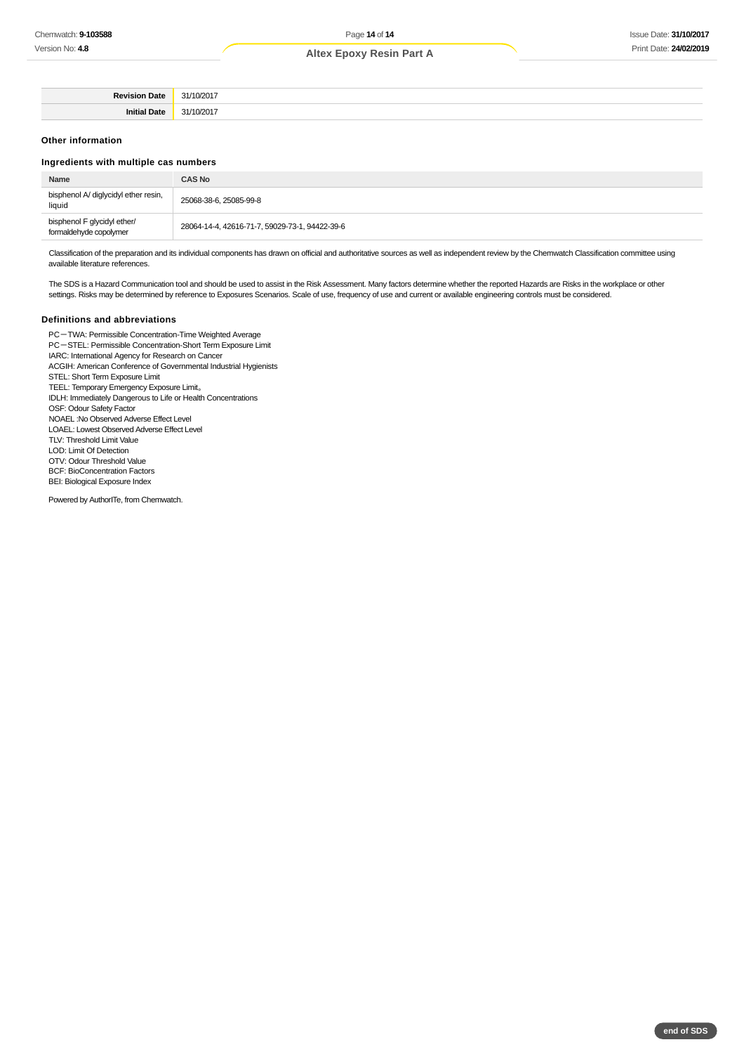| Revision Date | 31/10/2017 |
| --- | --- |
| Initial Date | 31/10/2017 |

## Other information

### Ingredients with multiple cas numbers

| Name | CAS No |
| --- | --- |
| bisphenol A/ diglycidyl ether resin, liquid | 25068-38-6, 25085-99-8 |
| bisphenol F glycidyl ether/ formaldehyde copolymer | 28064-14-4, 42616-71-7, 59029-73-1, 94422-39-6 |

Classification of the preparation and its individual components has drawn on official and authoritative sources as well as independent review by the Chemwatch Classification committee using available literature references.

The SDS is a Hazard Communication tool and should be used to assist in the Risk Assessment. Many factors determine whether the reported Hazards are Risks in the workplace or other settings. Risks may be determined by reference to Exposures Scenarios. Scale of use, frequency of use and current or available engineering controls must be considered.

### Definitions and abbreviations

PC－TWA: Permissible Concentration-Time Weighted Average
PC－STEL: Permissible Concentration-Short Term Exposure Limit
IARC: International Agency for Research on Cancer
ACGIH: American Conference of Governmental Industrial Hygienists
STEL: Short Term Exposure Limit
TEEL: Temporary Emergency Exposure Limit。
IDLH: Immediately Dangerous to Life or Health Concentrations
OSF: Odour Safety Factor
NOAEL :No Observed Adverse Effect Level
LOAEL: Lowest Observed Adverse Effect Level
TLV: Threshold Limit Value
LOD: Limit Of Detection
OTV: Odour Threshold Value
BCF: BioConcentration Factors
BEI: Biological Exposure Index

Powered by AuthorITe, from Chemwatch.

end of SDS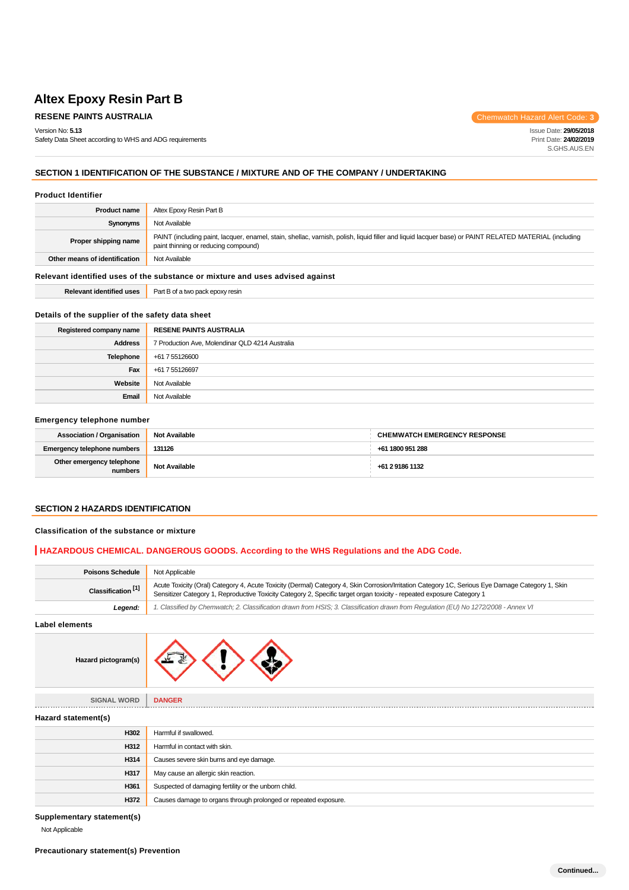# Altex Epoxy Resin Part B

**RESENE PAINTS AUSTRALIA**

Chemwatch Hazard Alert Code: **3**

Version No: **5.13**
Safety Data Sheet according to WHS and ADG requirements

Issue Date: **29/05/2018**
Print Date: **24/02/2019**
S.GHS.AUS.EN

## SECTION 1 IDENTIFICATION OF THE SUBSTANCE / MIXTURE AND OF THE COMPANY / UNDERTAKING

### Product Identifier

| | |
|---|---|
| **Product name** | Altex Epoxy Resin Part B |
| **Synonyms** | Not Available |
| **Proper shipping name** | PAINT (including paint, lacquer, enamel, stain, shellac, varnish, polish, liquid filler and liquid lacquer base) or PAINT RELATED MATERIAL (including paint thinning or reducing compound) |
| **Other means of identification** | Not Available |

### Relevant identified uses of the substance or mixture and uses advised against

| | |
|---|---|
| **Relevant identified uses** | Part B of a two pack epoxy resin |

### Details of the supplier of the safety data sheet

| | |
|---|---|
| **Registered company name** | **RESENE PAINTS AUSTRALIA** |
| **Address** | 7 Production Ave, Molendinar QLD 4214 Australia |
| **Telephone** | +61 7 55126600 |
| **Fax** | +61 7 55126697 |
| **Website** | Not Available |
| **Email** | Not Available |

### Emergency telephone number

| | | |
|---|---|---|
| **Association / Organisation** | **Not Available** | **CHEMWATCH EMERGENCY RESPONSE** |
| **Emergency telephone numbers** | **131126** | **+61 1800 951 288** |
| **Other emergency telephone numbers** | **Not Available** | **+61 2 9186 1132** |

## SECTION 2 HAZARDS IDENTIFICATION

### Classification of the substance or mixture

**HAZARDOUS CHEMICAL. DANGEROUS GOODS. According to the WHS Regulations and the ADG Code.**

| | |
|---|---|
| **Poisons Schedule** | Not Applicable |
| **Classification [1]** | Acute Toxicity (Oral) Category 4, Acute Toxicity (Dermal) Category 4, Skin Corrosion/Irritation Category 1C, Serious Eye Damage Category 1, Skin Sensitizer Category 1, Reproductive Toxicity Category 2, Specific target organ toxicity - repeated exposure Category 1 |
| ***Legend:*** | *1. Classified by Chemwatch; 2. Classification drawn from HSIS; 3. Classification drawn from Regulation (EU) No 1272/2008 - Annex VI* |

### Label elements

| | |
|---|---|
| **Hazard pictogram(s)** | |
| SIGNAL WORD | **DANGER** |

### Hazard statement(s)

| | |
|---|---|
| **H302** | Harmful if swallowed. |
| **H312** | Harmful in contact with skin. |
| **H314** | Causes severe skin burns and eye damage. |
| **H317** | May cause an allergic skin reaction. |
| **H361** | Suspected of damaging fertility or the unborn child. |
| **H372** | Causes damage to organs through prolonged or repeated exposure. |

### Supplementary statement(s)

Not Applicable

### Precautionary statement(s) Prevention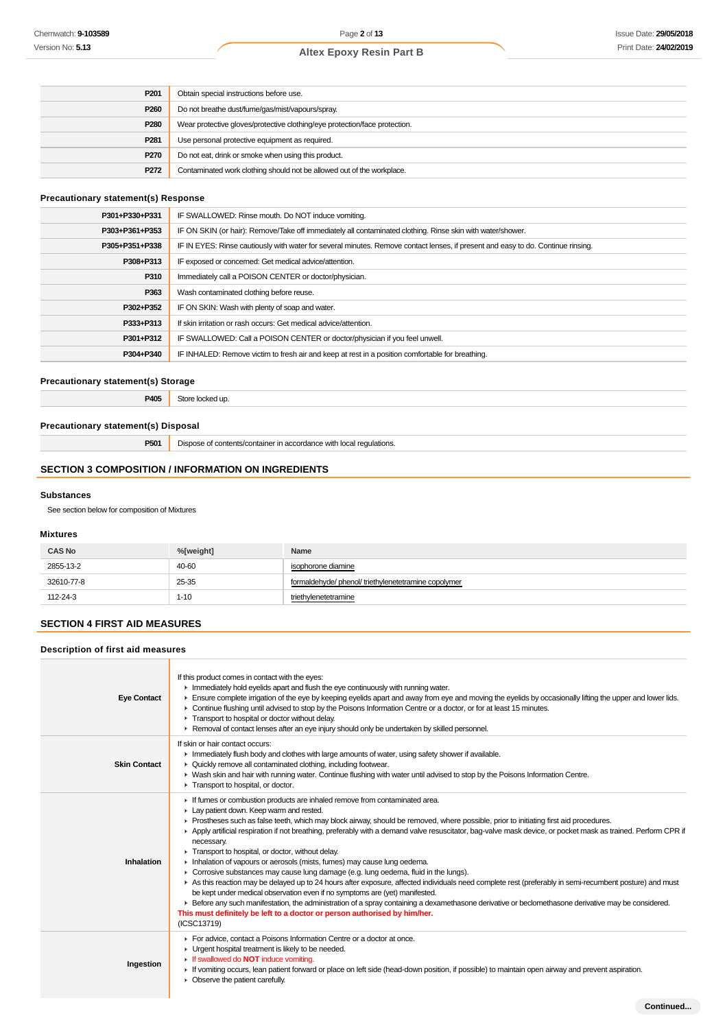| | |
|---|---|
| P201 | Obtain special instructions before use. |
| P260 | Do not breathe dust/fume/gas/mist/vapours/spray. |
| P280 | Wear protective gloves/protective clothing/eye protection/face protection. |
| P281 | Use personal protective equipment as required. |
| P270 | Do not eat, drink or smoke when using this product. |
| P272 | Contaminated work clothing should not be allowed out of the workplace. |

### Precautionary statement(s) Response

| | |
|---|---|
| P301+P330+P331 | IF SWALLOWED: Rinse mouth. Do NOT induce vomiting. |
| P303+P361+P353 | IF ON SKIN (or hair): Remove/Take off immediately all contaminated clothing. Rinse skin with water/shower. |
| P305+P351+P338 | IF IN EYES: Rinse cautiously with water for several minutes. Remove contact lenses, if present and easy to do. Continue rinsing. |
| P308+P313 | IF exposed or concerned: Get medical advice/attention. |
| P310 | Immediately call a POISON CENTER or doctor/physician. |
| P363 | Wash contaminated clothing before reuse. |
| P302+P352 | IF ON SKIN: Wash with plenty of soap and water. |
| P333+P313 | If skin irritation or rash occurs: Get medical advice/attention. |
| P301+P312 | IF SWALLOWED: Call a POISON CENTER or doctor/physician if you feel unwell. |
| P304+P340 | IF INHALED: Remove victim to fresh air and keep at rest in a position comfortable for breathing. |

### Precautionary statement(s) Storage

| | |
|---|---|
| P405 | Store locked up. |

### Precautionary statement(s) Disposal

| | |
|---|---|
| P501 | Dispose of contents/container in accordance with local regulations. |

## SECTION 3 COMPOSITION / INFORMATION ON INGREDIENTS

### Substances

See section below for composition of Mixtures

### Mixtures

| CAS No | %[weight] | Name |
|---|---|---|
| 2855-13-2 | 40-60 | isophorone diamine |
| 32610-77-8 | 25-35 | formaldehyde/ phenol/ triethylenetetramine copolymer |
| 112-24-3 | 1-10 | triethylenetetramine |

## SECTION 4 FIRST AID MEASURES

### Description of first aid measures

| | |
|---|---|
| Eye Contact | If this product comes in contact with the eyes:<br>▸ Immediately hold eyelids apart and flush the eye continuously with running water.<br>▸ Ensure complete irrigation of the eye by keeping eyelids apart and away from eye and moving the eyelids by occasionally lifting the upper and lower lids.<br>▸ Continue flushing until advised to stop by the Poisons Information Centre or a doctor, or for at least 15 minutes.<br>▸ Transport to hospital or doctor without delay.<br>▸ Removal of contact lenses after an eye injury should only be undertaken by skilled personnel. |
| Skin Contact | If skin or hair contact occurs:<br>▸ Immediately flush body and clothes with large amounts of water, using safety shower if available.<br>▸ Quickly remove all contaminated clothing, including footwear.<br>▸ Wash skin and hair with running water. Continue flushing with water until advised to stop by the Poisons Information Centre.<br>▸ Transport to hospital, or doctor. |
| Inhalation | ▸ If fumes or combustion products are inhaled remove from contaminated area.<br>▸ Lay patient down. Keep warm and rested.<br>▸ Prostheses such as false teeth, which may block airway, should be removed, where possible, prior to initiating first aid procedures.<br>▸ Apply artificial respiration if not breathing, preferably with a demand valve resuscitator, bag-valve mask device, or pocket mask as trained. Perform CPR if necessary.<br>▸ Transport to hospital, or doctor, without delay.<br>▸ Inhalation of vapours or aerosols (mists, fumes) may cause lung oedema.<br>▸ Corrosive substances may cause lung damage (e.g. lung oedema, fluid in the lungs).<br>▸ As this reaction may be delayed up to 24 hours after exposure, affected individuals need complete rest (preferably in semi-recumbent posture) and must be kept under medical observation even if no symptoms are (yet) manifested.<br>▸ Before any such manifestation, the administration of a spray containing a dexamethasone derivative or beclomethasone derivative may be considered.<br>**This must definitely be left to a doctor or person authorised by him/her.**<br>(ICSC13719) |
| Ingestion | ▸ For advice, contact a Poisons Information Centre or a doctor at once.<br>▸ Urgent hospital treatment is likely to be needed.<br>▸ If swallowed do **NOT** induce vomiting.<br>▸ If vomiting occurs, lean patient forward or place on left side (head-down position, if possible) to maintain open airway and prevent aspiration.<br>▸ Observe the patient carefully. |

**Continued...**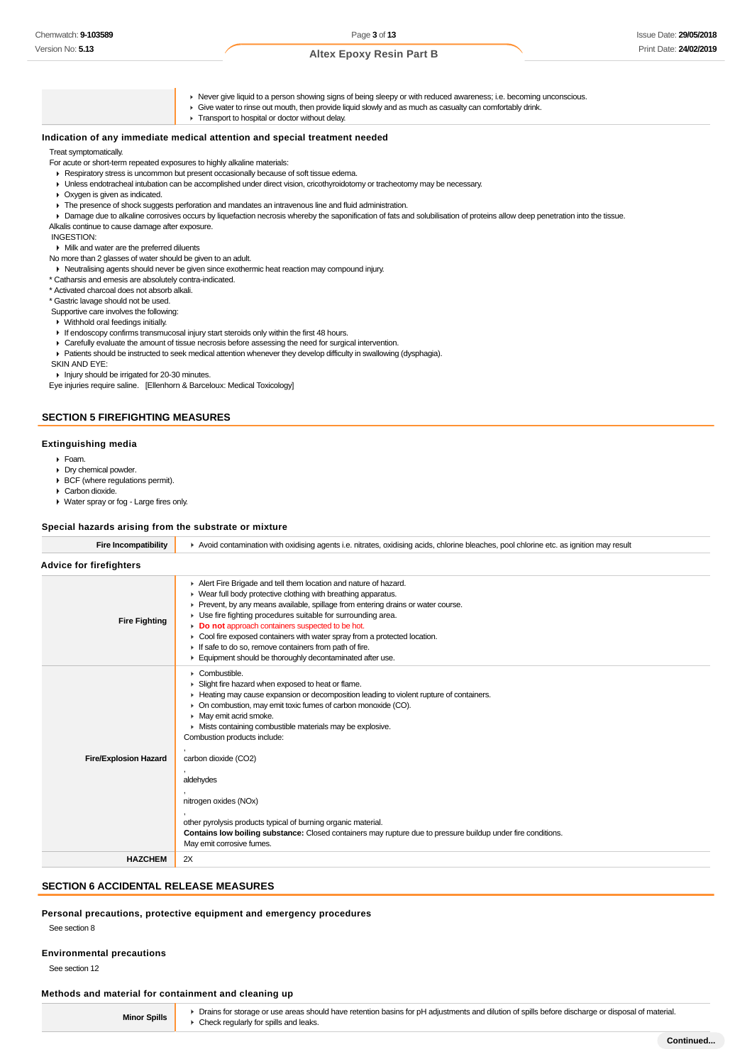| | |
|---|---|
| | - Never give liquid to a person showing signs of being sleepy or with reduced awareness; i.e. becoming unconscious.<br>- Give water to rinse out mouth, then provide liquid slowly and as much as casualty can comfortably drink.<br>- Transport to hospital or doctor without delay. |

### Indication of any immediate medical attention and special treatment needed

Treat symptomatically.

For acute or short-term repeated exposures to highly alkaline materials:

- Respiratory stress is uncommon but present occasionally because of soft tissue edema.
- Unless endotracheal intubation can be accomplished under direct vision, cricothyroidotomy or tracheotomy may be necessary.
- Oxygen is given as indicated.
- The presence of shock suggests perforation and mandates an intravenous line and fluid administration.
- Damage due to alkaline corrosives occurs by liquefaction necrosis whereby the saponification of fats and solubilisation of proteins allow deep penetration into the tissue.

Alkalis continue to cause damage after exposure.

INGESTION:

- Milk and water are the preferred diluents

No more than 2 glasses of water should be given to an adult.

- Neutralising agents should never be given since exothermic heat reaction may compound injury.

* Catharsis and emesis are absolutely contra-indicated.
* Activated charcoal does not absorb alkali.
* Gastric lavage should not be used.

Supportive care involves the following:

- Withhold oral feedings initially.
- If endoscopy confirms transmucosal injury start steroids only within the first 48 hours.
- Carefully evaluate the amount of tissue necrosis before assessing the need for surgical intervention.
- Patients should be instructed to seek medical attention whenever they develop difficulty in swallowing (dysphagia).

SKIN AND EYE:

- Injury should be irrigated for 20-30 minutes.

Eye injuries require saline. [Ellenhorn & Barceloux: Medical Toxicology]

## SECTION 5 FIREFIGHTING MEASURES

### Extinguishing media

- Foam.
- Dry chemical powder.
- BCF (where regulations permit).
- Carbon dioxide.
- Water spray or fog - Large fires only.

### Special hazards arising from the substrate or mixture

| | |
|---|---|
| **Fire Incompatibility** | - Avoid contamination with oxidising agents i.e. nitrates, oxidising acids, chlorine bleaches, pool chlorine etc. as ignition may result |

### Advice for firefighters

| | |
|---|---|
| **Fire Fighting** | - Alert Fire Brigade and tell them location and nature of hazard.<br>- Wear full body protective clothing with breathing apparatus.<br>- Prevent, by any means available, spillage from entering drains or water course.<br>- Use fire fighting procedures suitable for surrounding area.<br>- **Do not** approach containers suspected to be hot.<br>- Cool fire exposed containers with water spray from a protected location.<br>- If safe to do so, remove containers from path of fire.<br>- Equipment should be thoroughly decontaminated after use. |
| **Fire/Explosion Hazard** | - Combustible.<br>- Slight fire hazard when exposed to heat or flame.<br>- Heating may cause expansion or decomposition leading to violent rupture of containers.<br>- On combustion, may emit toxic fumes of carbon monoxide (CO).<br>- May emit acrid smoke.<br>- Mists containing combustible materials may be explosive.<br>Combustion products include:<br>,<br>carbon dioxide (CO2)<br>,<br>aldehydes<br>,<br>nitrogen oxides (NOx)<br>,<br>other pyrolysis products typical of burning organic material.<br>**Contains low boiling substance:** Closed containers may rupture due to pressure buildup under fire conditions.<br>May emit corrosive fumes. |
| **HAZCHEM** | 2X |

## SECTION 6 ACCIDENTAL RELEASE MEASURES

### Personal precautions, protective equipment and emergency procedures

See section 8

### Environmental precautions

See section 12

### Methods and material for containment and cleaning up

| | |
|---|---|
| **Minor Spills** | - Drains for storage or use areas should have retention basins for pH adjustments and dilution of spills before discharge or disposal of material.<br>- Check regularly for spills and leaks. |

Continued...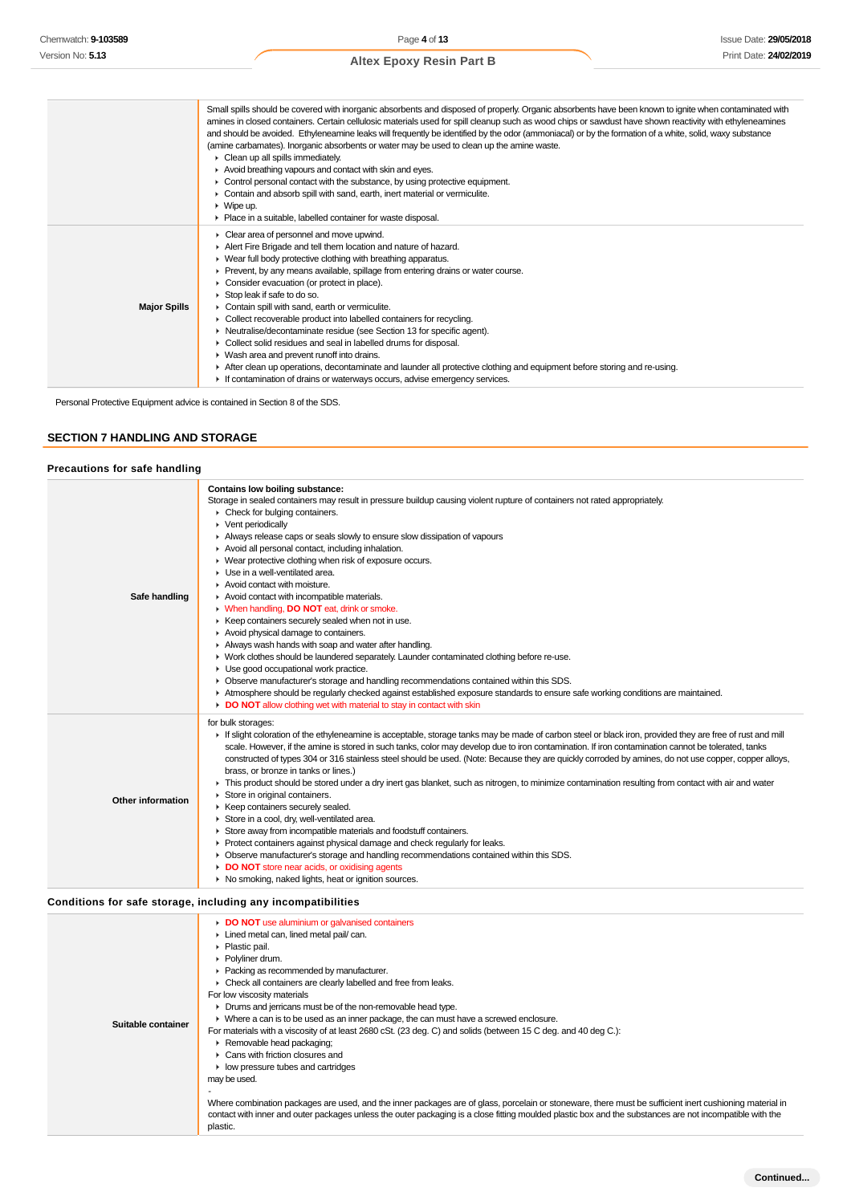| | |
|---|---|
| | Small spills should be covered with inorganic absorbents and disposed of properly. Organic absorbents have been known to ignite when contaminated with amines in closed containers. Certain cellulosic materials used for spill cleanup such as wood chips or sawdust have shown reactivity with ethyleneamines and should be avoided. Ethyleneamine leaks will frequently be identified by the odor (ammoniacal) or by the formation of a white, solid, waxy substance (amine carbamates). Inorganic absorbents or water may be used to clean up the amine waste.<br>▸ Clean up all spills immediately.<br>▸ Avoid breathing vapours and contact with skin and eyes.<br>▸ Control personal contact with the substance, by using protective equipment.<br>▸ Contain and absorb spill with sand, earth, inert material or vermiculite.<br>▸ Wipe up.<br>▸ Place in a suitable, labelled container for waste disposal. |
| **Major Spills** | ▸ Clear area of personnel and move upwind.<br>▸ Alert Fire Brigade and tell them location and nature of hazard.<br>▸ Wear full body protective clothing with breathing apparatus.<br>▸ Prevent, by any means available, spillage from entering drains or water course.<br>▸ Consider evacuation (or protect in place).<br>▸ Stop leak if safe to do so.<br>▸ Contain spill with sand, earth or vermiculite.<br>▸ Collect recoverable product into labelled containers for recycling.<br>▸ Neutralise/decontaminate residue (see Section 13 for specific agent).<br>▸ Collect solid residues and seal in labelled drums for disposal.<br>▸ Wash area and prevent runoff into drains.<br>▸ After clean up operations, decontaminate and launder all protective clothing and equipment before storing and re-using.<br>▸ If contamination of drains or waterways occurs, advise emergency services. |

Personal Protective Equipment advice is contained in Section 8 of the SDS.

## SECTION 7 HANDLING AND STORAGE

### Precautions for safe handling

| | |
|---|---|
| **Safe handling** | **Contains low boiling substance:**<br>Storage in sealed containers may result in pressure buildup causing violent rupture of containers not rated appropriately.<br>▸ Check for bulging containers.<br>▸ Vent periodically<br>▸ Always release caps or seals slowly to ensure slow dissipation of vapours<br>▸ Avoid all personal contact, including inhalation.<br>▸ Wear protective clothing when risk of exposure occurs.<br>▸ Use in a well-ventilated area.<br>▸ Avoid contact with moisture.<br>▸ Avoid contact with incompatible materials.<br>▸ When handling, **DO NOT** eat, drink or smoke.<br>▸ Keep containers securely sealed when not in use.<br>▸ Avoid physical damage to containers.<br>▸ Always wash hands with soap and water after handling.<br>▸ Work clothes should be laundered separately. Launder contaminated clothing before re-use.<br>▸ Use good occupational work practice.<br>▸ Observe manufacturer's storage and handling recommendations contained within this SDS.<br>▸ Atmosphere should be regularly checked against established exposure standards to ensure safe working conditions are maintained.<br>▸ **DO NOT** allow clothing wet with material to stay in contact with skin |
| **Other information** | for bulk storages:<br>▸ If slight coloration of the ethyleneamine is acceptable, storage tanks may be made of carbon steel or black iron, provided they are free of rust and mill scale. However, if the amine is stored in such tanks, color may develop due to iron contamination. If iron contamination cannot be tolerated, tanks constructed of types 304 or 316 stainless steel should be used. (Note: Because they are quickly corroded by amines, do not use copper, copper alloys, brass, or bronze in tanks or lines.)<br>▸ This product should be stored under a dry inert gas blanket, such as nitrogen, to minimize contamination resulting from contact with air and water<br>▸ Store in original containers.<br>▸ Keep containers securely sealed.<br>▸ Store in a cool, dry, well-ventilated area.<br>▸ Store away from incompatible materials and foodstuff containers.<br>▸ Protect containers against physical damage and check regularly for leaks.<br>▸ Observe manufacturer's storage and handling recommendations contained within this SDS.<br>▸ **DO NOT** store near acids, or oxidising agents<br>▸ No smoking, naked lights, heat or ignition sources. |

### Conditions for safe storage, including any incompatibilities

| | |
|---|---|
| **Suitable container** | ▸ **DO NOT** use aluminium or galvanised containers<br>▸ Lined metal can, lined metal pail/ can.<br>▸ Plastic pail.<br>▸ Polyliner drum.<br>▸ Packing as recommended by manufacturer.<br>▸ Check all containers are clearly labelled and free from leaks.<br>For low viscosity materials<br>▸ Drums and jerricans must be of the non-removable head type.<br>▸ Where a can is to be used as an inner package, the can must have a screwed enclosure.<br>For materials with a viscosity of at least 2680 cSt. (23 deg. C) and solids (between 15 C deg. and 40 deg C.):<br>▸ Removable head packaging;<br>▸ Cans with friction closures and<br>▸ low pressure tubes and cartridges<br>may be used.<br>-<br>Where combination packages are used, and the inner packages are of glass, porcelain or stoneware, there must be sufficient inert cushioning material in contact with inner and outer packages unless the outer packaging is a close fitting moulded plastic box and the substances are not incompatible with the plastic. |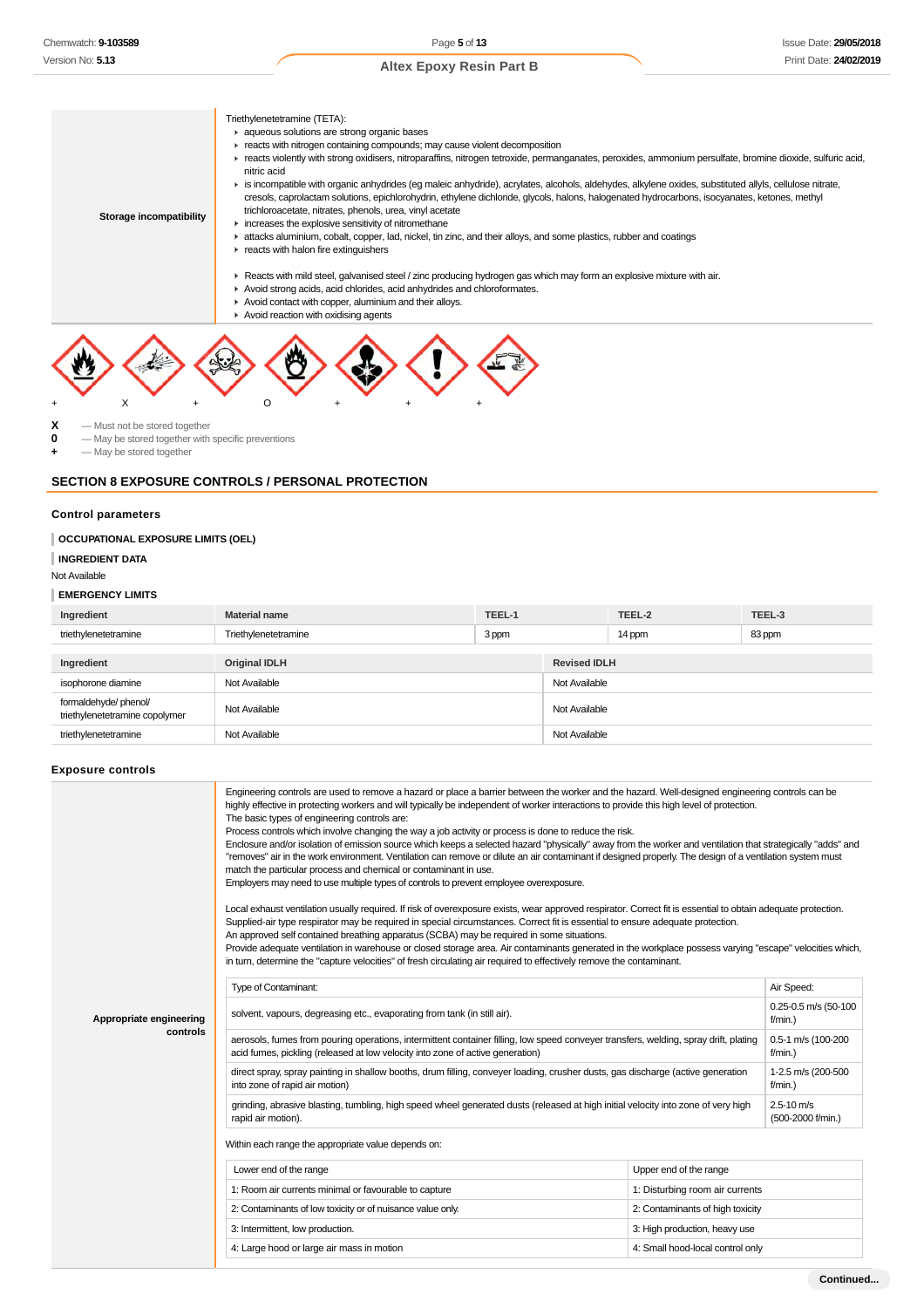| Storage incompatibility | Triethylenetetramine (TETA):<br>- aqueous solutions are strong organic bases<br>- reacts with nitrogen containing compounds; may cause violent decomposition<br>- reacts violently with strong oxidisers, nitroparaffins, nitrogen tetroxide, permanganates, peroxides, ammonium persulfate, bromine dioxide, sulfuric acid, nitric acid<br>- is incompatible with organic anhydrides (eg maleic anhydride), acrylates, alcohols, aldehydes, alkylene oxides, substituted allyls, cellulose nitrate, cresols, caprolactam solutions, epichlorohydrin, ethylene dichloride, glycols, halons, halogenated hydrocarbons, isocyanates, ketones, methyl trichloroacetate, nitrates, phenols, urea, vinyl acetate<br>- increases the explosive sensitivity of nitromethane<br>- attacks aluminium, cobalt, copper, lad, nickel, tin zinc, and their alloys, and some plastics, rubber and coatings<br>- reacts with halon fire extinguishers<br><br>- Reacts with mild steel, galvanised steel / zinc producing hydrogen gas which may form an explosive mixture with air.<br>- Avoid strong acids, acid chlorides, acid anhydrides and chloroformates.<br>- Avoid contact with copper, aluminium and their alloys.<br>- Avoid reaction with oxidising agents |
|---|---|

| + | X | + | O | + | + | + |
|---|---|---|---|---|---|---|

**X** — Must not be stored together
**0** — May be stored together with specific preventions
**+** — May be stored together

## SECTION 8 EXPOSURE CONTROLS / PERSONAL PROTECTION

### Control parameters

**OCCUPATIONAL EXPOSURE LIMITS (OEL)**

**INGREDIENT DATA**

Not Available

**EMERGENCY LIMITS**

| Ingredient | Material name | TEEL-1 | TEEL-2 | TEEL-3 |
|---|---|---|---|---|
| triethylenetetramine | Triethylenetetramine | 3 ppm | 14 ppm | 83 ppm |

| Ingredient | Original IDLH | Revised IDLH |
|---|---|---|
| isophorone diamine | Not Available | Not Available |
| formaldehyde/ phenol/ triethylenetetramine copolymer | Not Available | Not Available |
| triethylenetetramine | Not Available | Not Available |

### Exposure controls

**Appropriate engineering controls**

Engineering controls are used to remove a hazard or place a barrier between the worker and the hazard. Well-designed engineering controls can be highly effective in protecting workers and will typically be independent of worker interactions to provide this high level of protection.
The basic types of engineering controls are:
Process controls which involve changing the way a job activity or process is done to reduce the risk.
Enclosure and/or isolation of emission source which keeps a selected hazard "physically" away from the worker and ventilation that strategically "adds" and "removes" air in the work environment. Ventilation can remove or dilute an air contaminant if designed properly. The design of a ventilation system must match the particular process and chemical or contaminant in use.
Employers may need to use multiple types of controls to prevent employee overexposure.

Local exhaust ventilation usually required. If risk of overexposure exists, wear approved respirator. Correct fit is essential to obtain adequate protection. Supplied-air type respirator may be required in special circumstances. Correct fit is essential to ensure adequate protection.
An approved self contained breathing apparatus (SCBA) may be required in some situations.
Provide adequate ventilation in warehouse or closed storage area. Air contaminants generated in the workplace possess varying "escape" velocities which, in turn, determine the "capture velocities" of fresh circulating air required to effectively remove the contaminant.

| Type of Contaminant: | Air Speed: |
|---|---|
| solvent, vapours, degreasing etc., evaporating from tank (in still air). | 0.25-0.5 m/s (50-100 f/min.) |
| aerosols, fumes from pouring operations, intermittent container filling, low speed conveyer transfers, welding, spray drift, plating acid fumes, pickling (released at low velocity into zone of active generation) | 0.5-1 m/s (100-200 f/min.) |
| direct spray, spray painting in shallow booths, drum filling, conveyer loading, crusher dusts, gas discharge (active generation into zone of rapid air motion) | 1-2.5 m/s (200-500 f/min.) |
| grinding, abrasive blasting, tumbling, high speed wheel generated dusts (released at high initial velocity into zone of very high rapid air motion). | 2.5-10 m/s (500-2000 f/min.) |

Within each range the appropriate value depends on:

| Lower end of the range | Upper end of the range |
|---|---|
| 1: Room air currents minimal or favourable to capture | 1: Disturbing room air currents |
| 2: Contaminants of low toxicity or of nuisance value only. | 2: Contaminants of high toxicity |
| 3: Intermittent, low production. | 3: High production, heavy use |
| 4: Large hood or large air mass in motion | 4: Small hood-local control only |

**Continued...**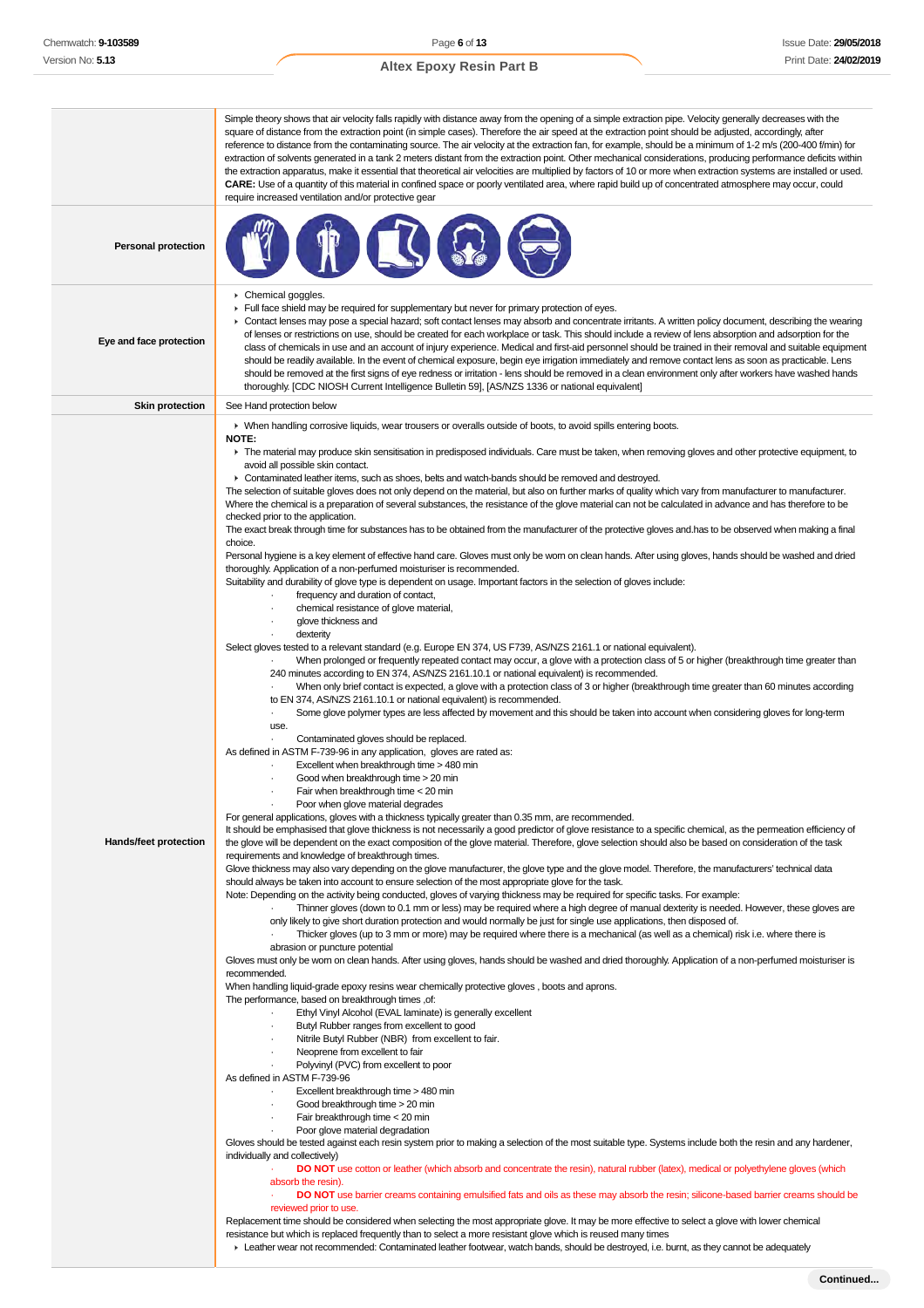| | |
|---|---|
| | Simple theory shows that air velocity falls rapidly with distance away from the opening of a simple extraction pipe. Velocity generally decreases with the square of distance from the extraction point (in simple cases). Therefore the air speed at the extraction point should be adjusted, accordingly, after reference to distance from the contaminating source. The air velocity at the extraction fan, for example, should be a minimum of 1-2 m/s (200-400 f/min) for extraction of solvents generated in a tank 2 meters distant from the extraction point. Other mechanical considerations, producing performance deficits within the extraction apparatus, make it essential that theoretical air velocities are multiplied by factors of 10 or more when extraction systems are installed or used. **CARE:** Use of a quantity of this material in confined space or poorly ventilated area, where rapid build up of concentrated atmosphere may occur, could require increased ventilation and/or protective gear |
| **Personal protection** | |
| **Eye and face protection** | ▸ Chemical goggles.<br>▸ Full face shield may be required for supplementary but never for primary protection of eyes.<br>▸ Contact lenses may pose a special hazard; soft contact lenses may absorb and concentrate irritants. A written policy document, describing the wearing of lenses or restrictions on use, should be created for each workplace or task. This should include a review of lens absorption and adsorption for the class of chemicals in use and an account of injury experience. Medical and first-aid personnel should be trained in their removal and suitable equipment should be readily available. In the event of chemical exposure, begin eye irrigation immediately and remove contact lens as soon as practicable. Lens should be removed at the first signs of eye redness or irritation - lens should be removed in a clean environment only after workers have washed hands thoroughly. [CDC NIOSH Current Intelligence Bulletin 59], [AS/NZS 1336 or national equivalent] |
| **Skin protection** | See Hand protection below |
| **Hands/feet protection** | ▸ When handling corrosive liquids, wear trousers or overalls outside of boots, to avoid spills entering boots.<br>**NOTE:**<br>▸ The material may produce skin sensitisation in predisposed individuals. Care must be taken, when removing gloves and other protective equipment, to avoid all possible skin contact.<br>▸ Contaminated leather items, such as shoes, belts and watch-bands should be removed and destroyed.<br>The selection of suitable gloves does not only depend on the material, but also on further marks of quality which vary from manufacturer to manufacturer. Where the chemical is a preparation of several substances, the resistance of the glove material can not be calculated in advance and has therefore to be checked prior to the application.<br>The exact break through time for substances has to be obtained from the manufacturer of the protective gloves and.has to be observed when making a final choice.<br>Personal hygiene is a key element of effective hand care. Gloves must only be worn on clean hands. After using gloves, hands should be washed and dried thoroughly. Application of a non-perfumed moisturiser is recommended.<br>Suitability and durability of glove type is dependent on usage. Important factors in the selection of gloves include:<br>· frequency and duration of contact,<br>· chemical resistance of glove material,<br>· glove thickness and<br>· dexterity<br>Select gloves tested to a relevant standard (e.g. Europe EN 374, US F739, AS/NZS 2161.1 or national equivalent).<br>· When prolonged or frequently repeated contact may occur, a glove with a protection class of 5 or higher (breakthrough time greater than 240 minutes according to EN 374, AS/NZS 2161.10.1 or national equivalent) is recommended.<br>· When only brief contact is expected, a glove with a protection class of 3 or higher (breakthrough time greater than 60 minutes according to EN 374, AS/NZS 2161.10.1 or national equivalent) is recommended.<br>· Some glove polymer types are less affected by movement and this should be taken into account when considering gloves for long-term use.<br>· Contaminated gloves should be replaced.<br>As defined in ASTM F-739-96 in any application, gloves are rated as:<br>· Excellent when breakthrough time > 480 min<br>· Good when breakthrough time > 20 min<br>· Fair when breakthrough time < 20 min<br>· Poor when glove material degrades<br>For general applications, gloves with a thickness typically greater than 0.35 mm, are recommended.<br>It should be emphasised that glove thickness is not necessarily a good predictor of glove resistance to a specific chemical, as the permeation efficiency of the glove will be dependent on the exact composition of the glove material. Therefore, glove selection should also be based on consideration of the task requirements and knowledge of breakthrough times.<br>Glove thickness may also vary depending on the glove manufacturer, the glove type and the glove model. Therefore, the manufacturers' technical data should always be taken into account to ensure selection of the most appropriate glove for the task.<br>Note: Depending on the activity being conducted, gloves of varying thickness may be required for specific tasks. For example:<br>· Thinner gloves (down to 0.1 mm or less) may be required where a high degree of manual dexterity is needed. However, these gloves are only likely to give short duration protection and would normally be just for single use applications, then disposed of.<br>· Thicker gloves (up to 3 mm or more) may be required where there is a mechanical (as well as a chemical) risk i.e. where there is abrasion or puncture potential<br>Gloves must only be worn on clean hands. After using gloves, hands should be washed and dried thoroughly. Application of a non-perfumed moisturiser is recommended.<br>When handling liquid-grade epoxy resins wear chemically protective gloves , boots and aprons.<br>The performance, based on breakthrough times ,of:<br>· Ethyl Vinyl Alcohol (EVAL laminate) is generally excellent<br>· Butyl Rubber ranges from excellent to good<br>· Nitrile Butyl Rubber (NBR) from excellent to fair.<br>· Neoprene from excellent to fair<br>· Polyvinyl (PVC) from excellent to poor<br>As defined in ASTM F-739-96<br>· Excellent breakthrough time > 480 min<br>· Good breakthrough time > 20 min<br>· Fair breakthrough time < 20 min<br>· Poor glove material degradation<br>Gloves should be tested against each resin system prior to making a selection of the most suitable type. Systems include both the resin and any hardener, individually and collectively)<br>· **DO NOT** use cotton or leather (which absorb and concentrate the resin), natural rubber (latex), medical or polyethylene gloves (which absorb the resin).<br>· **DO NOT** use barrier creams containing emulsified fats and oils as these may absorb the resin; silicone-based barrier creams should be reviewed prior to use.<br>Replacement time should be considered when selecting the most appropriate glove. It may be more effective to select a glove with lower chemical resistance but which is replaced frequently than to select a more resistant glove which is reused many times<br>▸ Leather wear not recommended: Contaminated leather footwear, watch bands, should be destroyed, i.e. burnt, as they cannot be adequately |

**Continued...**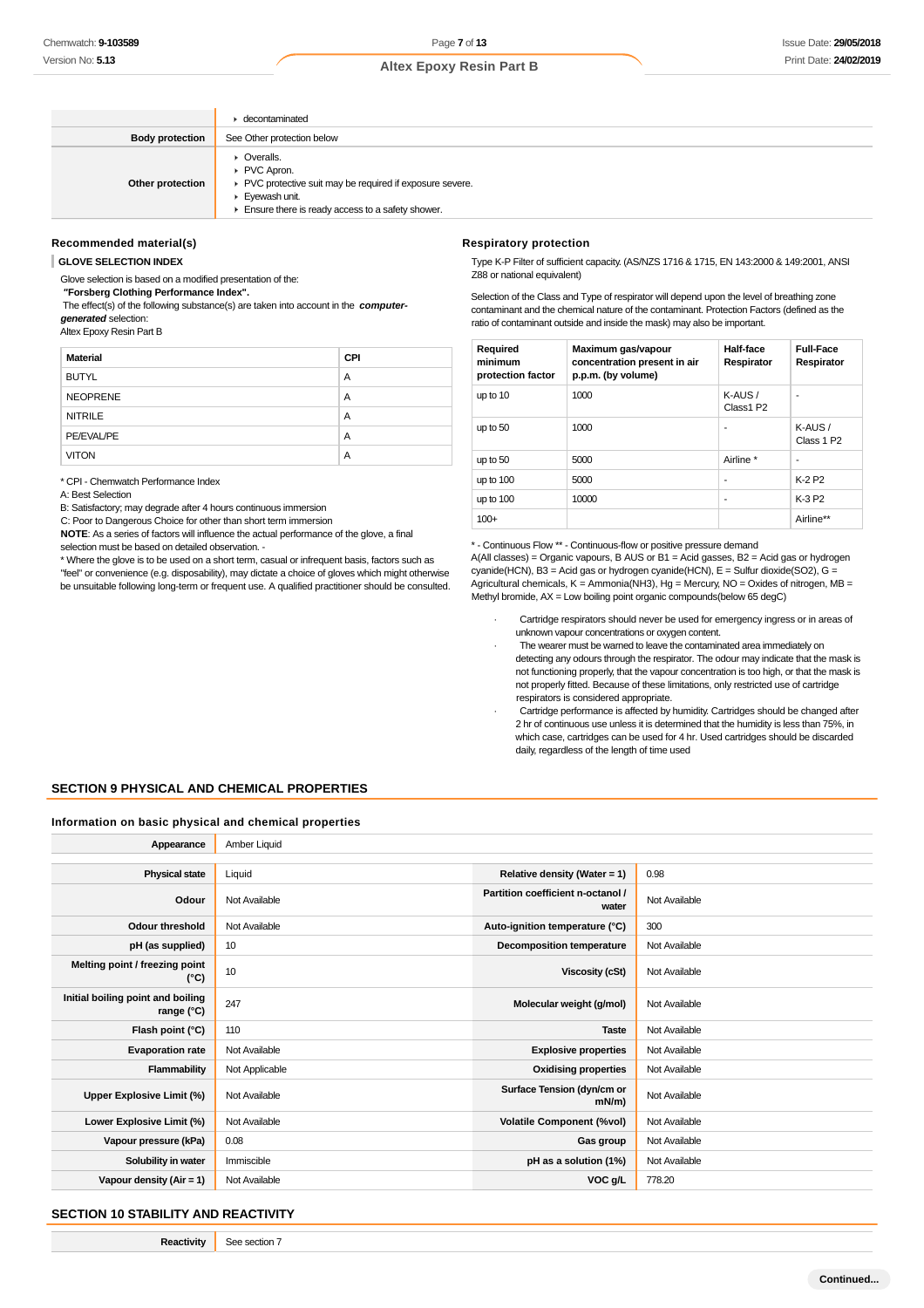| | |
|---|---|
| | ‣ decontaminated |
| **Body protection** | See Other protection below |
| **Other protection** | ‣ Overalls.<br>‣ PVC Apron.<br>‣ PVC protective suit may be required if exposure severe.<br>‣ Eyewash unit.<br>‣ Ensure there is ready access to a safety shower. |

### Recommended material(s)

**GLOVE SELECTION INDEX**

Glove selection is based on a modified presentation of the:
**"Forsberg Clothing Performance Index".**
The effect(s) of the following substance(s) are taken into account in the ***computer-generated*** selection:
Altex Epoxy Resin Part B

| Material | CPI |
|---|---|
| BUTYL | A |
| NEOPRENE | A |
| NITRILE | A |
| PE/EVAL/PE | A |
| VITON | A |

* CPI - Chemwatch Performance Index
A: Best Selection
B: Satisfactory; may degrade after 4 hours continuous immersion
C: Poor to Dangerous Choice for other than short term immersion
**NOTE**: As a series of factors will influence the actual performance of the glove, a final selection must be based on detailed observation. -
* Where the glove is to be used on a short term, casual or infrequent basis, factors such as "feel" or convenience (e.g. disposability), may dictate a choice of gloves which might otherwise be unsuitable following long-term or frequent use. A qualified practitioner should be consulted.

### Respiratory protection

Type K-P Filter of sufficient capacity. (AS/NZS 1716 & 1715, EN 143:2000 & 149:2001, ANSI Z88 or national equivalent)

Selection of the Class and Type of respirator will depend upon the level of breathing zone contaminant and the chemical nature of the contaminant. Protection Factors (defined as the ratio of contaminant outside and inside the mask) may also be important.

| Required minimum protection factor | Maximum gas/vapour concentration present in air p.p.m. (by volume) | Half-face Respirator | Full-Face Respirator |
|---|---|---|---|
| up to 10 | 1000 | K-AUS / Class1 P2 | - |
| up to 50 | 1000 | - | K-AUS / Class 1 P2 |
| up to 50 | 5000 | Airline * | - |
| up to 100 | 5000 | - | K-2 P2 |
| up to 100 | 10000 | - | K-3 P2 |
| 100+ | | | Airline** |

* - Continuous Flow ** - Continuous-flow or positive pressure demand
A(All classes) = Organic vapours, B AUS or B1 = Acid gasses, B2 = Acid gas or hydrogen cyanide(HCN), B3 = Acid gas or hydrogen cyanide(HCN), E = Sulfur dioxide(SO2), G = Agricultural chemicals, K = Ammonia(NH3), Hg = Mercury, NO = Oxides of nitrogen, MB = Methyl bromide, AX = Low boiling point organic compounds(below 65 degC)

- Cartridge respirators should never be used for emergency ingress or in areas of unknown vapour concentrations or oxygen content.
- The wearer must be warned to leave the contaminated area immediately on detecting any odours through the respirator. The odour may indicate that the mask is not functioning properly, that the vapour concentration is too high, or that the mask is not properly fitted. Because of these limitations, only restricted use of cartridge respirators is considered appropriate.
- Cartridge performance is affected by humidity. Cartridges should be changed after 2 hr of continuous use unless it is determined that the humidity is less than 75%, in which case, cartridges can be used for 4 hr. Used cartridges should be discarded daily, regardless of the length of time used

## SECTION 9 PHYSICAL AND CHEMICAL PROPERTIES

### Information on basic physical and chemical properties

| | | | |
|---|---|---|---|
| **Appearance** | Amber Liquid | | |
| **Physical state** | Liquid | **Relative density (Water = 1)** | 0.98 |
| **Odour** | Not Available | **Partition coefficient n-octanol / water** | Not Available |
| **Odour threshold** | Not Available | **Auto-ignition temperature (°C)** | 300 |
| **pH (as supplied)** | 10 | **Decomposition temperature** | Not Available |
| **Melting point / freezing point (°C)** | 10 | **Viscosity (cSt)** | Not Available |
| **Initial boiling point and boiling range (°C)** | 247 | **Molecular weight (g/mol)** | Not Available |
| **Flash point (°C)** | 110 | **Taste** | Not Available |
| **Evaporation rate** | Not Available | **Explosive properties** | Not Available |
| **Flammability** | Not Applicable | **Oxidising properties** | Not Available |
| **Upper Explosive Limit (%)** | Not Available | **Surface Tension (dyn/cm or mN/m)** | Not Available |
| **Lower Explosive Limit (%)** | Not Available | **Volatile Component (%vol)** | Not Available |
| **Vapour pressure (kPa)** | 0.08 | **Gas group** | Not Available |
| **Solubility in water** | Immiscible | **pH as a solution (1%)** | Not Available |
| **Vapour density (Air = 1)** | Not Available | **VOC g/L** | 778.20 |

## SECTION 10 STABILITY AND REACTIVITY

| | |
|---|---|
| **Reactivity** | See section 7 |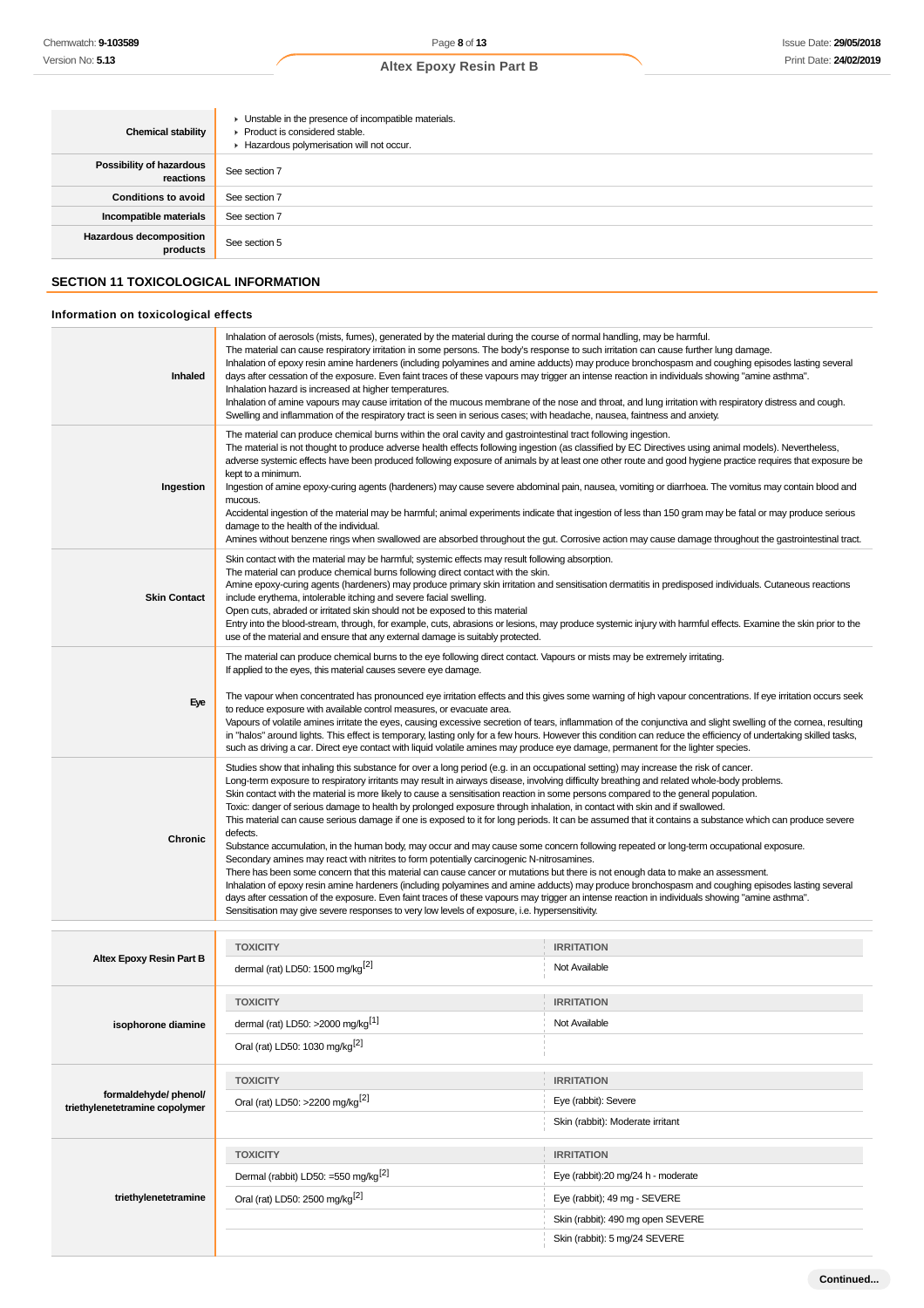| | |
|---|---|
| **Chemical stability** | ▸ Unstable in the presence of incompatible materials.<br>▸ Product is considered stable.<br>▸ Hazardous polymerisation will not occur. |
| **Possibility of hazardous reactions** | See section 7 |
| **Conditions to avoid** | See section 7 |
| **Incompatible materials** | See section 7 |
| **Hazardous decomposition products** | See section 5 |

## SECTION 11 TOXICOLOGICAL INFORMATION

### Information on toxicological effects

| | |
|---|---|
| **Inhaled** | Inhalation of aerosols (mists, fumes), generated by the material during the course of normal handling, may be harmful.<br>The material can cause respiratory irritation in some persons. The body's response to such irritation can cause further lung damage.<br>Inhalation of epoxy resin amine hardeners (including polyamines and amine adducts) may produce bronchospasm and coughing episodes lasting several days after cessation of the exposure. Even faint traces of these vapours may trigger an intense reaction in individuals showing "amine asthma".<br>Inhalation hazard is increased at higher temperatures.<br>Inhalation of amine vapours may cause irritation of the mucous membrane of the nose and throat, and lung irritation with respiratory distress and cough. Swelling and inflammation of the respiratory tract is seen in serious cases; with headache, nausea, faintness and anxiety. |
| **Ingestion** | The material can produce chemical burns within the oral cavity and gastrointestinal tract following ingestion.<br>The material is not thought to produce adverse health effects following ingestion (as classified by EC Directives using animal models). Nevertheless, adverse systemic effects have been produced following exposure of animals by at least one other route and good hygiene practice requires that exposure be kept to a minimum.<br>Ingestion of amine epoxy-curing agents (hardeners) may cause severe abdominal pain, nausea, vomiting or diarrhoea. The vomitus may contain blood and mucous.<br>Accidental ingestion of the material may be harmful; animal experiments indicate that ingestion of less than 150 gram may be fatal or may produce serious damage to the health of the individual.<br>Amines without benzene rings when swallowed are absorbed throughout the gut. Corrosive action may cause damage throughout the gastrointestinal tract. |
| **Skin Contact** | Skin contact with the material may be harmful; systemic effects may result following absorption.<br>The material can produce chemical burns following direct contact with the skin.<br>Amine epoxy-curing agents (hardeners) may produce primary skin irritation and sensitisation dermatitis in predisposed individuals. Cutaneous reactions include erythema, intolerable itching and severe facial swelling.<br>Open cuts, abraded or irritated skin should not be exposed to this material<br>Entry into the blood-stream, through, for example, cuts, abrasions or lesions, may produce systemic injury with harmful effects. Examine the skin prior to the use of the material and ensure that any external damage is suitably protected. |
| **Eye** | The material can produce chemical burns to the eye following direct contact. Vapours or mists may be extremely irritating.<br>If applied to the eyes, this material causes severe eye damage.<br><br>The vapour when concentrated has pronounced eye irritation effects and this gives some warning of high vapour concentrations. If eye irritation occurs seek to reduce exposure with available control measures, or evacuate area.<br>Vapours of volatile amines irritate the eyes, causing excessive secretion of tears, inflammation of the conjunctiva and slight swelling of the cornea, resulting in "halos" around lights. This effect is temporary, lasting only for a few hours. However this condition can reduce the efficiency of undertaking skilled tasks, such as driving a car. Direct eye contact with liquid volatile amines may produce eye damage, permanent for the lighter species. |
| **Chronic** | Studies show that inhaling this substance for over a long period (e.g. in an occupational setting) may increase the risk of cancer.<br>Long-term exposure to respiratory irritants may result in airways disease, involving difficulty breathing and related whole-body problems.<br>Skin contact with the material is more likely to cause a sensitisation reaction in some persons compared to the general population.<br>Toxic: danger of serious damage to health by prolonged exposure through inhalation, in contact with skin and if swallowed.<br>This material can cause serious damage if one is exposed to it for long periods. It can be assumed that it contains a substance which can produce severe defects.<br>Substance accumulation, in the human body, may occur and may cause some concern following repeated or long-term occupational exposure.<br>Secondary amines may react with nitrites to form potentially carcinogenic N-nitrosamines.<br>There has been some concern that this material can cause cancer or mutations but there is not enough data to make an assessment.<br>Inhalation of epoxy resin amine hardeners (including polyamines and amine adducts) may produce bronchospasm and coughing episodes lasting several days after cessation of the exposure. Even faint traces of these vapours may trigger an intense reaction in individuals showing "amine asthma".<br>Sensitisation may give severe responses to very low levels of exposure, i.e. hypersensitivity. |

| | TOXICITY | IRRITATION |
|---|---|---|
| **Altex Epoxy Resin Part B** | dermal (rat) LD50: 1500 mg/kg[2] | Not Available |

| | TOXICITY | IRRITATION |
|---|---|---|
| **isophorone diamine** | dermal (rat) LD50: >2000 mg/kg[1] | Not Available |
| | Oral (rat) LD50: 1030 mg/kg[2] | |

| | TOXICITY | IRRITATION |
|---|---|---|
| **formaldehyde/ phenol/ triethylenetetramine copolymer** | Oral (rat) LD50: >2200 mg/kg[2] | Eye (rabbit): Severe |
| | | Skin (rabbit): Moderate irritant |

| | TOXICITY | IRRITATION |
|---|---|---|
| **triethylenetetramine** | Dermal (rabbit) LD50: =550 mg/kg[2] | Eye (rabbit):20 mg/24 h - moderate |
| | Oral (rat) LD50: 2500 mg/kg[2] | Eye (rabbit); 49 mg - SEVERE |
| | | Skin (rabbit): 490 mg open SEVERE |
| | | Skin (rabbit): 5 mg/24 SEVERE |

Continued...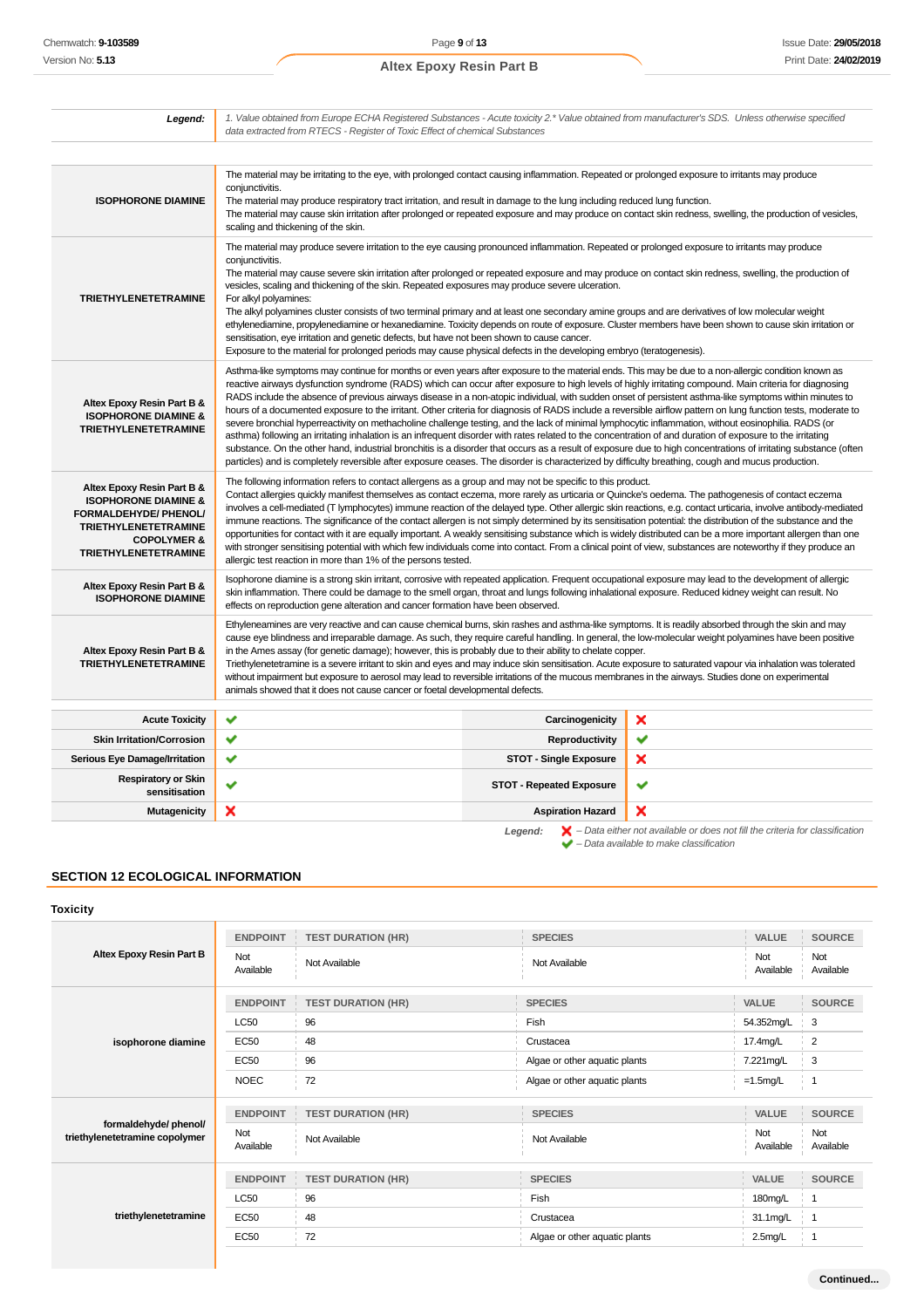| | |
|---|---|
| ***Legend:*** | *1. Value obtained from Europe ECHA Registered Substances - Acute toxicity 2.\* Value obtained from manufacturer's SDS. Unless otherwise specified data extracted from RTECS - Register of Toxic Effect of chemical Substances* |

| | |
|---|---|
| **ISOPHORONE DIAMINE** | The material may be irritating to the eye, with prolonged contact causing inflammation. Repeated or prolonged exposure to irritants may produce conjunctivitis.<br>The material may produce respiratory tract irritation, and result in damage to the lung including reduced lung function.<br>The material may cause skin irritation after prolonged or repeated exposure and may produce on contact skin redness, swelling, the production of vesicles, scaling and thickening of the skin. |
| **TRIETHYLENETETRAMINE** | The material may produce severe irritation to the eye causing pronounced inflammation. Repeated or prolonged exposure to irritants may produce conjunctivitis.<br>The material may cause severe skin irritation after prolonged or repeated exposure and may produce on contact skin redness, swelling, the production of vesicles, scaling and thickening of the skin. Repeated exposures may produce severe ulceration.<br>For alkyl polyamines:<br>The alkyl polyamines cluster consists of two terminal primary and at least one secondary amine groups and are derivatives of low molecular weight ethylenediamine, propylenediamine or hexanediamine. Toxicity depends on route of exposure. Cluster members have been shown to cause skin irritation or sensitisation, eye irritation and genetic defects, but have not been shown to cause cancer.<br>Exposure to the material for prolonged periods may cause physical defects in the developing embryo (teratogenesis). |
| **Altex Epoxy Resin Part B & ISOPHORONE DIAMINE & TRIETHYLENETETRAMINE** | Asthma-like symptoms may continue for months or even years after exposure to the material ends. This may be due to a non-allergic condition known as reactive airways dysfunction syndrome (RADS) which can occur after exposure to high levels of highly irritating compound. Main criteria for diagnosing RADS include the absence of previous airways disease in a non-atopic individual, with sudden onset of persistent asthma-like symptoms within minutes to hours of a documented exposure to the irritant. Other criteria for diagnosis of RADS include a reversible airflow pattern on lung function tests, moderate to severe bronchial hyperreactivity on methacholine challenge testing, and the lack of minimal lymphocytic inflammation, without eosinophilia. RADS (or asthma) following an irritating inhalation is an infrequent disorder with rates related to the concentration of and duration of exposure to the irritating substance. On the other hand, industrial bronchitis is a disorder that occurs as a result of exposure due to high concentrations of irritating substance (often particles) and is completely reversible after exposure ceases. The disorder is characterized by difficulty breathing, cough and mucus production. |
| **Altex Epoxy Resin Part B & ISOPHORONE DIAMINE & FORMALDEHYDE/ PHENOL/ TRIETHYLENETETRAMINE COPOLYMER & TRIETHYLENETETRAMINE** | The following information refers to contact allergens as a group and may not be specific to this product.<br>Contact allergies quickly manifest themselves as contact eczema, more rarely as urticaria or Quincke's oedema. The pathogenesis of contact eczema involves a cell-mediated (T lymphocytes) immune reaction of the delayed type. Other allergic skin reactions, e.g. contact urticaria, involve antibody-mediated immune reactions. The significance of the contact allergen is not simply determined by its sensitisation potential: the distribution of the substance and the opportunities for contact with it are equally important. A weakly sensitising substance which is widely distributed can be a more important allergen than one with stronger sensitising potential with which few individuals come into contact. From a clinical point of view, substances are noteworthy if they produce an allergic test reaction in more than 1% of the persons tested. |
| **Altex Epoxy Resin Part B & ISOPHORONE DIAMINE** | Isophorone diamine is a strong skin irritant, corrosive with repeated application. Frequent occupational exposure may lead to the development of allergic skin inflammation. There could be damage to the smell organ, throat and lungs following inhalational exposure. Reduced kidney weight can result. No effects on reproduction gene alteration and cancer formation have been observed. |
| **Altex Epoxy Resin Part B & TRIETHYLENETETRAMINE** | Ethyleneamines are very reactive and can cause chemical burns, skin rashes and asthma-like symptoms. It is readily absorbed through the skin and may cause eye blindness and irreparable damage. As such, they require careful handling. In general, the low-molecular weight polyamines have been positive in the Ames assay (for genetic damage); however, this is probably due to their ability to chelate copper.<br>Triethylenetetramine is a severe irritant to skin and eyes and may induce skin sensitisation. Acute exposure to saturated vapour via inhalation was tolerated without impairment but exposure to aerosol may lead to reversible irritations of the mucous membranes in the airways. Studies done on experimental animals showed that it does not cause cancer or foetal developmental defects. |

| | | | |
|---|---|---|---|
| **Acute Toxicity** | ✔ | **Carcinogenicity** | ✘ |
| **Skin Irritation/Corrosion** | ✔ | **Reproductivity** | ✔ |
| **Serious Eye Damage/Irritation** | ✔ | **STOT - Single Exposure** | ✘ |
| **Respiratory or Skin sensitisation** | ✔ | **STOT - Repeated Exposure** | ✔ |
| **Mutagenicity** | ✘ | **Aspiration Hazard** | ✘ |

***Legend:*** ✘ *– Data either not available or does not fill the criteria for classification*
✔ *– Data available to make classification*

## SECTION 12 ECOLOGICAL INFORMATION

### Toxicity

| | ENDPOINT | TEST DURATION (HR) | SPECIES | VALUE | SOURCE |
|---|---|---|---|---|---|
| **Altex Epoxy Resin Part B** | Not Available | Not Available | Not Available | Not Available | Not Available |

| | ENDPOINT | TEST DURATION (HR) | SPECIES | VALUE | SOURCE |
|---|---|---|---|---|---|
| **isophorone diamine** | LC50 | 96 | Fish | 54.352mg/L | 3 |
| | EC50 | 48 | Crustacea | 17.4mg/L | 2 |
| | EC50 | 96 | Algae or other aquatic plants | 7.221mg/L | 3 |
| | NOEC | 72 | Algae or other aquatic plants | =1.5mg/L | 1 |

| | ENDPOINT | TEST DURATION (HR) | SPECIES | VALUE | SOURCE |
|---|---|---|---|---|---|
| **formaldehyde/ phenol/ triethylenetetramine copolymer** | Not Available | Not Available | Not Available | Not Available | Not Available |

| | ENDPOINT | TEST DURATION (HR) | SPECIES | VALUE | SOURCE |
|---|---|---|---|---|---|
| **triethylenetetramine** | LC50 | 96 | Fish | 180mg/L | 1 |
| | EC50 | 48 | Crustacea | 31.1mg/L | 1 |
| | EC50 | 72 | Algae or other aquatic plants | 2.5mg/L | 1 |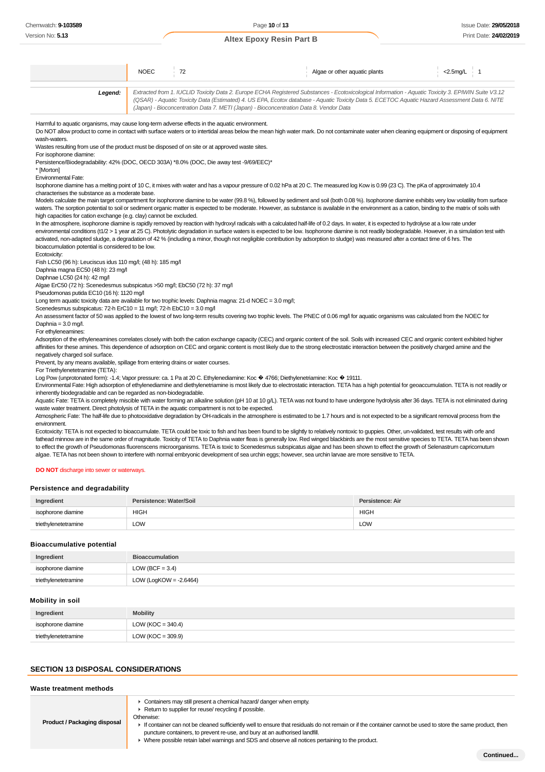| | NOEC | 72 | Algae or other aquatic plants | <2.5mg/L | 1 |
|---|---|---|---|---|---|

| | |
|---|---|
| **Legend:** | *Extracted from 1. IUCLID Toxicity Data 2. Europe ECHA Registered Substances - Ecotoxicological Information - Aquatic Toxicity 3. EPIWIN Suite V3.12 (QSAR) - Aquatic Toxicity Data (Estimated) 4. US EPA, Ecotox database - Aquatic Toxicity Data 5. ECETOC Aquatic Hazard Assessment Data 6. NITE (Japan) - Bioconcentration Data 7. METI (Japan) - Bioconcentration Data 8. Vendor Data* |

Harmful to aquatic organisms, may cause long-term adverse effects in the aquatic environment.
Do NOT allow product to come in contact with surface waters or to intertidal areas below the mean high water mark. Do not contaminate water when cleaning equipment or disposing of equipment wash-waters.
Wastes resulting from use of the product must be disposed of on site or at approved waste sites.
For isophorone diamine:
Persistence/Biodegradability: 42% (DOC, OECD 303A) *8.0% (DOC, Die away test -9/69/EEC)*
* [Morton]
Environmental Fate:
Isophorone diamine has a melting point of 10 C, it mixes with water and has a vapour pressure of 0.02 hPa at 20 C. The measured log Kow is 0.99 (23 C). The pKa of approximately 10.4 characterises the substance as a moderate base.
Models calculate the main target compartment for isophorone diamine to be water (99.8 %), followed by sediment and soil (both 0.08 %). Isophorone diamine exhibits very low volatility from surface waters. The sorption potential to soil or sediment organic matter is expected to be moderate. However, as substance is available in the environment as a cation, binding to the matrix of soils with high capacities for cation exchange (e.g. clay) cannot be excluded.
In the atmosphere, isophorone diamine is rapidly removed by reaction with hydroxyl radicals with a calculated half-life of 0.2 days. In water, it is expected to hydrolyse at a low rate under environmental conditions (t1/2 > 1 year at 25 C). Photolytic degradation in surface waters is expected to be low. Isophorone diamine is not readily biodegradable. However, in a simulation test with activated, non-adapted sludge, a degradation of 42 % (including a minor, though not negligible contribution by adsorption to sludge) was measured after a contact time of 6 hrs. The bioaccumulation potential is considered to be low.
Ecotoxicity:
Fish LC50 (96 h): Leuciscus idus 110 mg/l; (48 h): 185 mg/l
Daphnia magna EC50 (48 h): 23 mg/l
Daphnae LC50 (24 h): 42 mg/l
Algae ErC50 (72 h): Scenedesmus subspicatus >50 mg/l; EbC50 (72 h): 37 mg/l
Pseudomonas putida EC10 (16 h): 1120 mg/l
Long term aquatic toxicity data are available for two trophic levels: Daphnia magna: 21-d NOEC = 3.0 mg/l;
Scenedesmus subspicatus: 72-h ErC10 = 11 mg/l; 72-h EbC10 = 3.0 mg/l
An assessment factor of 50 was applied to the lowest of two long-term results covering two trophic levels. The PNEC of 0.06 mg/l for aquatic organisms was calculated from the NOEC for Daphnia = 3.0 mg/l.
For ethyleneamines:
Adsorption of the ethyleneamines correlates closely with both the cation exchange capacity (CEC) and organic content of the soil. Soils with increased CEC and organic content exhibited higher affinities for these amines. This dependence of adsorption on CEC and organic content is most likely due to the strong electrostatic interaction between the positively charged amine and the negatively charged soil surface.
Prevent, by any means available, spillage from entering drains or water courses.
For Triethylenetetramine (TETA):
Log Pow (unprotonated form): -1.4; Vapor pressure: ca. 1 Pa at 20 C. Ethylenediamine: Koc � 4766; Diethylenetriamine: Koc � 19111.
Environmental Fate: High adsorption of ethylenediamine and diethylenetriamine is most likely due to electrostatic interaction. TETA has a high potential for geoaccumulation. TETA is not readily or inherently biodegradable and can be regarded as non-biodegradable.
Aquatic Fate: TETA is completely miscible with water forming an alkaline solution (pH 10 at 10 g/L). TETA was not found to have undergone hydrolysis after 36 days. TETA is not eliminated during waste water treatment. Direct photolysis of TETA in the aquatic compartment is not to be expected.
Atmospheric Fate: The half-life due to photooxidative degradation by OH-radicals in the atmosphere is estimated to be 1.7 hours and is not expected to be a significant removal process from the environment.
Ecotoxicity: TETA is not expected to bioaccumulate. TETA could be toxic to fish and has been found to be slightly to relatively nontoxic to guppies. Other, un-validated, test results with orfe and fathead minnow are in the same order of magnitude. Toxicity of TETA to Daphnia water fleas is generally low. Red winged blackbirds are the most sensitive species to TETA. TETA has been shown to effect the growth of Pseudomonas fluorescens microorganisms. TETA is toxic to Scenedesmus subspicatus algae and has been shown to effect the growth of Selenastrum capricornutum algae. TETA has not been shown to interfere with normal embryonic development of sea urchin eggs; however, sea urchin larvae are more sensitive to TETA.

**DO NOT** discharge into sewer or waterways.

### Persistence and degradability

| Ingredient | Persistence: Water/Soil | Persistence: Air |
|---|---|---|
| isophorone diamine | HIGH | HIGH |
| triethylenetetramine | LOW | LOW |

### Bioaccumulative potential

| Ingredient | Bioaccumulation |
|---|---|
| isophorone diamine | LOW (BCF = 3.4) |
| triethylenetetramine | LOW (LogKOW = -2.6464) |

### Mobility in soil

| Ingredient | Mobility |
|---|---|
| isophorone diamine | LOW (KOC = 340.4) |
| triethylenetetramine | LOW (KOC = 309.9) |

## SECTION 13 DISPOSAL CONSIDERATIONS

### Waste treatment methods

| | |
|---|---|
| **Product / Packaging disposal** | ▸ Containers may still present a chemical hazard/ danger when empty.<br>▸ Return to supplier for reuse/ recycling if possible.<br>Otherwise:<br>▸ If container can not be cleaned sufficiently well to ensure that residuals do not remain or if the container cannot be used to store the same product, then puncture containers, to prevent re-use, and bury at an authorised landfill.<br>▸ Where possible retain label warnings and SDS and observe all notices pertaining to the product. |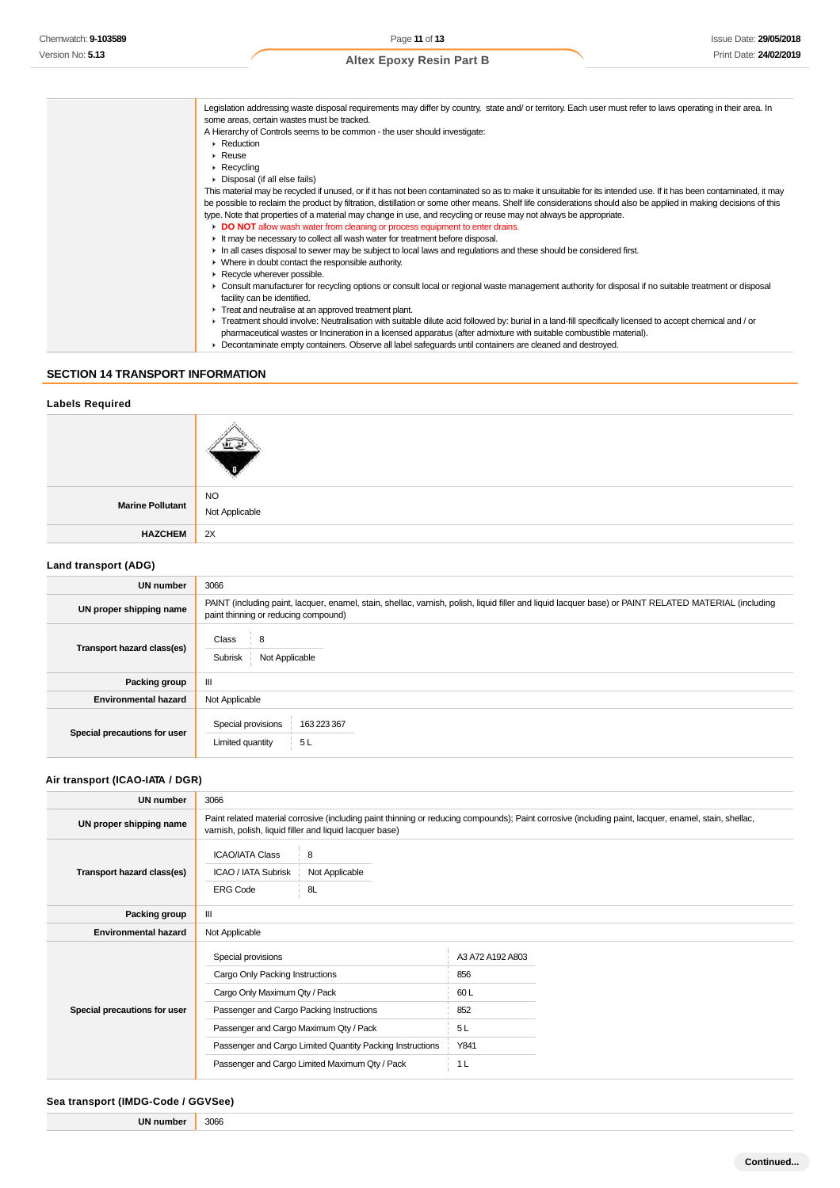| | |
|---|---|
| | Legislation addressing waste disposal requirements may differ by country, state and/ or territory. Each user must refer to laws operating in their area. In some areas, certain wastes must be tracked.<br>A Hierarchy of Controls seems to be common - the user should investigate:<br>▸ Reduction<br>▸ Reuse<br>▸ Recycling<br>▸ Disposal (if all else fails)<br>This material may be recycled if unused, or if it has not been contaminated so as to make it unsuitable for its intended use. If it has been contaminated, it may be possible to reclaim the product by filtration, distillation or some other means. Shelf life considerations should also be applied in making decisions of this type. Note that properties of a material may change in use, and recycling or reuse may not always be appropriate.<br>▸ **DO NOT** allow wash water from cleaning or process equipment to enter drains.<br>▸ It may be necessary to collect all wash water for treatment before disposal.<br>▸ In all cases disposal to sewer may be subject to local laws and regulations and these should be considered first.<br>▸ Where in doubt contact the responsible authority.<br>▸ Recycle wherever possible.<br>▸ Consult manufacturer for recycling options or consult local or regional waste management authority for disposal if no suitable treatment or disposal facility can be identified.<br>▸ Treat and neutralise at an approved treatment plant.<br>▸ Treatment should involve: Neutralisation with suitable dilute acid followed by: burial in a land-fill specifically licensed to accept chemical and / or pharmaceutical wastes or Incineration in a licensed apparatus (after admixture with suitable combustible material).<br>▸ Decontaminate empty containers. Observe all label safeguards until containers are cleaned and destroyed. |

## SECTION 14 TRANSPORT INFORMATION

### Labels Required

| | |
|---|---|
| | |
| **Marine Pollutant** | NO<br>Not Applicable |
| **HAZCHEM** | 2X |

### Land transport (ADG)

| | |
|---|---|
| **UN number** | 3066 |
| **UN proper shipping name** | PAINT (including paint, lacquer, enamel, stain, shellac, varnish, polish, liquid filler and liquid lacquer base) or PAINT RELATED MATERIAL (including paint thinning or reducing compound) |
| **Transport hazard class(es)** | Class: 8<br>Subrisk: Not Applicable |
| **Packing group** | III |
| **Environmental hazard** | Not Applicable |
| **Special precautions for user** | Special provisions: 163 223 367<br>Limited quantity: 5 L |

### Air transport (ICAO-IATA / DGR)

| | |
|---|---|
| **UN number** | 3066 |
| **UN proper shipping name** | Paint related material corrosive (including paint thinning or reducing compounds); Paint corrosive (including paint, lacquer, enamel, stain, shellac, varnish, polish, liquid filler and liquid lacquer base) |
| **Transport hazard class(es)** | ICAO/IATA Class: 8<br>ICAO / IATA Subrisk: Not Applicable<br>ERG Code: 8L |
| **Packing group** | III |
| **Environmental hazard** | Not Applicable |
| **Special precautions for user** | Special provisions: A3 A72 A192 A803<br>Cargo Only Packing Instructions: 856<br>Cargo Only Maximum Qty / Pack: 60 L<br>Passenger and Cargo Packing Instructions: 852<br>Passenger and Cargo Maximum Qty / Pack: 5 L<br>Passenger and Cargo Limited Quantity Packing Instructions: Y841<br>Passenger and Cargo Limited Maximum Qty / Pack: 1 L |

### Sea transport (IMDG-Code / GGVSee)

| | |
|---|---|
| **UN number** | 3066 |

Continued...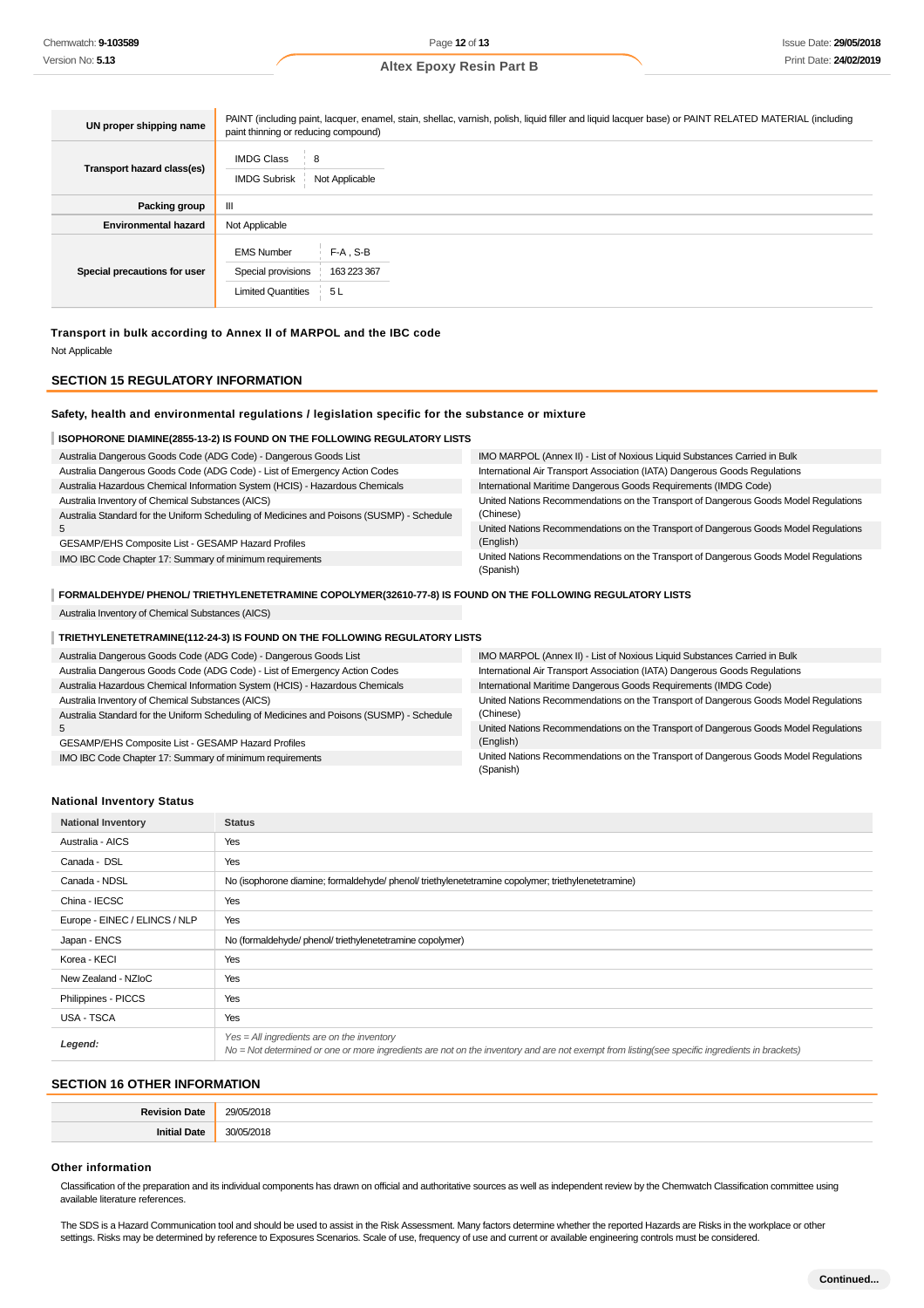| | |
|---|---|
| **UN proper shipping name** | PAINT (including paint, lacquer, enamel, stain, shellac, varnish, polish, liquid filler and liquid lacquer base) or PAINT RELATED MATERIAL (including paint thinning or reducing compound) |
| **Transport hazard class(es)** | IMDG Class: 8<br>IMDG Subrisk: Not Applicable |
| **Packing group** | III |
| **Environmental hazard** | Not Applicable |
| **Special precautions for user** | EMS Number: F-A , S-B<br>Special provisions: 163 223 367<br>Limited Quantities: 5 L |

**Transport in bulk according to Annex II of MARPOL and the IBC code**

Not Applicable

## SECTION 15 REGULATORY INFORMATION

**Safety, health and environmental regulations / legislation specific for the substance or mixture**

**ISOPHORONE DIAMINE(2855-13-2) IS FOUND ON THE FOLLOWING REGULATORY LISTS**

- Australia Dangerous Goods Code (ADG Code) - Dangerous Goods List
- Australia Dangerous Goods Code (ADG Code) - List of Emergency Action Codes
- Australia Hazardous Chemical Information System (HCIS) - Hazardous Chemicals
- Australia Inventory of Chemical Substances (AICS)
- Australia Standard for the Uniform Scheduling of Medicines and Poisons (SUSMP) - Schedule 5
- GESAMP/EHS Composite List - GESAMP Hazard Profiles
- IMO IBC Code Chapter 17: Summary of minimum requirements
- IMO MARPOL (Annex II) - List of Noxious Liquid Substances Carried in Bulk
- International Air Transport Association (IATA) Dangerous Goods Regulations
- International Maritime Dangerous Goods Requirements (IMDG Code)
- United Nations Recommendations on the Transport of Dangerous Goods Model Regulations (Chinese)
- United Nations Recommendations on the Transport of Dangerous Goods Model Regulations (English)
- United Nations Recommendations on the Transport of Dangerous Goods Model Regulations (Spanish)

**FORMALDEHYDE/ PHENOL/ TRIETHYLENETETRAMINE COPOLYMER(32610-77-8) IS FOUND ON THE FOLLOWING REGULATORY LISTS**

- Australia Inventory of Chemical Substances (AICS)

**TRIETHYLENETETRAMINE(112-24-3) IS FOUND ON THE FOLLOWING REGULATORY LISTS**

- Australia Dangerous Goods Code (ADG Code) - Dangerous Goods List
- Australia Dangerous Goods Code (ADG Code) - List of Emergency Action Codes
- Australia Hazardous Chemical Information System (HCIS) - Hazardous Chemicals
- Australia Inventory of Chemical Substances (AICS)
- Australia Standard for the Uniform Scheduling of Medicines and Poisons (SUSMP) - Schedule 5
- GESAMP/EHS Composite List - GESAMP Hazard Profiles
- IMO IBC Code Chapter 17: Summary of minimum requirements
- IMO MARPOL (Annex II) - List of Noxious Liquid Substances Carried in Bulk
- International Air Transport Association (IATA) Dangerous Goods Regulations
- International Maritime Dangerous Goods Requirements (IMDG Code)
- United Nations Recommendations on the Transport of Dangerous Goods Model Regulations (Chinese)
- United Nations Recommendations on the Transport of Dangerous Goods Model Regulations (English)
- United Nations Recommendations on the Transport of Dangerous Goods Model Regulations (Spanish)

**National Inventory Status**

| National Inventory | Status |
|---|---|
| Australia - AICS | Yes |
| Canada - DSL | Yes |
| Canada - NDSL | No (isophorone diamine; formaldehyde/ phenol/ triethylenetetramine copolymer; triethylenetetramine) |
| China - IECSC | Yes |
| Europe - EINEC / ELINCS / NLP | Yes |
| Japan - ENCS | No (formaldehyde/ phenol/ triethylenetetramine copolymer) |
| Korea - KECI | Yes |
| New Zealand - NZIoC | Yes |
| Philippines - PICCS | Yes |
| USA - TSCA | Yes |
| ***Legend:*** | *Yes = All ingredients are on the inventory*<br>*No = Not determined or one or more ingredients are not on the inventory and are not exempt from listing(see specific ingredients in brackets)* |

## SECTION 16 OTHER INFORMATION

| | |
|---|---|
| **Revision Date** | 29/05/2018 |
| **Initial Date** | 30/05/2018 |

**Other information**

Classification of the preparation and its individual components has drawn on official and authoritative sources as well as independent review by the Chemwatch Classification committee using available literature references.

The SDS is a Hazard Communication tool and should be used to assist in the Risk Assessment. Many factors determine whether the reported Hazards are Risks in the workplace or other settings. Risks may be determined by reference to Exposures Scenarios. Scale of use, frequency of use and current or available engineering controls must be considered.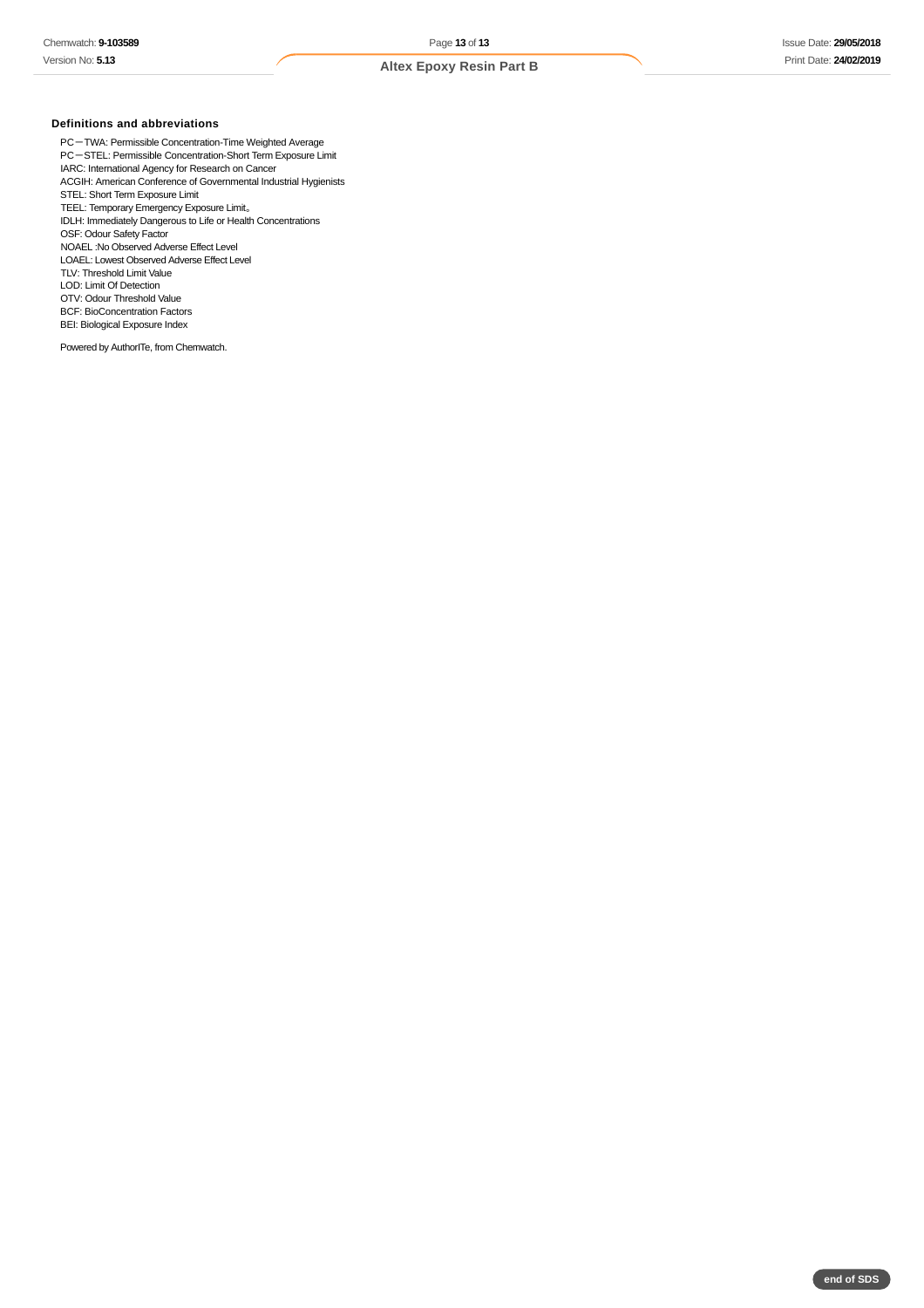### Definitions and abbreviations

PC－TWA: Permissible Concentration-Time Weighted Average
PC－STEL: Permissible Concentration-Short Term Exposure Limit
IARC: International Agency for Research on Cancer
ACGIH: American Conference of Governmental Industrial Hygienists
STEL: Short Term Exposure Limit
TEEL: Temporary Emergency Exposure Limit。
IDLH: Immediately Dangerous to Life or Health Concentrations
OSF: Odour Safety Factor
NOAEL :No Observed Adverse Effect Level
LOAEL: Lowest Observed Adverse Effect Level
TLV: Threshold Limit Value
LOD: Limit Of Detection
OTV: Odour Threshold Value
BCF: BioConcentration Factors
BEI: Biological Exposure Index

Powered by AuthorITe, from Chemwatch.

end of SDS